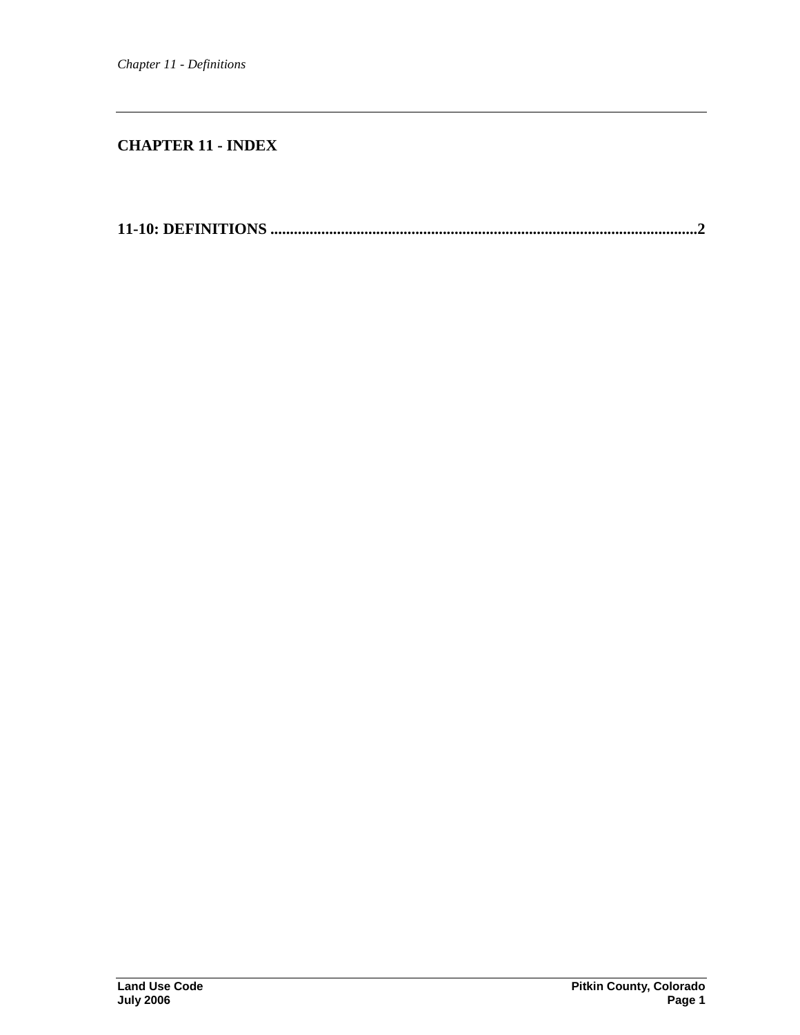## CHAPTER 11 - INDEX

**11-10: DEFINITIONS ..........................................................................................................2**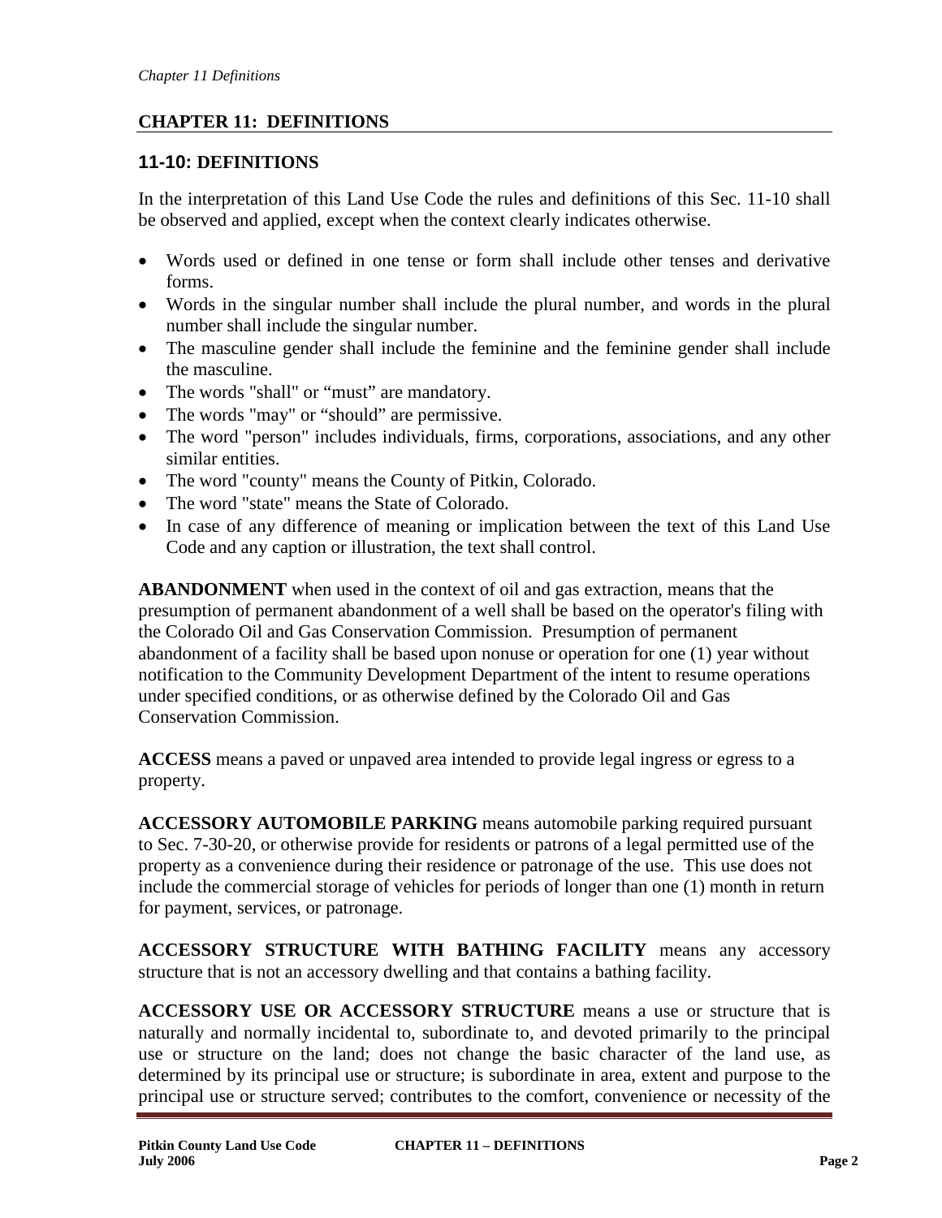## CHAPTER 11: DEFINITIONS

### 11-10: DEFINITIONS

In the interpretation of this Land Use Code the rules and definitions of this Sec. 11-10 shall be observed and applied, except when the context clearly indicates otherwise.

- Words used or defined in one tense or form shall include other tenses and derivative forms.
- Words in the singular number shall include the plural number, and words in the plural number shall include the singular number.
- The masculine gender shall include the feminine and the feminine gender shall include the masculine.
- The words "shall" or "must" are mandatory.
- The words "may" or "should" are permissive.
- The word "person" includes individuals, firms, corporations, associations, and any other similar entities.
- The word "county" means the County of Pitkin, Colorado.
- The word "state" means the State of Colorado.
- In case of any difference of meaning or implication between the text of this Land Use Code and any caption or illustration, the text shall control.

**ABANDONMENT** when used in the context of oil and gas extraction, means that the presumption of permanent abandonment of a well shall be based on the operator's filing with the Colorado Oil and Gas Conservation Commission. Presumption of permanent abandonment of a facility shall be based upon nonuse or operation for one (1) year without notification to the Community Development Department of the intent to resume operations under specified conditions, or as otherwise defined by the Colorado Oil and Gas Conservation Commission.

**ACCESS** means a paved or unpaved area intended to provide legal ingress or egress to a property.

**ACCESSORY AUTOMOBILE PARKING** means automobile parking required pursuant to Sec. 7-30-20, or otherwise provide for residents or patrons of a legal permitted use of the property as a convenience during their residence or patronage of the use. This use does not include the commercial storage of vehicles for periods of longer than one (1) month in return for payment, services, or patronage.

**ACCESSORY STRUCTURE WITH BATHING FACILITY** means any accessory structure that is not an accessory dwelling and that contains a bathing facility.

**ACCESSORY USE OR ACCESSORY STRUCTURE** means a use or structure that is naturally and normally incidental to, subordinate to, and devoted primarily to the principal use or structure on the land; does not change the basic character of the land use, as determined by its principal use or structure; is subordinate in area, extent and purpose to the principal use or structure served; contributes to the comfort, convenience or necessity of the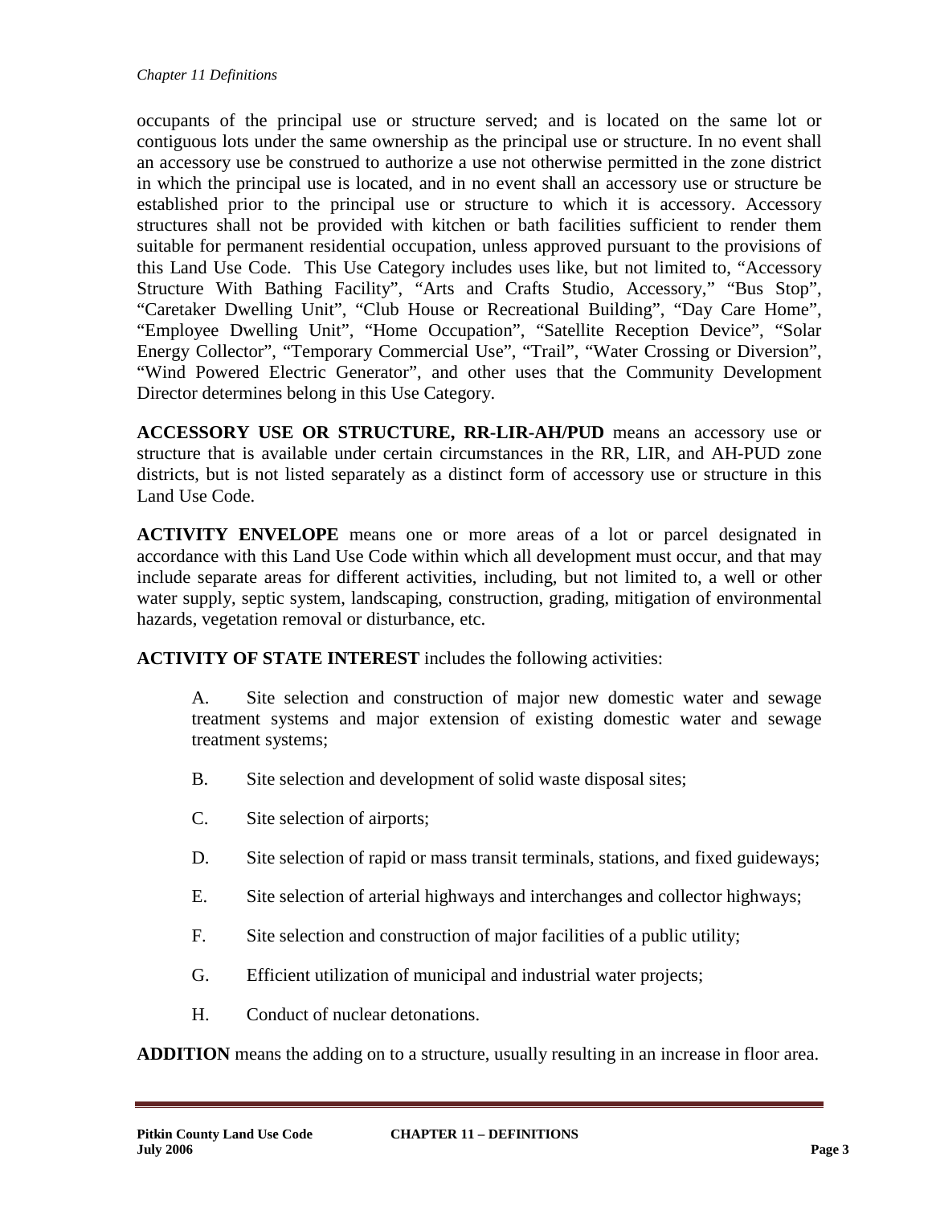occupants of the principal use or structure served; and is located on the same lot or contiguous lots under the same ownership as the principal use or structure. In no event shall an accessory use be construed to authorize a use not otherwise permitted in the zone district in which the principal use is located, and in no event shall an accessory use or structure be established prior to the principal use or structure to which it is accessory. Accessory structures shall not be provided with kitchen or bath facilities sufficient to render them suitable for permanent residential occupation, unless approved pursuant to the provisions of this Land Use Code. This Use Category includes uses like, but not limited to, "Accessory Structure With Bathing Facility", "Arts and Crafts Studio, Accessory," "Bus Stop", "Caretaker Dwelling Unit", "Club House or Recreational Building", "Day Care Home", "Employee Dwelling Unit", "Home Occupation", "Satellite Reception Device", "Solar Energy Collector", "Temporary Commercial Use", "Trail", "Water Crossing or Diversion", "Wind Powered Electric Generator", and other uses that the Community Development Director determines belong in this Use Category.

**ACCESSORY USE OR STRUCTURE, RR-LIR-AH/PUD** means an accessory use or structure that is available under certain circumstances in the RR, LIR, and AH-PUD zone districts, but is not listed separately as a distinct form of accessory use or structure in this Land Use Code.

**ACTIVITY ENVELOPE** means one or more areas of a lot or parcel designated in accordance with this Land Use Code within which all development must occur, and that may include separate areas for different activities, including, but not limited to, a well or other water supply, septic system, landscaping, construction, grading, mitigation of environmental hazards, vegetation removal or disturbance, etc.

**ACTIVITY OF STATE INTEREST** includes the following activities:

A. Site selection and construction of major new domestic water and sewage treatment systems and major extension of existing domestic water and sewage treatment systems;

B. Site selection and development of solid waste disposal sites;

C. Site selection of airports;

D. Site selection of rapid or mass transit terminals, stations, and fixed guideways;

E. Site selection of arterial highways and interchanges and collector highways;

F. Site selection and construction of major facilities of a public utility;

G. Efficient utilization of municipal and industrial water projects;

H. Conduct of nuclear detonations.

**ADDITION** means the adding on to a structure, usually resulting in an increase in floor area.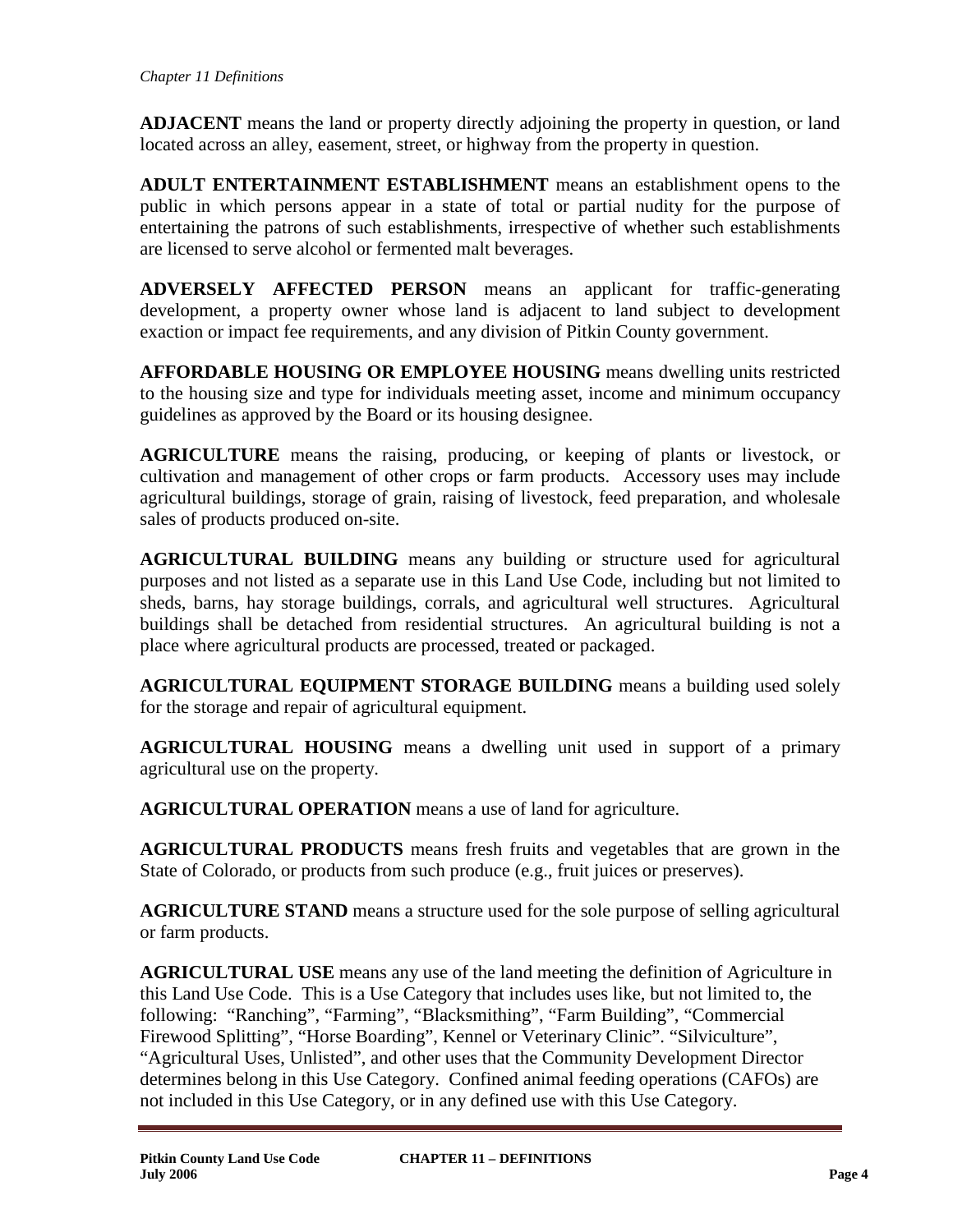**ADJACENT** means the land or property directly adjoining the property in question, or land located across an alley, easement, street, or highway from the property in question.

**ADULT ENTERTAINMENT ESTABLISHMENT** means an establishment opens to the public in which persons appear in a state of total or partial nudity for the purpose of entertaining the patrons of such establishments, irrespective of whether such establishments are licensed to serve alcohol or fermented malt beverages.

**ADVERSELY AFFECTED PERSON** means an applicant for traffic-generating development, a property owner whose land is adjacent to land subject to development exaction or impact fee requirements, and any division of Pitkin County government.

**AFFORDABLE HOUSING OR EMPLOYEE HOUSING** means dwelling units restricted to the housing size and type for individuals meeting asset, income and minimum occupancy guidelines as approved by the Board or its housing designee.

**AGRICULTURE** means the raising, producing, or keeping of plants or livestock, or cultivation and management of other crops or farm products. Accessory uses may include agricultural buildings, storage of grain, raising of livestock, feed preparation, and wholesale sales of products produced on-site.

**AGRICULTURAL BUILDING** means any building or structure used for agricultural purposes and not listed as a separate use in this Land Use Code, including but not limited to sheds, barns, hay storage buildings, corrals, and agricultural well structures. Agricultural buildings shall be detached from residential structures. An agricultural building is not a place where agricultural products are processed, treated or packaged.

**AGRICULTURAL EQUIPMENT STORAGE BUILDING** means a building used solely for the storage and repair of agricultural equipment.

**AGRICULTURAL HOUSING** means a dwelling unit used in support of a primary agricultural use on the property.

**AGRICULTURAL OPERATION** means a use of land for agriculture.

**AGRICULTURAL PRODUCTS** means fresh fruits and vegetables that are grown in the State of Colorado, or products from such produce (e.g., fruit juices or preserves).

**AGRICULTURE STAND** means a structure used for the sole purpose of selling agricultural or farm products.

**AGRICULTURAL USE** means any use of the land meeting the definition of Agriculture in this Land Use Code. This is a Use Category that includes uses like, but not limited to, the following: "Ranching", "Farming", "Blacksmithing", "Farm Building", "Commercial Firewood Splitting", "Horse Boarding", Kennel or Veterinary Clinic". "Silviculture", "Agricultural Uses, Unlisted", and other uses that the Community Development Director determines belong in this Use Category. Confined animal feeding operations (CAFOs) are not included in this Use Category, or in any defined use with this Use Category.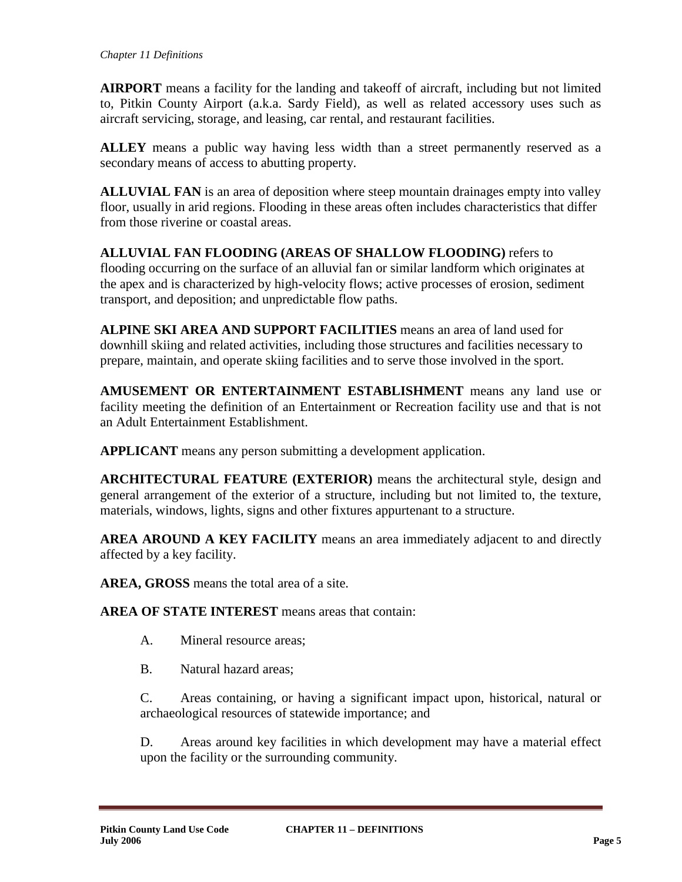**AIRPORT** means a facility for the landing and takeoff of aircraft, including but not limited to, Pitkin County Airport (a.k.a. Sardy Field), as well as related accessory uses such as aircraft servicing, storage, and leasing, car rental, and restaurant facilities.

**ALLEY** means a public way having less width than a street permanently reserved as a secondary means of access to abutting property.

**ALLUVIAL FAN** is an area of deposition where steep mountain drainages empty into valley floor, usually in arid regions. Flooding in these areas often includes characteristics that differ from those riverine or coastal areas.

**ALLUVIAL FAN FLOODING (AREAS OF SHALLOW FLOODING)** refers to flooding occurring on the surface of an alluvial fan or similar landform which originates at the apex and is characterized by high-velocity flows; active processes of erosion, sediment transport, and deposition; and unpredictable flow paths.

**ALPINE SKI AREA AND SUPPORT FACILITIES** means an area of land used for downhill skiing and related activities, including those structures and facilities necessary to prepare, maintain, and operate skiing facilities and to serve those involved in the sport.

**AMUSEMENT OR ENTERTAINMENT ESTABLISHMENT** means any land use or facility meeting the definition of an Entertainment or Recreation facility use and that is not an Adult Entertainment Establishment.

**APPLICANT** means any person submitting a development application.

**ARCHITECTURAL FEATURE (EXTERIOR)** means the architectural style, design and general arrangement of the exterior of a structure, including but not limited to, the texture, materials, windows, lights, signs and other fixtures appurtenant to a structure.

**AREA AROUND A KEY FACILITY** means an area immediately adjacent to and directly affected by a key facility.

**AREA, GROSS** means the total area of a site.

**AREA OF STATE INTEREST** means areas that contain:

A. Mineral resource areas;

B. Natural hazard areas;

C. Areas containing, or having a significant impact upon, historical, natural or archaeological resources of statewide importance; and

D. Areas around key facilities in which development may have a material effect upon the facility or the surrounding community.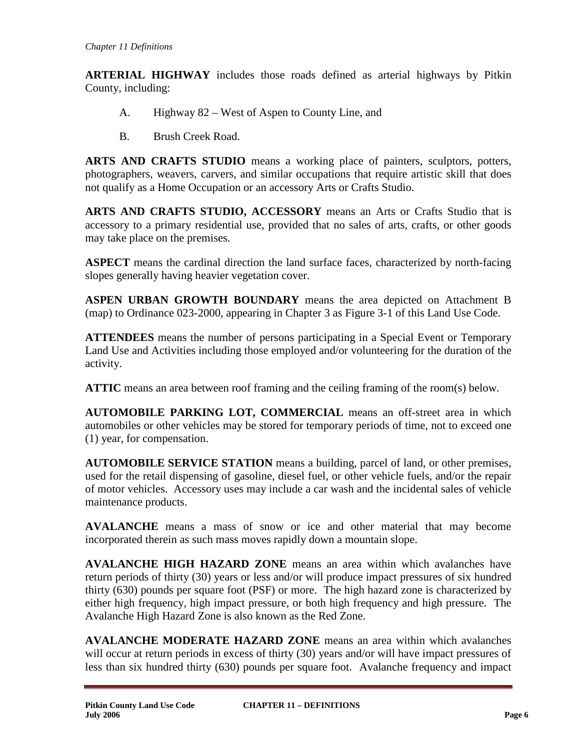**ARTERIAL HIGHWAY** includes those roads defined as arterial highways by Pitkin County, including:

A. Highway 82 – West of Aspen to County Line, and

B. Brush Creek Road.

**ARTS AND CRAFTS STUDIO** means a working place of painters, sculptors, potters, photographers, weavers, carvers, and similar occupations that require artistic skill that does not qualify as a Home Occupation or an accessory Arts or Crafts Studio.

**ARTS AND CRAFTS STUDIO, ACCESSORY** means an Arts or Crafts Studio that is accessory to a primary residential use, provided that no sales of arts, crafts, or other goods may take place on the premises.

**ASPECT** means the cardinal direction the land surface faces, characterized by north-facing slopes generally having heavier vegetation cover.

**ASPEN URBAN GROWTH BOUNDARY** means the area depicted on Attachment B (map) to Ordinance 023-2000, appearing in Chapter 3 as Figure 3-1 of this Land Use Code.

**ATTENDEES** means the number of persons participating in a Special Event or Temporary Land Use and Activities including those employed and/or volunteering for the duration of the activity.

**ATTIC** means an area between roof framing and the ceiling framing of the room(s) below.

**AUTOMOBILE PARKING LOT, COMMERCIAL** means an off-street area in which automobiles or other vehicles may be stored for temporary periods of time, not to exceed one (1) year, for compensation.

**AUTOMOBILE SERVICE STATION** means a building, parcel of land, or other premises, used for the retail dispensing of gasoline, diesel fuel, or other vehicle fuels, and/or the repair of motor vehicles. Accessory uses may include a car wash and the incidental sales of vehicle maintenance products.

**AVALANCHE** means a mass of snow or ice and other material that may become incorporated therein as such mass moves rapidly down a mountain slope.

**AVALANCHE HIGH HAZARD ZONE** means an area within which avalanches have return periods of thirty (30) years or less and/or will produce impact pressures of six hundred thirty (630) pounds per square foot (PSF) or more. The high hazard zone is characterized by either high frequency, high impact pressure, or both high frequency and high pressure. The Avalanche High Hazard Zone is also known as the Red Zone.

**AVALANCHE MODERATE HAZARD ZONE** means an area within which avalanches will occur at return periods in excess of thirty (30) years and/or will have impact pressures of less than six hundred thirty (630) pounds per square foot. Avalanche frequency and impact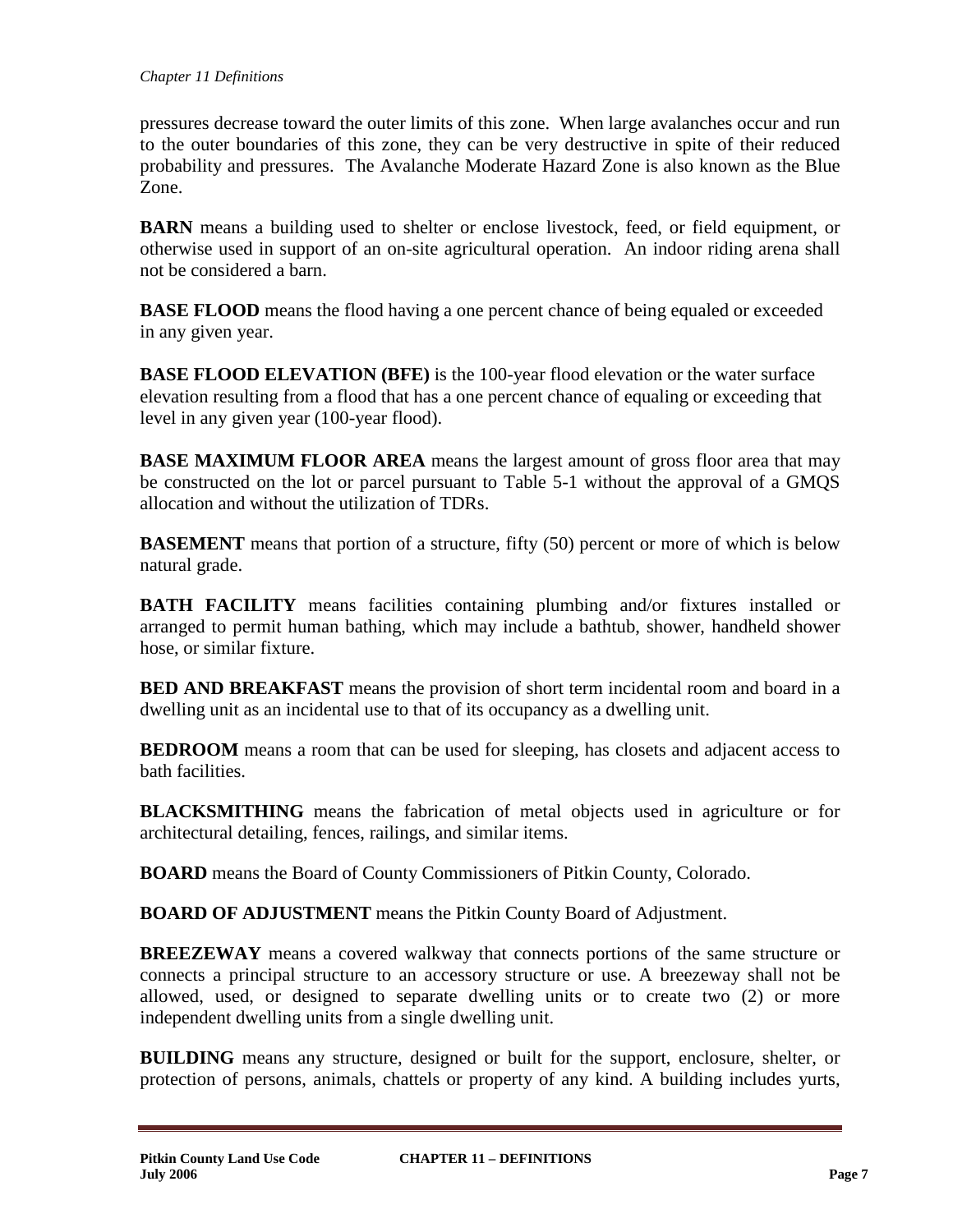pressures decrease toward the outer limits of this zone. When large avalanches occur and run to the outer boundaries of this zone, they can be very destructive in spite of their reduced probability and pressures. The Avalanche Moderate Hazard Zone is also known as the Blue Zone.

**BARN** means a building used to shelter or enclose livestock, feed, or field equipment, or otherwise used in support of an on-site agricultural operation. An indoor riding arena shall not be considered a barn.

**BASE FLOOD** means the flood having a one percent chance of being equaled or exceeded in any given year.

**BASE FLOOD ELEVATION (BFE)** is the 100-year flood elevation or the water surface elevation resulting from a flood that has a one percent chance of equaling or exceeding that level in any given year (100-year flood).

**BASE MAXIMUM FLOOR AREA** means the largest amount of gross floor area that may be constructed on the lot or parcel pursuant to Table 5-1 without the approval of a GMQS allocation and without the utilization of TDRs.

**BASEMENT** means that portion of a structure, fifty (50) percent or more of which is below natural grade.

**BATH FACILITY** means facilities containing plumbing and/or fixtures installed or arranged to permit human bathing, which may include a bathtub, shower, handheld shower hose, or similar fixture.

**BED AND BREAKFAST** means the provision of short term incidental room and board in a dwelling unit as an incidental use to that of its occupancy as a dwelling unit.

**BEDROOM** means a room that can be used for sleeping, has closets and adjacent access to bath facilities.

**BLACKSMITHING** means the fabrication of metal objects used in agriculture or for architectural detailing, fences, railings, and similar items.

**BOARD** means the Board of County Commissioners of Pitkin County, Colorado.

**BOARD OF ADJUSTMENT** means the Pitkin County Board of Adjustment.

**BREEZEWAY** means a covered walkway that connects portions of the same structure or connects a principal structure to an accessory structure or use. A breezeway shall not be allowed, used, or designed to separate dwelling units or to create two (2) or more independent dwelling units from a single dwelling unit.

**BUILDING** means any structure, designed or built for the support, enclosure, shelter, or protection of persons, animals, chattels or property of any kind. A building includes yurts,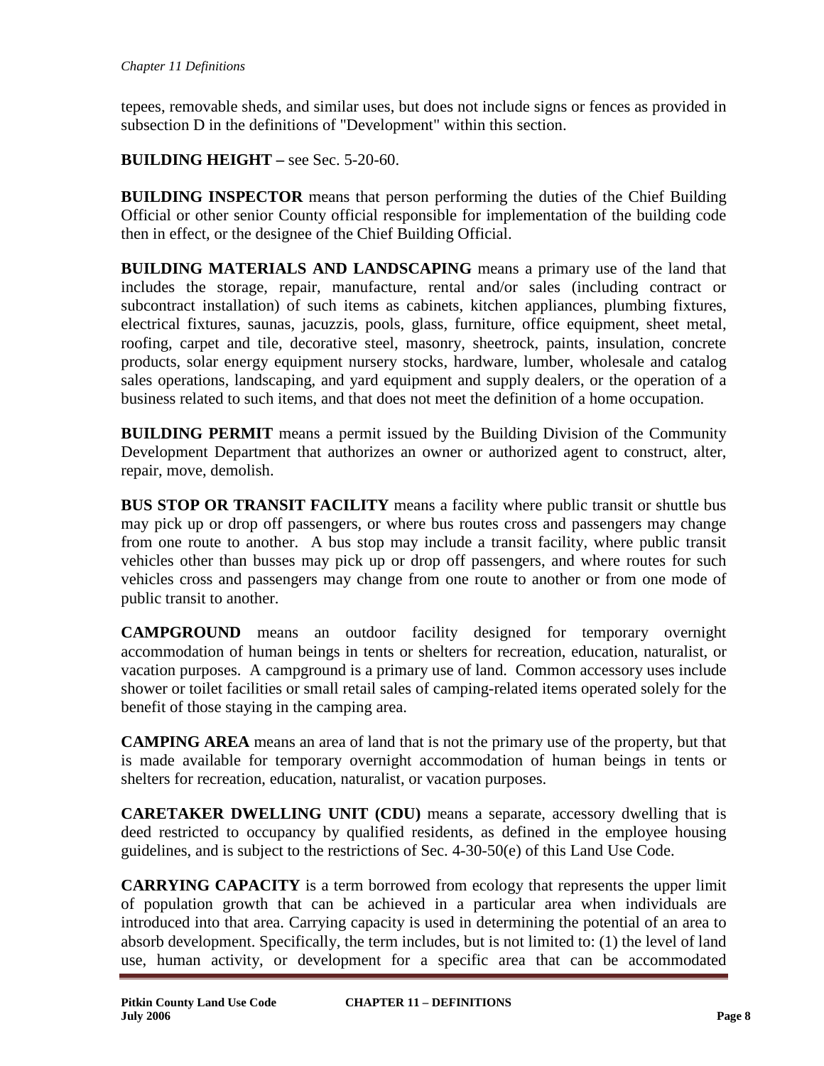tepees, removable sheds, and similar uses, but does not include signs or fences as provided in subsection D in the definitions of "Development" within this section.

**BUILDING HEIGHT –** see Sec. 5-20-60.

**BUILDING INSPECTOR** means that person performing the duties of the Chief Building Official or other senior County official responsible for implementation of the building code then in effect, or the designee of the Chief Building Official.

**BUILDING MATERIALS AND LANDSCAPING** means a primary use of the land that includes the storage, repair, manufacture, rental and/or sales (including contract or subcontract installation) of such items as cabinets, kitchen appliances, plumbing fixtures, electrical fixtures, saunas, jacuzzis, pools, glass, furniture, office equipment, sheet metal, roofing, carpet and tile, decorative steel, masonry, sheetrock, paints, insulation, concrete products, solar energy equipment nursery stocks, hardware, lumber, wholesale and catalog sales operations, landscaping, and yard equipment and supply dealers, or the operation of a business related to such items, and that does not meet the definition of a home occupation.

**BUILDING PERMIT** means a permit issued by the Building Division of the Community Development Department that authorizes an owner or authorized agent to construct, alter, repair, move, demolish.

**BUS STOP OR TRANSIT FACILITY** means a facility where public transit or shuttle bus may pick up or drop off passengers, or where bus routes cross and passengers may change from one route to another. A bus stop may include a transit facility, where public transit vehicles other than busses may pick up or drop off passengers, and where routes for such vehicles cross and passengers may change from one route to another or from one mode of public transit to another.

**CAMPGROUND** means an outdoor facility designed for temporary overnight accommodation of human beings in tents or shelters for recreation, education, naturalist, or vacation purposes. A campground is a primary use of land. Common accessory uses include shower or toilet facilities or small retail sales of camping-related items operated solely for the benefit of those staying in the camping area.

**CAMPING AREA** means an area of land that is not the primary use of the property, but that is made available for temporary overnight accommodation of human beings in tents or shelters for recreation, education, naturalist, or vacation purposes.

**CARETAKER DWELLING UNIT (CDU)** means a separate, accessory dwelling that is deed restricted to occupancy by qualified residents, as defined in the employee housing guidelines, and is subject to the restrictions of Sec. 4-30-50(e) of this Land Use Code.

**CARRYING CAPACITY** is a term borrowed from ecology that represents the upper limit of population growth that can be achieved in a particular area when individuals are introduced into that area. Carrying capacity is used in determining the potential of an area to absorb development. Specifically, the term includes, but is not limited to: (1) the level of land use, human activity, or development for a specific area that can be accommodated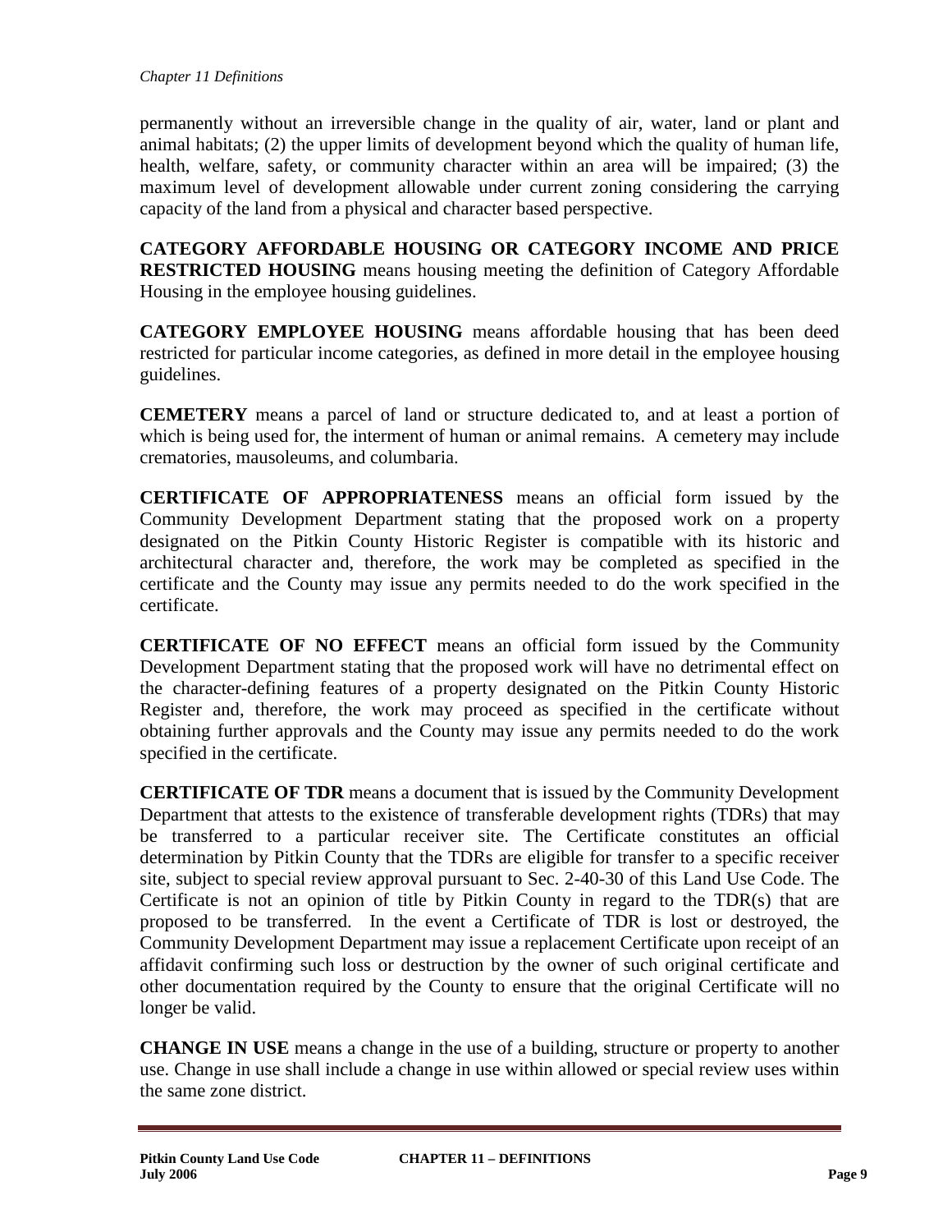permanently without an irreversible change in the quality of air, water, land or plant and animal habitats; (2) the upper limits of development beyond which the quality of human life, health, welfare, safety, or community character within an area will be impaired; (3) the maximum level of development allowable under current zoning considering the carrying capacity of the land from a physical and character based perspective.

**CATEGORY AFFORDABLE HOUSING OR CATEGORY INCOME AND PRICE RESTRICTED HOUSING** means housing meeting the definition of Category Affordable Housing in the employee housing guidelines.

**CATEGORY EMPLOYEE HOUSING** means affordable housing that has been deed restricted for particular income categories, as defined in more detail in the employee housing guidelines.

**CEMETERY** means a parcel of land or structure dedicated to, and at least a portion of which is being used for, the interment of human or animal remains. A cemetery may include crematories, mausoleums, and columbaria.

**CERTIFICATE OF APPROPRIATENESS** means an official form issued by the Community Development Department stating that the proposed work on a property designated on the Pitkin County Historic Register is compatible with its historic and architectural character and, therefore, the work may be completed as specified in the certificate and the County may issue any permits needed to do the work specified in the certificate.

**CERTIFICATE OF NO EFFECT** means an official form issued by the Community Development Department stating that the proposed work will have no detrimental effect on the character-defining features of a property designated on the Pitkin County Historic Register and, therefore, the work may proceed as specified in the certificate without obtaining further approvals and the County may issue any permits needed to do the work specified in the certificate.

**CERTIFICATE OF TDR** means a document that is issued by the Community Development Department that attests to the existence of transferable development rights (TDRs) that may be transferred to a particular receiver site. The Certificate constitutes an official determination by Pitkin County that the TDRs are eligible for transfer to a specific receiver site, subject to special review approval pursuant to Sec. 2-40-30 of this Land Use Code. The Certificate is not an opinion of title by Pitkin County in regard to the TDR(s) that are proposed to be transferred. In the event a Certificate of TDR is lost or destroyed, the Community Development Department may issue a replacement Certificate upon receipt of an affidavit confirming such loss or destruction by the owner of such original certificate and other documentation required by the County to ensure that the original Certificate will no longer be valid.

**CHANGE IN USE** means a change in the use of a building, structure or property to another use. Change in use shall include a change in use within allowed or special review uses within the same zone district.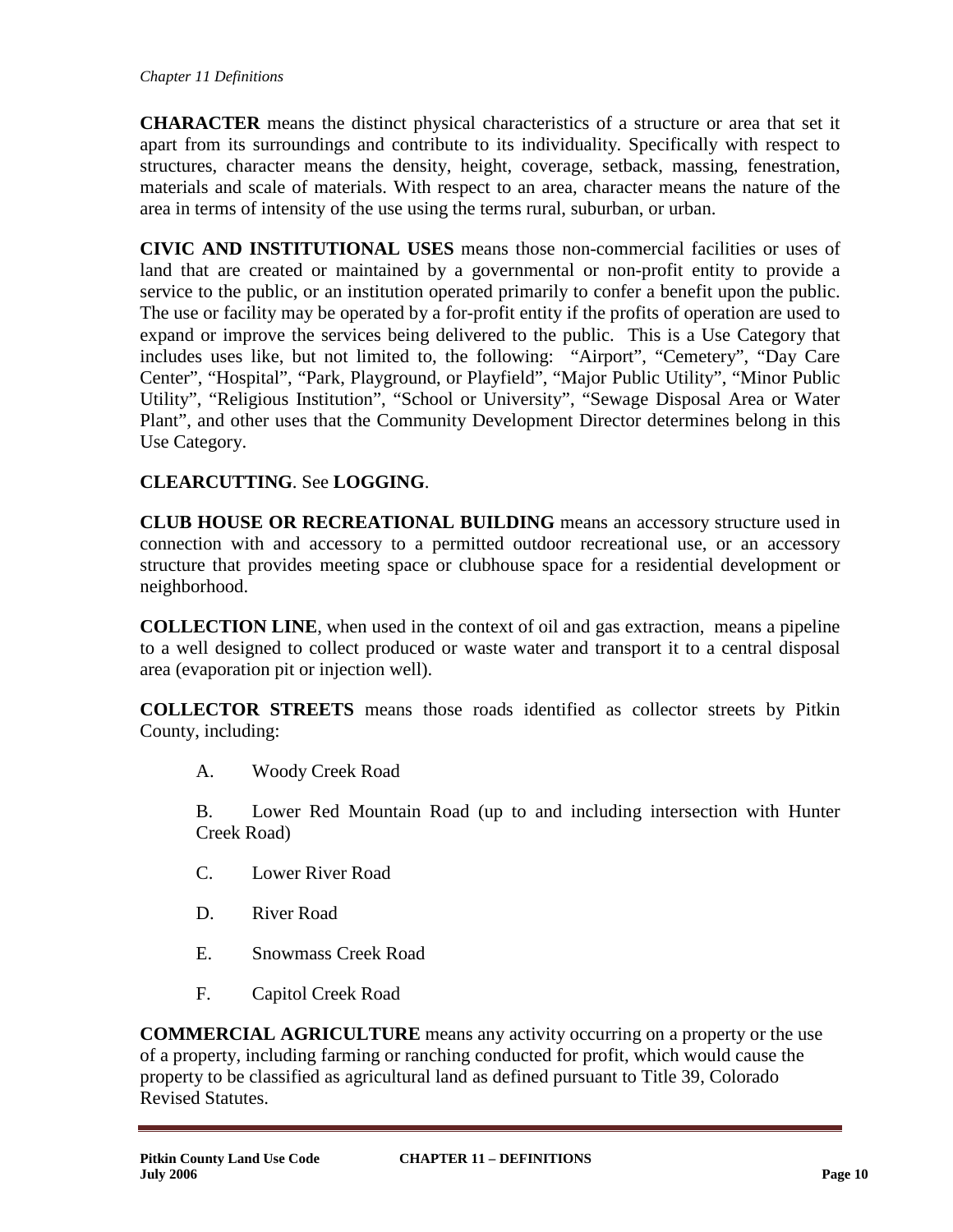**CHARACTER** means the distinct physical characteristics of a structure or area that set it apart from its surroundings and contribute to its individuality. Specifically with respect to structures, character means the density, height, coverage, setback, massing, fenestration, materials and scale of materials. With respect to an area, character means the nature of the area in terms of intensity of the use using the terms rural, suburban, or urban.

**CIVIC AND INSTITUTIONAL USES** means those non-commercial facilities or uses of land that are created or maintained by a governmental or non-profit entity to provide a service to the public, or an institution operated primarily to confer a benefit upon the public. The use or facility may be operated by a for-profit entity if the profits of operation are used to expand or improve the services being delivered to the public. This is a Use Category that includes uses like, but not limited to, the following: "Airport", "Cemetery", "Day Care Center", "Hospital", "Park, Playground, or Playfield", "Major Public Utility", "Minor Public Utility", "Religious Institution", "School or University", "Sewage Disposal Area or Water Plant", and other uses that the Community Development Director determines belong in this Use Category.

**CLEARCUTTING**. See **LOGGING**.

**CLUB HOUSE OR RECREATIONAL BUILDING** means an accessory structure used in connection with and accessory to a permitted outdoor recreational use, or an accessory structure that provides meeting space or clubhouse space for a residential development or neighborhood.

**COLLECTION LINE**, when used in the context of oil and gas extraction, means a pipeline to a well designed to collect produced or waste water and transport it to a central disposal area (evaporation pit or injection well).

**COLLECTOR STREETS** means those roads identified as collector streets by Pitkin County, including:

A. Woody Creek Road

B. Lower Red Mountain Road (up to and including intersection with Hunter Creek Road)

C. Lower River Road

D. River Road

E. Snowmass Creek Road

F. Capitol Creek Road

**COMMERCIAL AGRICULTURE** means any activity occurring on a property or the use of a property, including farming or ranching conducted for profit, which would cause the property to be classified as agricultural land as defined pursuant to Title 39, Colorado Revised Statutes.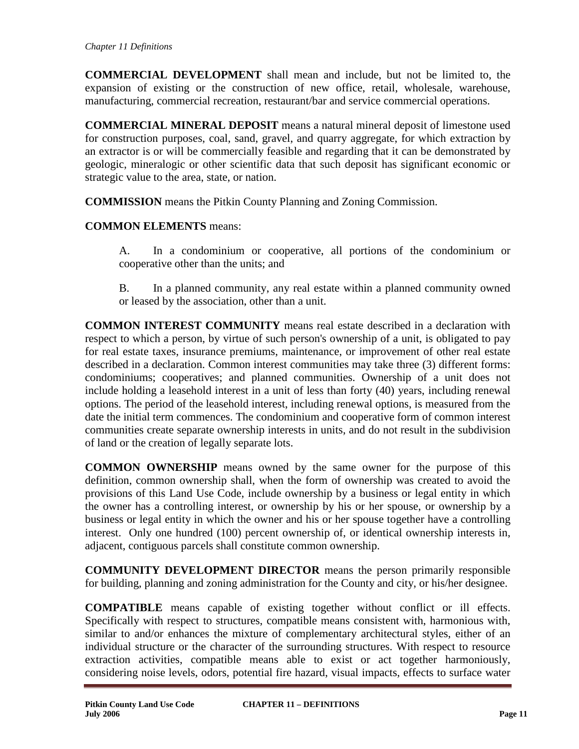**COMMERCIAL DEVELOPMENT** shall mean and include, but not be limited to, the expansion of existing or the construction of new office, retail, wholesale, warehouse, manufacturing, commercial recreation, restaurant/bar and service commercial operations.

**COMMERCIAL MINERAL DEPOSIT** means a natural mineral deposit of limestone used for construction purposes, coal, sand, gravel, and quarry aggregate, for which extraction by an extractor is or will be commercially feasible and regarding that it can be demonstrated by geologic, mineralogic or other scientific data that such deposit has significant economic or strategic value to the area, state, or nation.

**COMMISSION** means the Pitkin County Planning and Zoning Commission.

**COMMON ELEMENTS** means:

A. In a condominium or cooperative, all portions of the condominium or cooperative other than the units; and

B. In a planned community, any real estate within a planned community owned or leased by the association, other than a unit.

**COMMON INTEREST COMMUNITY** means real estate described in a declaration with respect to which a person, by virtue of such person's ownership of a unit, is obligated to pay for real estate taxes, insurance premiums, maintenance, or improvement of other real estate described in a declaration. Common interest communities may take three (3) different forms: condominiums; cooperatives; and planned communities. Ownership of a unit does not include holding a leasehold interest in a unit of less than forty (40) years, including renewal options. The period of the leasehold interest, including renewal options, is measured from the date the initial term commences. The condominium and cooperative form of common interest communities create separate ownership interests in units, and do not result in the subdivision of land or the creation of legally separate lots.

**COMMON OWNERSHIP** means owned by the same owner for the purpose of this definition, common ownership shall, when the form of ownership was created to avoid the provisions of this Land Use Code, include ownership by a business or legal entity in which the owner has a controlling interest, or ownership by his or her spouse, or ownership by a business or legal entity in which the owner and his or her spouse together have a controlling interest. Only one hundred (100) percent ownership of, or identical ownership interests in, adjacent, contiguous parcels shall constitute common ownership.

**COMMUNITY DEVELOPMENT DIRECTOR** means the person primarily responsible for building, planning and zoning administration for the County and city, or his/her designee.

**COMPATIBLE** means capable of existing together without conflict or ill effects. Specifically with respect to structures, compatible means consistent with, harmonious with, similar to and/or enhances the mixture of complementary architectural styles, either of an individual structure or the character of the surrounding structures. With respect to resource extraction activities, compatible means able to exist or act together harmoniously, considering noise levels, odors, potential fire hazard, visual impacts, effects to surface water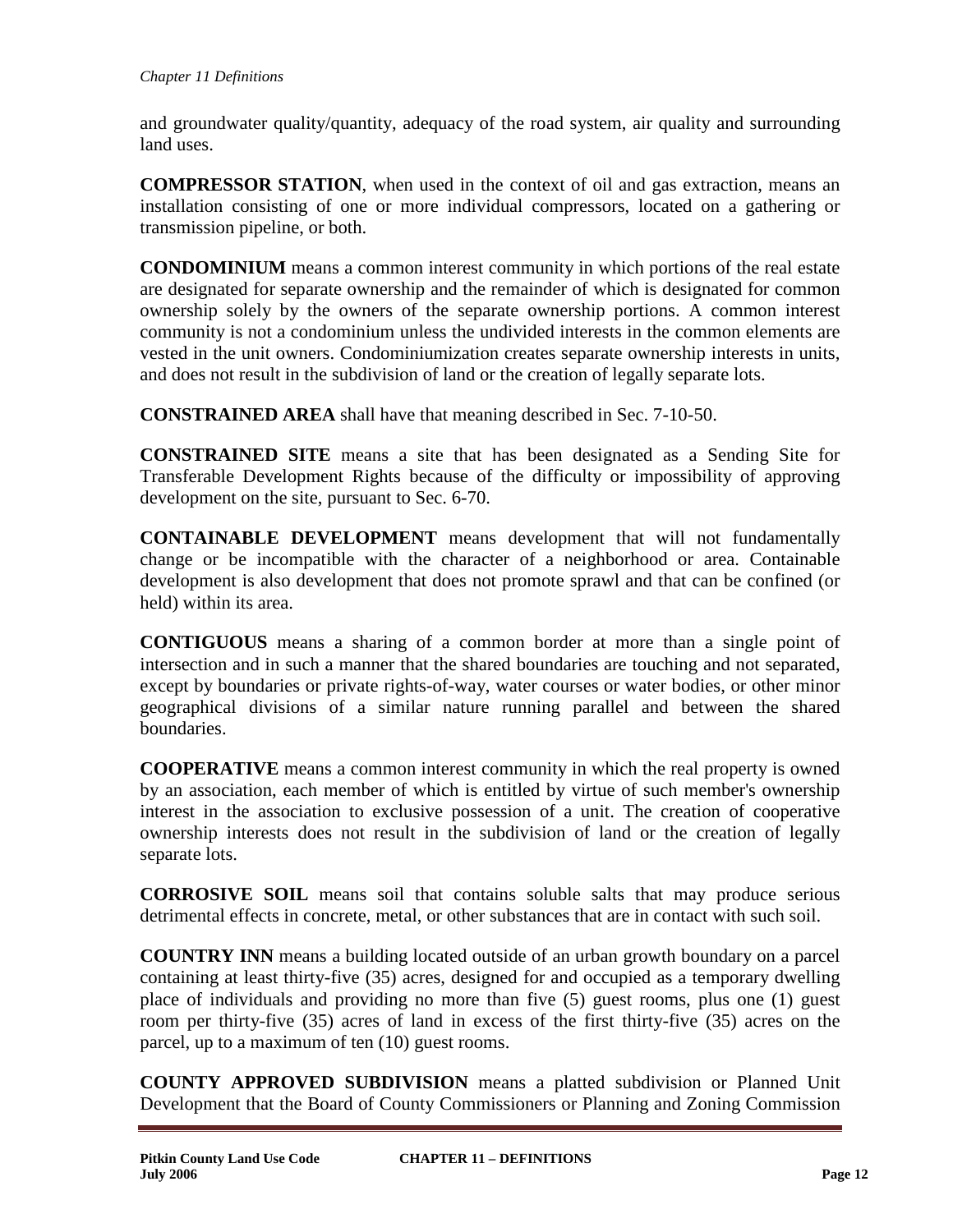and groundwater quality/quantity, adequacy of the road system, air quality and surrounding land uses.

**COMPRESSOR STATION**, when used in the context of oil and gas extraction, means an installation consisting of one or more individual compressors, located on a gathering or transmission pipeline, or both.

**CONDOMINIUM** means a common interest community in which portions of the real estate are designated for separate ownership and the remainder of which is designated for common ownership solely by the owners of the separate ownership portions. A common interest community is not a condominium unless the undivided interests in the common elements are vested in the unit owners. Condominiumization creates separate ownership interests in units, and does not result in the subdivision of land or the creation of legally separate lots.

**CONSTRAINED AREA** shall have that meaning described in Sec. 7-10-50.

**CONSTRAINED SITE** means a site that has been designated as a Sending Site for Transferable Development Rights because of the difficulty or impossibility of approving development on the site, pursuant to Sec. 6-70.

**CONTAINABLE DEVELOPMENT** means development that will not fundamentally change or be incompatible with the character of a neighborhood or area. Containable development is also development that does not promote sprawl and that can be confined (or held) within its area.

**CONTIGUOUS** means a sharing of a common border at more than a single point of intersection and in such a manner that the shared boundaries are touching and not separated, except by boundaries or private rights-of-way, water courses or water bodies, or other minor geographical divisions of a similar nature running parallel and between the shared boundaries.

**COOPERATIVE** means a common interest community in which the real property is owned by an association, each member of which is entitled by virtue of such member's ownership interest in the association to exclusive possession of a unit. The creation of cooperative ownership interests does not result in the subdivision of land or the creation of legally separate lots.

**CORROSIVE SOIL** means soil that contains soluble salts that may produce serious detrimental effects in concrete, metal, or other substances that are in contact with such soil.

**COUNTRY INN** means a building located outside of an urban growth boundary on a parcel containing at least thirty-five (35) acres, designed for and occupied as a temporary dwelling place of individuals and providing no more than five (5) guest rooms, plus one (1) guest room per thirty-five (35) acres of land in excess of the first thirty-five (35) acres on the parcel, up to a maximum of ten (10) guest rooms.

**COUNTY APPROVED SUBDIVISION** means a platted subdivision or Planned Unit Development that the Board of County Commissioners or Planning and Zoning Commission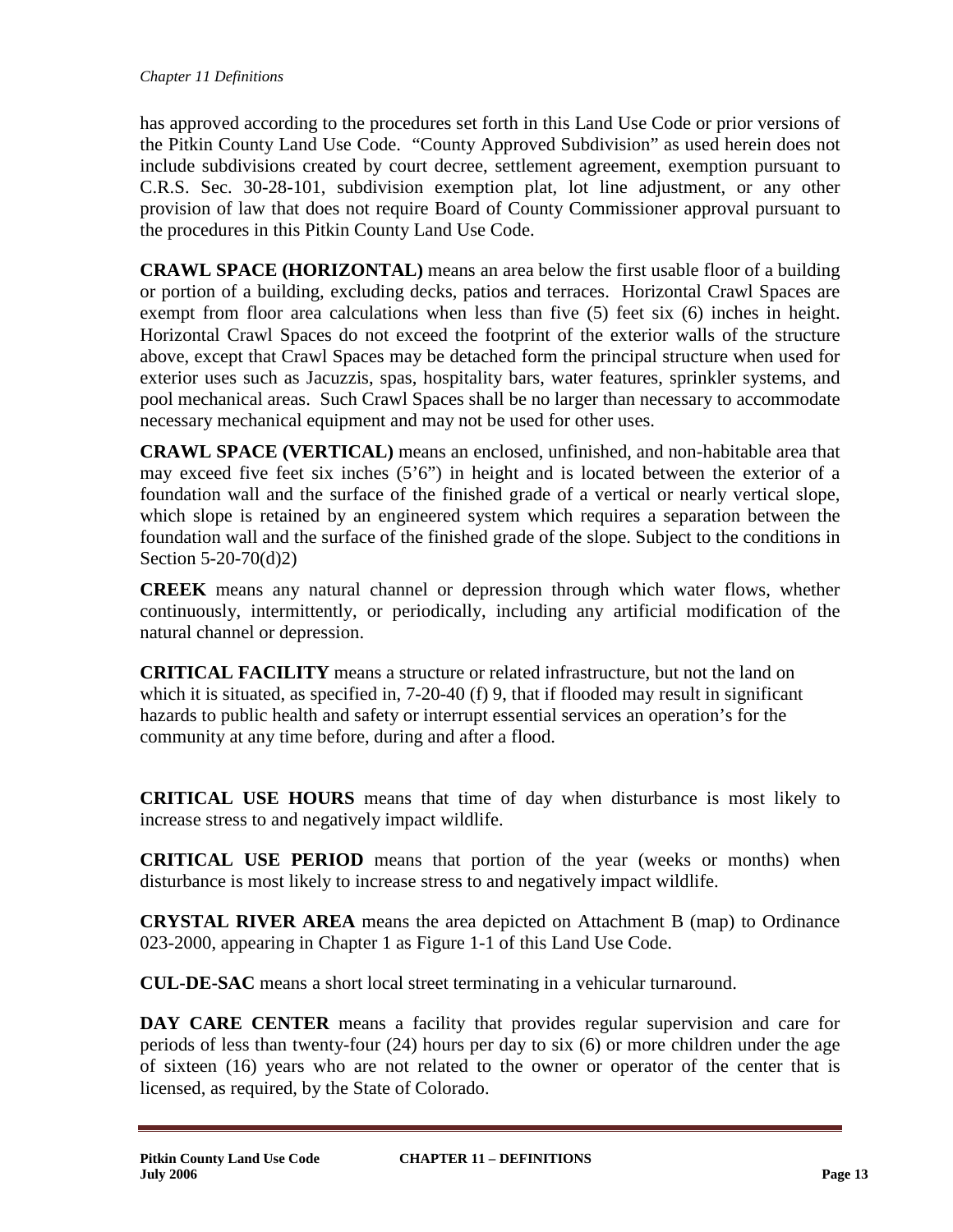has approved according to the procedures set forth in this Land Use Code or prior versions of the Pitkin County Land Use Code. "County Approved Subdivision" as used herein does not include subdivisions created by court decree, settlement agreement, exemption pursuant to C.R.S. Sec. 30-28-101, subdivision exemption plat, lot line adjustment, or any other provision of law that does not require Board of County Commissioner approval pursuant to the procedures in this Pitkin County Land Use Code.

**CRAWL SPACE (HORIZONTAL)** means an area below the first usable floor of a building or portion of a building, excluding decks, patios and terraces. Horizontal Crawl Spaces are exempt from floor area calculations when less than five (5) feet six (6) inches in height. Horizontal Crawl Spaces do not exceed the footprint of the exterior walls of the structure above, except that Crawl Spaces may be detached form the principal structure when used for exterior uses such as Jacuzzis, spas, hospitality bars, water features, sprinkler systems, and pool mechanical areas. Such Crawl Spaces shall be no larger than necessary to accommodate necessary mechanical equipment and may not be used for other uses.

**CRAWL SPACE (VERTICAL)** means an enclosed, unfinished, and non-habitable area that may exceed five feet six inches (5'6") in height and is located between the exterior of a foundation wall and the surface of the finished grade of a vertical or nearly vertical slope, which slope is retained by an engineered system which requires a separation between the foundation wall and the surface of the finished grade of the slope. Subject to the conditions in Section 5-20-70(d)2)

**CREEK** means any natural channel or depression through which water flows, whether continuously, intermittently, or periodically, including any artificial modification of the natural channel or depression.

**CRITICAL FACILITY** means a structure or related infrastructure, but not the land on which it is situated, as specified in, 7-20-40 (f) 9, that if flooded may result in significant hazards to public health and safety or interrupt essential services an operation's for the community at any time before, during and after a flood.

**CRITICAL USE HOURS** means that time of day when disturbance is most likely to increase stress to and negatively impact wildlife.

**CRITICAL USE PERIOD** means that portion of the year (weeks or months) when disturbance is most likely to increase stress to and negatively impact wildlife.

**CRYSTAL RIVER AREA** means the area depicted on Attachment B (map) to Ordinance 023-2000, appearing in Chapter 1 as Figure 1-1 of this Land Use Code.

**CUL-DE-SAC** means a short local street terminating in a vehicular turnaround.

**DAY CARE CENTER** means a facility that provides regular supervision and care for periods of less than twenty-four (24) hours per day to six (6) or more children under the age of sixteen (16) years who are not related to the owner or operator of the center that is licensed, as required, by the State of Colorado.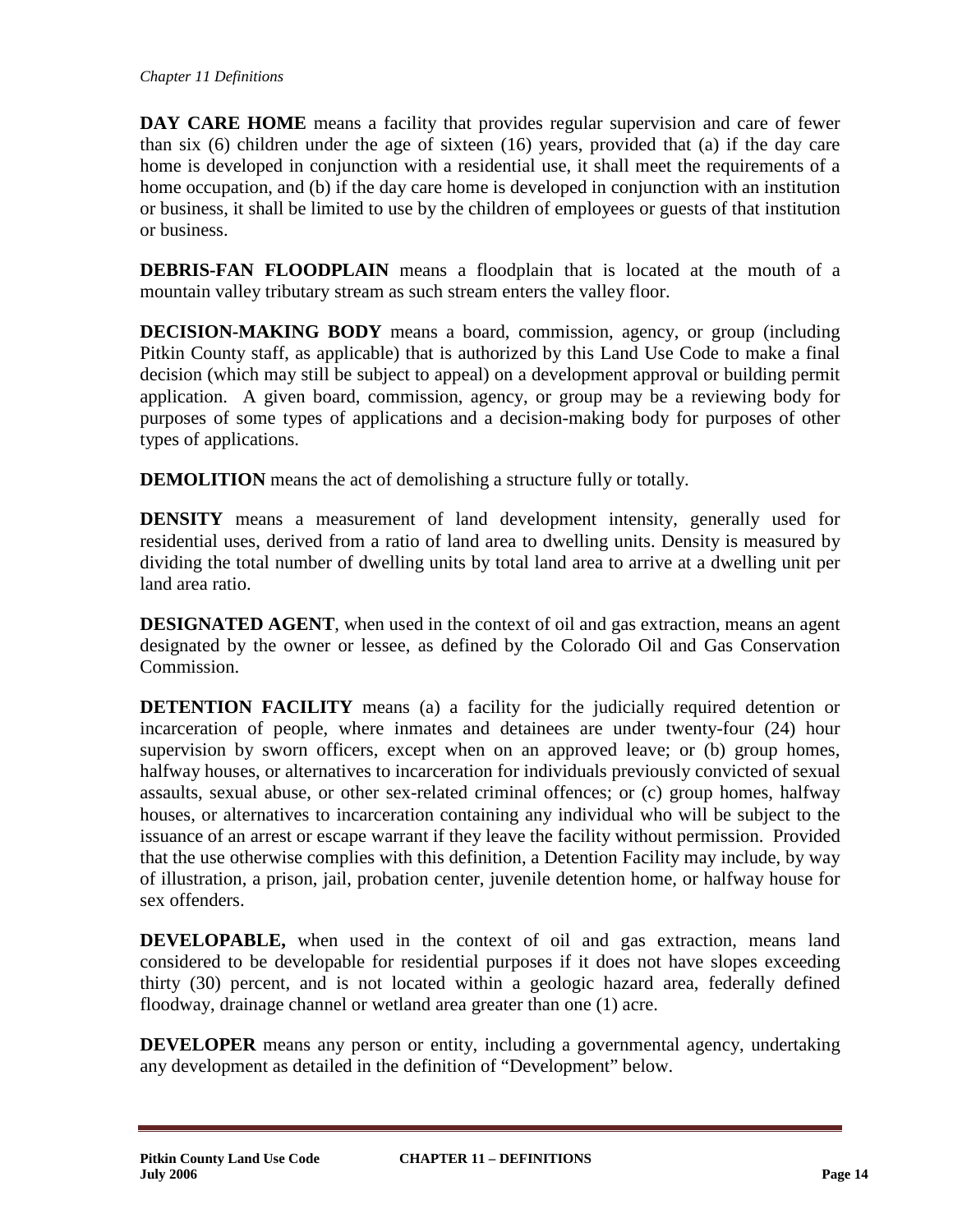**DAY CARE HOME** means a facility that provides regular supervision and care of fewer than six (6) children under the age of sixteen (16) years, provided that (a) if the day care home is developed in conjunction with a residential use, it shall meet the requirements of a home occupation, and (b) if the day care home is developed in conjunction with an institution or business, it shall be limited to use by the children of employees or guests of that institution or business.

**DEBRIS-FAN FLOODPLAIN** means a floodplain that is located at the mouth of a mountain valley tributary stream as such stream enters the valley floor.

**DECISION-MAKING BODY** means a board, commission, agency, or group (including Pitkin County staff, as applicable) that is authorized by this Land Use Code to make a final decision (which may still be subject to appeal) on a development approval or building permit application. A given board, commission, agency, or group may be a reviewing body for purposes of some types of applications and a decision-making body for purposes of other types of applications.

**DEMOLITION** means the act of demolishing a structure fully or totally.

**DENSITY** means a measurement of land development intensity, generally used for residential uses, derived from a ratio of land area to dwelling units. Density is measured by dividing the total number of dwelling units by total land area to arrive at a dwelling unit per land area ratio.

**DESIGNATED AGENT**, when used in the context of oil and gas extraction, means an agent designated by the owner or lessee, as defined by the Colorado Oil and Gas Conservation Commission.

**DETENTION FACILITY** means (a) a facility for the judicially required detention or incarceration of people, where inmates and detainees are under twenty-four (24) hour supervision by sworn officers, except when on an approved leave; or (b) group homes, halfway houses, or alternatives to incarceration for individuals previously convicted of sexual assaults, sexual abuse, or other sex-related criminal offences; or (c) group homes, halfway houses, or alternatives to incarceration containing any individual who will be subject to the issuance of an arrest or escape warrant if they leave the facility without permission. Provided that the use otherwise complies with this definition, a Detention Facility may include, by way of illustration, a prison, jail, probation center, juvenile detention home, or halfway house for sex offenders.

**DEVELOPABLE,** when used in the context of oil and gas extraction, means land considered to be developable for residential purposes if it does not have slopes exceeding thirty (30) percent, and is not located within a geologic hazard area, federally defined floodway, drainage channel or wetland area greater than one (1) acre.

**DEVELOPER** means any person or entity, including a governmental agency, undertaking any development as detailed in the definition of "Development" below.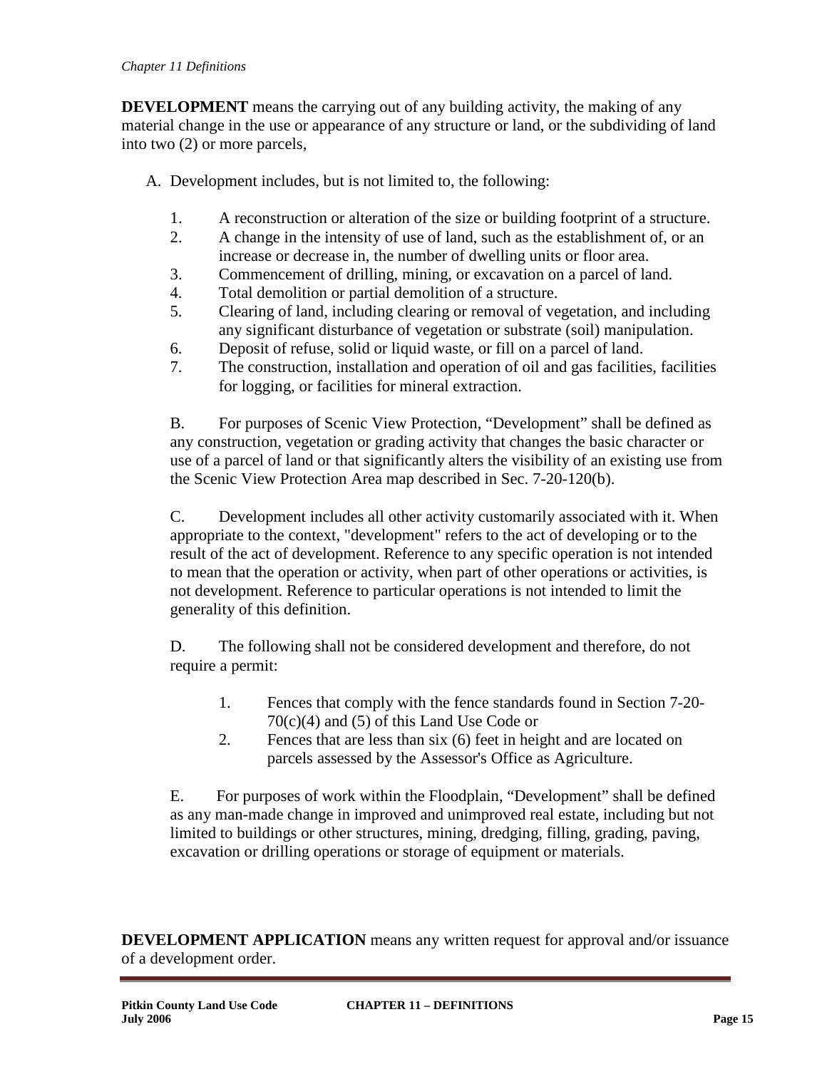**DEVELOPMENT** means the carrying out of any building activity, the making of any material change in the use or appearance of any structure or land, or the subdividing of land into two (2) or more parcels,

A. Development includes, but is not limited to, the following:

  1. A reconstruction or alteration of the size or building footprint of a structure.
  2. A change in the intensity of use of land, such as the establishment of, or an increase or decrease in, the number of dwelling units or floor area.
  3. Commencement of drilling, mining, or excavation on a parcel of land.
  4. Total demolition or partial demolition of a structure.
  5. Clearing of land, including clearing or removal of vegetation, and including any significant disturbance of vegetation or substrate (soil) manipulation.
  6. Deposit of refuse, solid or liquid waste, or fill on a parcel of land.
  7. The construction, installation and operation of oil and gas facilities, facilities for logging, or facilities for mineral extraction.

B. For purposes of Scenic View Protection, "Development" shall be defined as any construction, vegetation or grading activity that changes the basic character or use of a parcel of land or that significantly alters the visibility of an existing use from the Scenic View Protection Area map described in Sec. 7-20-120(b).

C. Development includes all other activity customarily associated with it. When appropriate to the context, "development" refers to the act of developing or to the result of the act of development. Reference to any specific operation is not intended to mean that the operation or activity, when part of other operations or activities, is not development. Reference to particular operations is not intended to limit the generality of this definition.

D. The following shall not be considered development and therefore, do not require a permit:

  1. Fences that comply with the fence standards found in Section 7-20-70(c)(4) and (5) of this Land Use Code or
  2. Fences that are less than six (6) feet in height and are located on parcels assessed by the Assessor's Office as Agriculture.

E. For purposes of work within the Floodplain, "Development" shall be defined as any man-made change in improved and unimproved real estate, including but not limited to buildings or other structures, mining, dredging, filling, grading, paving, excavation or drilling operations or storage of equipment or materials.

**DEVELOPMENT APPLICATION** means any written request for approval and/or issuance of a development order.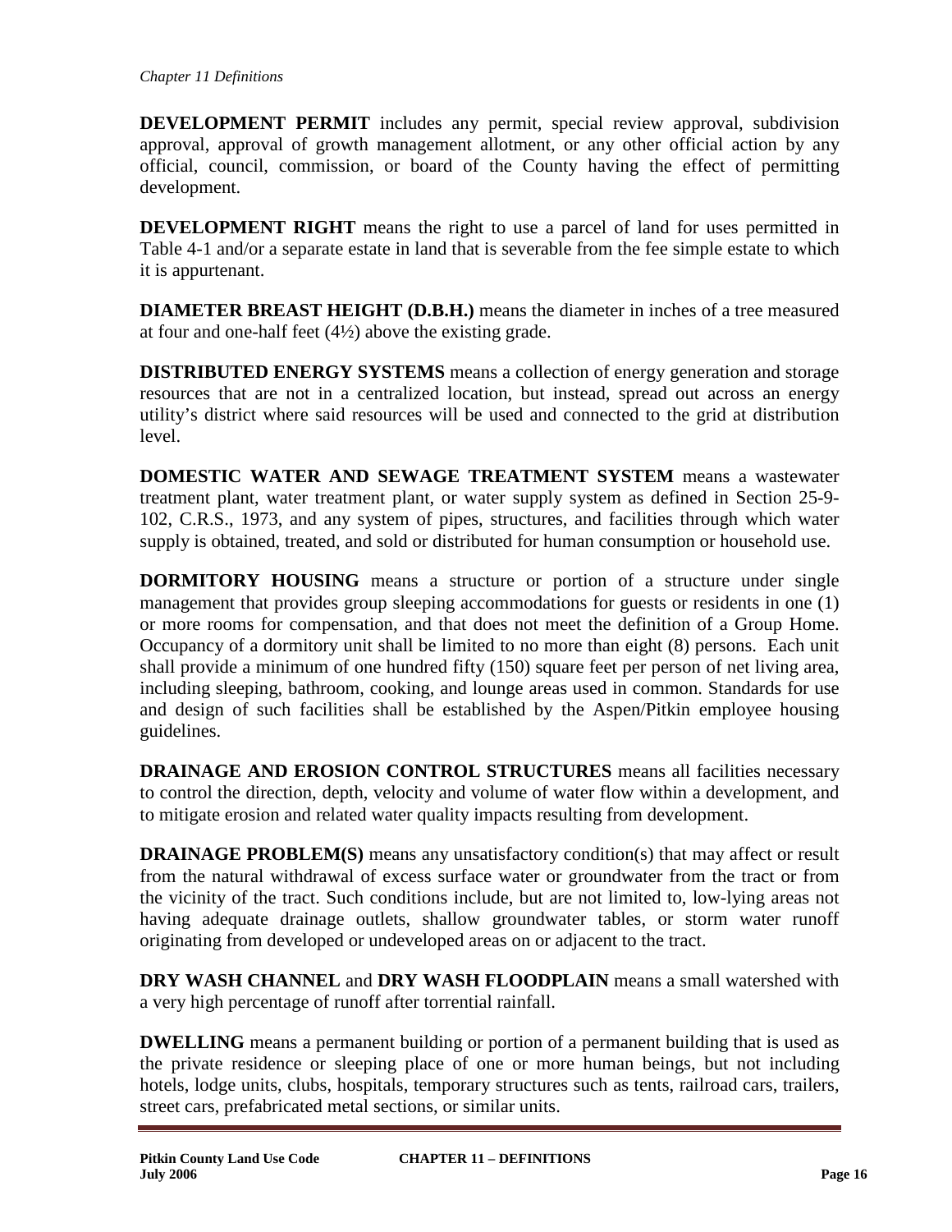**DEVELOPMENT PERMIT** includes any permit, special review approval, subdivision approval, approval of growth management allotment, or any other official action by any official, council, commission, or board of the County having the effect of permitting development.

**DEVELOPMENT RIGHT** means the right to use a parcel of land for uses permitted in Table 4-1 and/or a separate estate in land that is severable from the fee simple estate to which it is appurtenant.

**DIAMETER BREAST HEIGHT (D.B.H.)** means the diameter in inches of a tree measured at four and one-half feet (4½) above the existing grade.

**DISTRIBUTED ENERGY SYSTEMS** means a collection of energy generation and storage resources that are not in a centralized location, but instead, spread out across an energy utility's district where said resources will be used and connected to the grid at distribution level.

**DOMESTIC WATER AND SEWAGE TREATMENT SYSTEM** means a wastewater treatment plant, water treatment plant, or water supply system as defined in Section 25-9-102, C.R.S., 1973, and any system of pipes, structures, and facilities through which water supply is obtained, treated, and sold or distributed for human consumption or household use.

**DORMITORY HOUSING** means a structure or portion of a structure under single management that provides group sleeping accommodations for guests or residents in one (1) or more rooms for compensation, and that does not meet the definition of a Group Home. Occupancy of a dormitory unit shall be limited to no more than eight (8) persons. Each unit shall provide a minimum of one hundred fifty (150) square feet per person of net living area, including sleeping, bathroom, cooking, and lounge areas used in common. Standards for use and design of such facilities shall be established by the Aspen/Pitkin employee housing guidelines.

**DRAINAGE AND EROSION CONTROL STRUCTURES** means all facilities necessary to control the direction, depth, velocity and volume of water flow within a development, and to mitigate erosion and related water quality impacts resulting from development.

**DRAINAGE PROBLEM(S)** means any unsatisfactory condition(s) that may affect or result from the natural withdrawal of excess surface water or groundwater from the tract or from the vicinity of the tract. Such conditions include, but are not limited to, low-lying areas not having adequate drainage outlets, shallow groundwater tables, or storm water runoff originating from developed or undeveloped areas on or adjacent to the tract.

**DRY WASH CHANNEL** and **DRY WASH FLOODPLAIN** means a small watershed with a very high percentage of runoff after torrential rainfall.

**DWELLING** means a permanent building or portion of a permanent building that is used as the private residence or sleeping place of one or more human beings, but not including hotels, lodge units, clubs, hospitals, temporary structures such as tents, railroad cars, trailers, street cars, prefabricated metal sections, or similar units.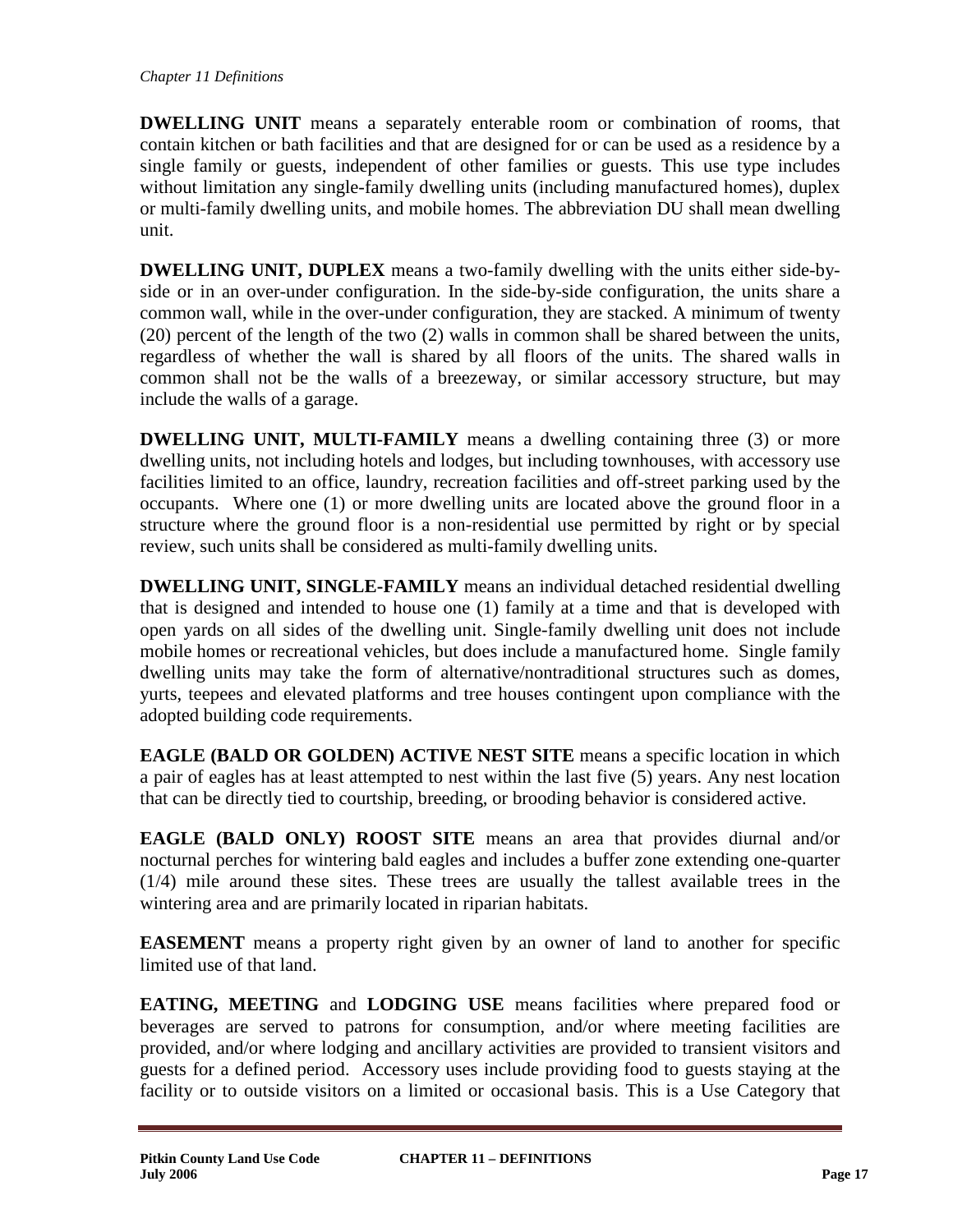**DWELLING UNIT** means a separately enterable room or combination of rooms, that contain kitchen or bath facilities and that are designed for or can be used as a residence by a single family or guests, independent of other families or guests. This use type includes without limitation any single-family dwelling units (including manufactured homes), duplex or multi-family dwelling units, and mobile homes. The abbreviation DU shall mean dwelling unit.

**DWELLING UNIT, DUPLEX** means a two-family dwelling with the units either side-by-side or in an over-under configuration. In the side-by-side configuration, the units share a common wall, while in the over-under configuration, they are stacked. A minimum of twenty (20) percent of the length of the two (2) walls in common shall be shared between the units, regardless of whether the wall is shared by all floors of the units. The shared walls in common shall not be the walls of a breezeway, or similar accessory structure, but may include the walls of a garage.

**DWELLING UNIT, MULTI-FAMILY** means a dwelling containing three (3) or more dwelling units, not including hotels and lodges, but including townhouses, with accessory use facilities limited to an office, laundry, recreation facilities and off-street parking used by the occupants. Where one (1) or more dwelling units are located above the ground floor in a structure where the ground floor is a non-residential use permitted by right or by special review, such units shall be considered as multi-family dwelling units.

**DWELLING UNIT, SINGLE-FAMILY** means an individual detached residential dwelling that is designed and intended to house one (1) family at a time and that is developed with open yards on all sides of the dwelling unit. Single-family dwelling unit does not include mobile homes or recreational vehicles, but does include a manufactured home. Single family dwelling units may take the form of alternative/nontraditional structures such as domes, yurts, teepees and elevated platforms and tree houses contingent upon compliance with the adopted building code requirements.

**EAGLE (BALD OR GOLDEN) ACTIVE NEST SITE** means a specific location in which a pair of eagles has at least attempted to nest within the last five (5) years. Any nest location that can be directly tied to courtship, breeding, or brooding behavior is considered active.

**EAGLE (BALD ONLY) ROOST SITE** means an area that provides diurnal and/or nocturnal perches for wintering bald eagles and includes a buffer zone extending one-quarter (1/4) mile around these sites. These trees are usually the tallest available trees in the wintering area and are primarily located in riparian habitats.

**EASEMENT** means a property right given by an owner of land to another for specific limited use of that land.

**EATING, MEETING** and **LODGING USE** means facilities where prepared food or beverages are served to patrons for consumption, and/or where meeting facilities are provided, and/or where lodging and ancillary activities are provided to transient visitors and guests for a defined period. Accessory uses include providing food to guests staying at the facility or to outside visitors on a limited or occasional basis. This is a Use Category that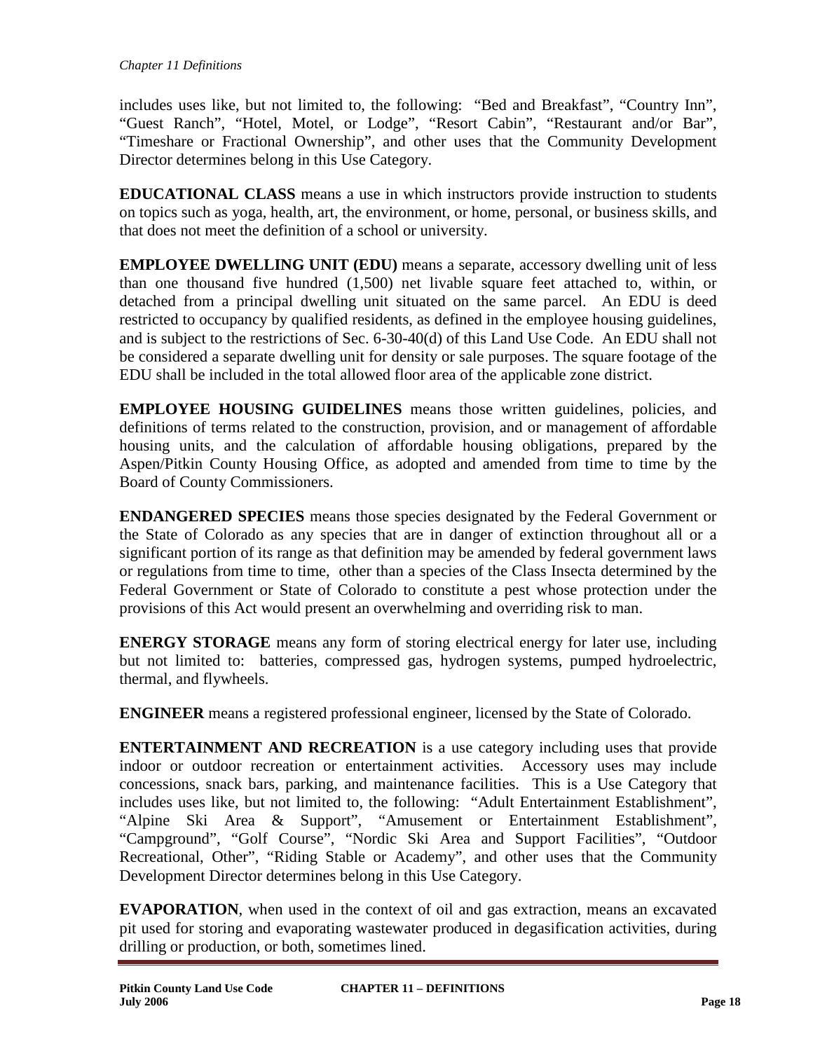includes uses like, but not limited to, the following: "Bed and Breakfast", "Country Inn", "Guest Ranch", "Hotel, Motel, or Lodge", "Resort Cabin", "Restaurant and/or Bar", "Timeshare or Fractional Ownership", and other uses that the Community Development Director determines belong in this Use Category.

**EDUCATIONAL CLASS** means a use in which instructors provide instruction to students on topics such as yoga, health, art, the environment, or home, personal, or business skills, and that does not meet the definition of a school or university.

**EMPLOYEE DWELLING UNIT (EDU)** means a separate, accessory dwelling unit of less than one thousand five hundred (1,500) net livable square feet attached to, within, or detached from a principal dwelling unit situated on the same parcel. An EDU is deed restricted to occupancy by qualified residents, as defined in the employee housing guidelines, and is subject to the restrictions of Sec. 6-30-40(d) of this Land Use Code. An EDU shall not be considered a separate dwelling unit for density or sale purposes. The square footage of the EDU shall be included in the total allowed floor area of the applicable zone district.

**EMPLOYEE HOUSING GUIDELINES** means those written guidelines, policies, and definitions of terms related to the construction, provision, and or management of affordable housing units, and the calculation of affordable housing obligations, prepared by the Aspen/Pitkin County Housing Office, as adopted and amended from time to time by the Board of County Commissioners.

**ENDANGERED SPECIES** means those species designated by the Federal Government or the State of Colorado as any species that are in danger of extinction throughout all or a significant portion of its range as that definition may be amended by federal government laws or regulations from time to time, other than a species of the Class Insecta determined by the Federal Government or State of Colorado to constitute a pest whose protection under the provisions of this Act would present an overwhelming and overriding risk to man.

**ENERGY STORAGE** means any form of storing electrical energy for later use, including but not limited to: batteries, compressed gas, hydrogen systems, pumped hydroelectric, thermal, and flywheels.

**ENGINEER** means a registered professional engineer, licensed by the State of Colorado.

**ENTERTAINMENT AND RECREATION** is a use category including uses that provide indoor or outdoor recreation or entertainment activities. Accessory uses may include concessions, snack bars, parking, and maintenance facilities. This is a Use Category that includes uses like, but not limited to, the following: "Adult Entertainment Establishment", "Alpine Ski Area & Support", "Amusement or Entertainment Establishment", "Campground", "Golf Course", "Nordic Ski Area and Support Facilities", "Outdoor Recreational, Other", "Riding Stable or Academy", and other uses that the Community Development Director determines belong in this Use Category.

**EVAPORATION**, when used in the context of oil and gas extraction, means an excavated pit used for storing and evaporating wastewater produced in degasification activities, during drilling or production, or both, sometimes lined.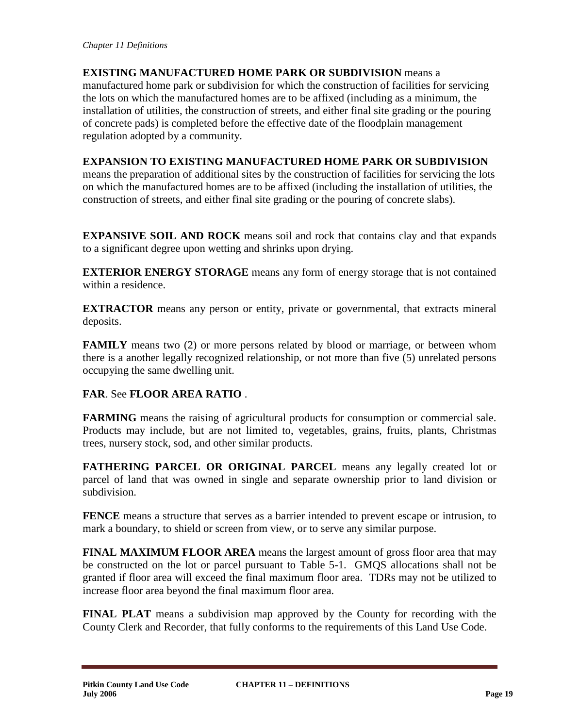**EXISTING MANUFACTURED HOME PARK OR SUBDIVISION** means a manufactured home park or subdivision for which the construction of facilities for servicing the lots on which the manufactured homes are to be affixed (including as a minimum, the installation of utilities, the construction of streets, and either final site grading or the pouring of concrete pads) is completed before the effective date of the floodplain management regulation adopted by a community.

**EXPANSION TO EXISTING MANUFACTURED HOME PARK OR SUBDIVISION** means the preparation of additional sites by the construction of facilities for servicing the lots on which the manufactured homes are to be affixed (including the installation of utilities, the construction of streets, and either final site grading or the pouring of concrete slabs).

**EXPANSIVE SOIL AND ROCK** means soil and rock that contains clay and that expands to a significant degree upon wetting and shrinks upon drying.

**EXTERIOR ENERGY STORAGE** means any form of energy storage that is not contained within a residence.

**EXTRACTOR** means any person or entity, private or governmental, that extracts mineral deposits.

**FAMILY** means two (2) or more persons related by blood or marriage, or between whom there is a another legally recognized relationship, or not more than five (5) unrelated persons occupying the same dwelling unit.

**FAR**. See **FLOOR AREA RATIO** .

**FARMING** means the raising of agricultural products for consumption or commercial sale. Products may include, but are not limited to, vegetables, grains, fruits, plants, Christmas trees, nursery stock, sod, and other similar products.

**FATHERING PARCEL OR ORIGINAL PARCEL** means any legally created lot or parcel of land that was owned in single and separate ownership prior to land division or subdivision.

**FENCE** means a structure that serves as a barrier intended to prevent escape or intrusion, to mark a boundary, to shield or screen from view, or to serve any similar purpose.

**FINAL MAXIMUM FLOOR AREA** means the largest amount of gross floor area that may be constructed on the lot or parcel pursuant to Table 5-1. GMQS allocations shall not be granted if floor area will exceed the final maximum floor area. TDRs may not be utilized to increase floor area beyond the final maximum floor area.

**FINAL PLAT** means a subdivision map approved by the County for recording with the County Clerk and Recorder, that fully conforms to the requirements of this Land Use Code.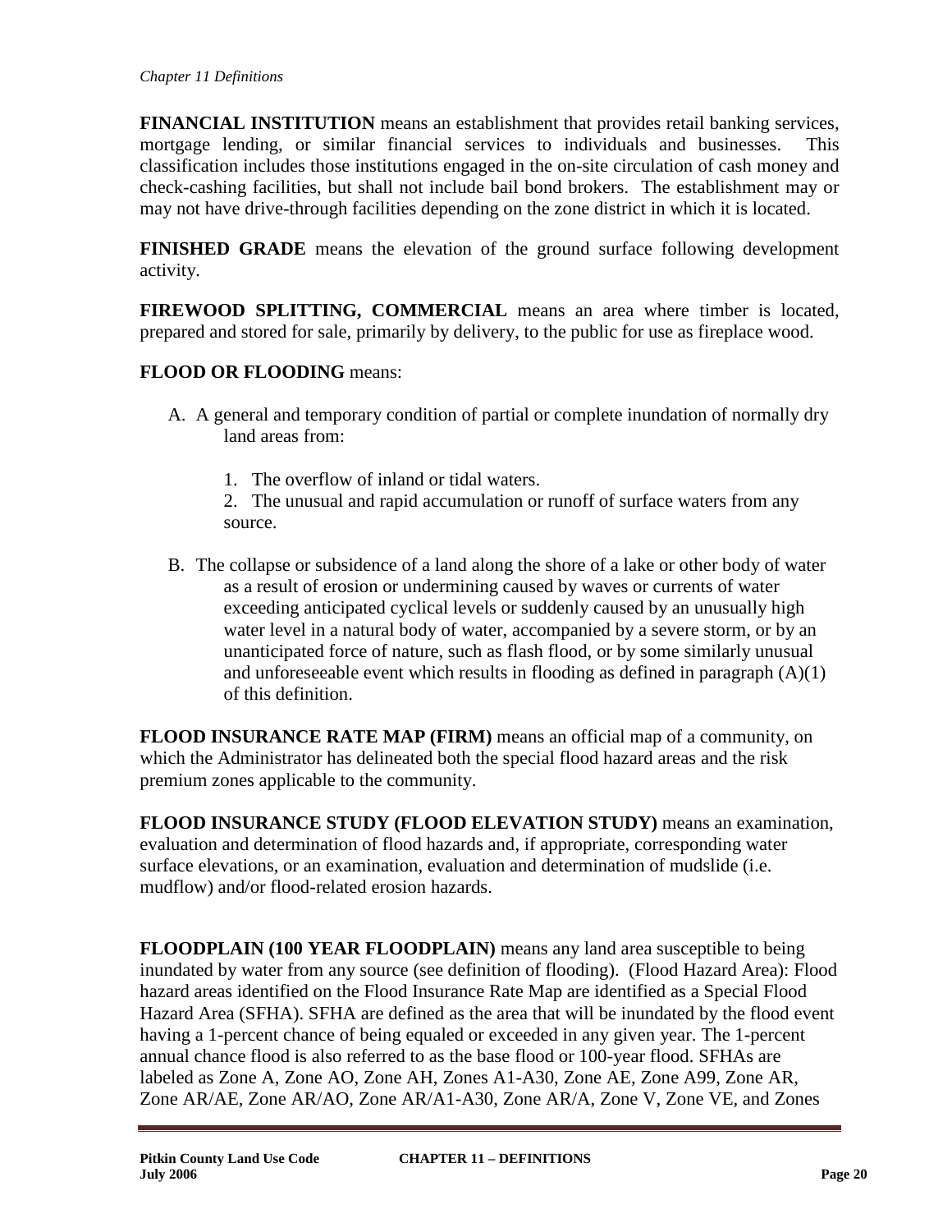**FINANCIAL INSTITUTION** means an establishment that provides retail banking services, mortgage lending, or similar financial services to individuals and businesses. This classification includes those institutions engaged in the on-site circulation of cash money and check-cashing facilities, but shall not include bail bond brokers. The establishment may or may not have drive-through facilities depending on the zone district in which it is located.

**FINISHED GRADE** means the elevation of the ground surface following development activity.

**FIREWOOD SPLITTING, COMMERCIAL** means an area where timber is located, prepared and stored for sale, primarily by delivery, to the public for use as fireplace wood.

**FLOOD OR FLOODING** means:

A. A general and temporary condition of partial or complete inundation of normally dry land areas from:

   1. The overflow of inland or tidal waters.
   2. The unusual and rapid accumulation or runoff of surface waters from any source.

B. The collapse or subsidence of a land along the shore of a lake or other body of water as a result of erosion or undermining caused by waves or currents of water exceeding anticipated cyclical levels or suddenly caused by an unusually high water level in a natural body of water, accompanied by a severe storm, or by an unanticipated force of nature, such as flash flood, or by some similarly unusual and unforeseeable event which results in flooding as defined in paragraph (A)(1) of this definition.

**FLOOD INSURANCE RATE MAP (FIRM)** means an official map of a community, on which the Administrator has delineated both the special flood hazard areas and the risk premium zones applicable to the community.

**FLOOD INSURANCE STUDY (FLOOD ELEVATION STUDY)** means an examination, evaluation and determination of flood hazards and, if appropriate, corresponding water surface elevations, or an examination, evaluation and determination of mudslide (i.e. mudflow) and/or flood-related erosion hazards.

**FLOODPLAIN (100 YEAR FLOODPLAIN)** means any land area susceptible to being inundated by water from any source (see definition of flooding). (Flood Hazard Area): Flood hazard areas identified on the Flood Insurance Rate Map are identified as a Special Flood Hazard Area (SFHA). SFHA are defined as the area that will be inundated by the flood event having a 1-percent chance of being equaled or exceeded in any given year. The 1-percent annual chance flood is also referred to as the base flood or 100-year flood. SFHAs are labeled as Zone A, Zone AO, Zone AH, Zones A1-A30, Zone AE, Zone A99, Zone AR, Zone AR/AE, Zone AR/AO, Zone AR/A1-A30, Zone AR/A, Zone V, Zone VE, and Zones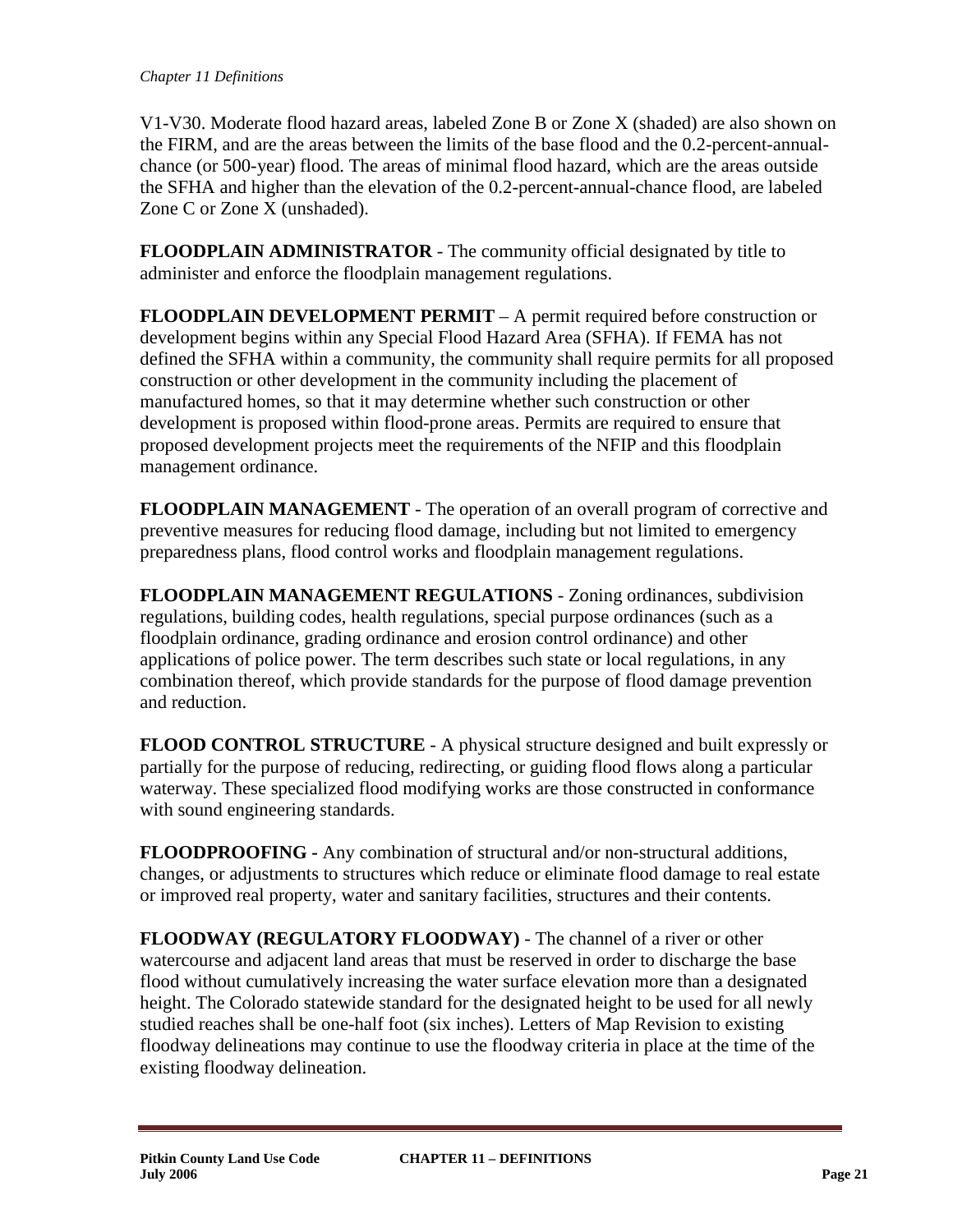V1-V30. Moderate flood hazard areas, labeled Zone B or Zone X (shaded) are also shown on the FIRM, and are the areas between the limits of the base flood and the 0.2-percent-annual-chance (or 500-year) flood. The areas of minimal flood hazard, which are the areas outside the SFHA and higher than the elevation of the 0.2-percent-annual-chance flood, are labeled Zone C or Zone X (unshaded).

**FLOODPLAIN ADMINISTRATOR** - The community official designated by title to administer and enforce the floodplain management regulations.

**FLOODPLAIN DEVELOPMENT PERMIT** – A permit required before construction or development begins within any Special Flood Hazard Area (SFHA). If FEMA has not defined the SFHA within a community, the community shall require permits for all proposed construction or other development in the community including the placement of manufactured homes, so that it may determine whether such construction or other development is proposed within flood-prone areas. Permits are required to ensure that proposed development projects meet the requirements of the NFIP and this floodplain management ordinance.

**FLOODPLAIN MANAGEMENT** - The operation of an overall program of corrective and preventive measures for reducing flood damage, including but not limited to emergency preparedness plans, flood control works and floodplain management regulations.

**FLOODPLAIN MANAGEMENT REGULATIONS** - Zoning ordinances, subdivision regulations, building codes, health regulations, special purpose ordinances (such as a floodplain ordinance, grading ordinance and erosion control ordinance) and other applications of police power. The term describes such state or local regulations, in any combination thereof, which provide standards for the purpose of flood damage prevention and reduction.

**FLOOD CONTROL STRUCTURE** - A physical structure designed and built expressly or partially for the purpose of reducing, redirecting, or guiding flood flows along a particular waterway. These specialized flood modifying works are those constructed in conformance with sound engineering standards.

**FLOODPROOFING -** Any combination of structural and/or non-structural additions, changes, or adjustments to structures which reduce or eliminate flood damage to real estate or improved real property, water and sanitary facilities, structures and their contents.

**FLOODWAY (REGULATORY FLOODWAY)** - The channel of a river or other watercourse and adjacent land areas that must be reserved in order to discharge the base flood without cumulatively increasing the water surface elevation more than a designated height. The Colorado statewide standard for the designated height to be used for all newly studied reaches shall be one-half foot (six inches). Letters of Map Revision to existing floodway delineations may continue to use the floodway criteria in place at the time of the existing floodway delineation.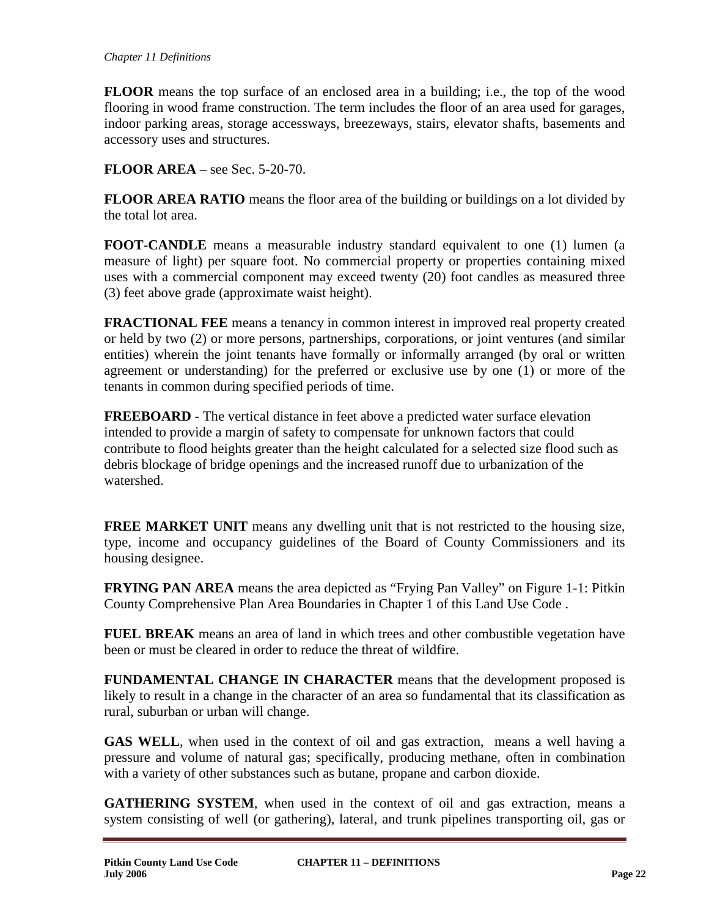**FLOOR** means the top surface of an enclosed area in a building; i.e., the top of the wood flooring in wood frame construction. The term includes the floor of an area used for garages, indoor parking areas, storage accessways, breezeways, stairs, elevator shafts, basements and accessory uses and structures.

**FLOOR AREA** – see Sec. 5-20-70.

**FLOOR AREA RATIO** means the floor area of the building or buildings on a lot divided by the total lot area.

**FOOT-CANDLE** means a measurable industry standard equivalent to one (1) lumen (a measure of light) per square foot. No commercial property or properties containing mixed uses with a commercial component may exceed twenty (20) foot candles as measured three (3) feet above grade (approximate waist height).

**FRACTIONAL FEE** means a tenancy in common interest in improved real property created or held by two (2) or more persons, partnerships, corporations, or joint ventures (and similar entities) wherein the joint tenants have formally or informally arranged (by oral or written agreement or understanding) for the preferred or exclusive use by one (1) or more of the tenants in common during specified periods of time.

**FREEBOARD** - The vertical distance in feet above a predicted water surface elevation intended to provide a margin of safety to compensate for unknown factors that could contribute to flood heights greater than the height calculated for a selected size flood such as debris blockage of bridge openings and the increased runoff due to urbanization of the watershed.

**FREE MARKET UNIT** means any dwelling unit that is not restricted to the housing size, type, income and occupancy guidelines of the Board of County Commissioners and its housing designee.

**FRYING PAN AREA** means the area depicted as "Frying Pan Valley" on Figure 1-1: Pitkin County Comprehensive Plan Area Boundaries in Chapter 1 of this Land Use Code .

**FUEL BREAK** means an area of land in which trees and other combustible vegetation have been or must be cleared in order to reduce the threat of wildfire.

**FUNDAMENTAL CHANGE IN CHARACTER** means that the development proposed is likely to result in a change in the character of an area so fundamental that its classification as rural, suburban or urban will change.

**GAS WELL**, when used in the context of oil and gas extraction, means a well having a pressure and volume of natural gas; specifically, producing methane, often in combination with a variety of other substances such as butane, propane and carbon dioxide.

**GATHERING SYSTEM**, when used in the context of oil and gas extraction, means a system consisting of well (or gathering), lateral, and trunk pipelines transporting oil, gas or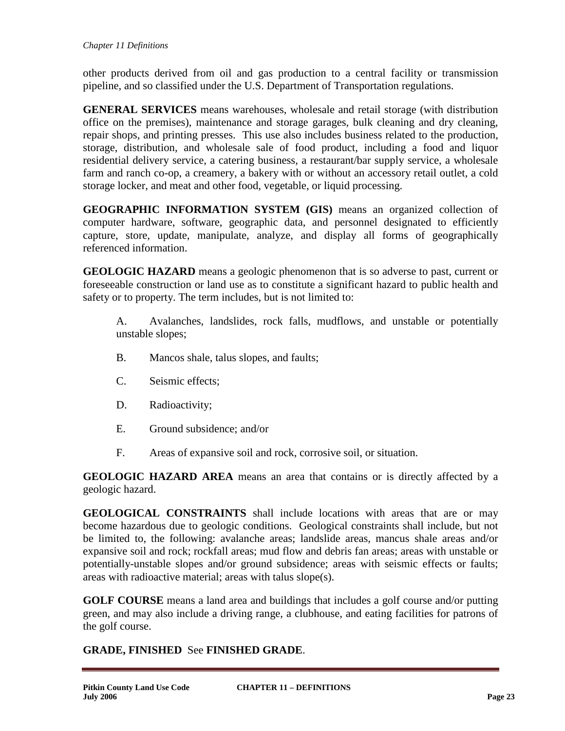other products derived from oil and gas production to a central facility or transmission pipeline, and so classified under the U.S. Department of Transportation regulations.

**GENERAL SERVICES** means warehouses, wholesale and retail storage (with distribution office on the premises), maintenance and storage garages, bulk cleaning and dry cleaning, repair shops, and printing presses. This use also includes business related to the production, storage, distribution, and wholesale sale of food product, including a food and liquor residential delivery service, a catering business, a restaurant/bar supply service, a wholesale farm and ranch co-op, a creamery, a bakery with or without an accessory retail outlet, a cold storage locker, and meat and other food, vegetable, or liquid processing.

**GEOGRAPHIC INFORMATION SYSTEM (GIS)** means an organized collection of computer hardware, software, geographic data, and personnel designated to efficiently capture, store, update, manipulate, analyze, and display all forms of geographically referenced information.

**GEOLOGIC HAZARD** means a geologic phenomenon that is so adverse to past, current or foreseeable construction or land use as to constitute a significant hazard to public health and safety or to property. The term includes, but is not limited to:

A. Avalanches, landslides, rock falls, mudflows, and unstable or potentially unstable slopes;

B. Mancos shale, talus slopes, and faults;

C. Seismic effects;

D. Radioactivity;

E. Ground subsidence; and/or

F. Areas of expansive soil and rock, corrosive soil, or situation.

**GEOLOGIC HAZARD AREA** means an area that contains or is directly affected by a geologic hazard.

**GEOLOGICAL CONSTRAINTS** shall include locations with areas that are or may become hazardous due to geologic conditions. Geological constraints shall include, but not be limited to, the following: avalanche areas; landslide areas, mancus shale areas and/or expansive soil and rock; rockfall areas; mud flow and debris fan areas; areas with unstable or potentially-unstable slopes and/or ground subsidence; areas with seismic effects or faults; areas with radioactive material; areas with talus slope(s).

**GOLF COURSE** means a land area and buildings that includes a golf course and/or putting green, and may also include a driving range, a clubhouse, and eating facilities for patrons of the golf course.

**GRADE, FINISHED** See **FINISHED GRADE**.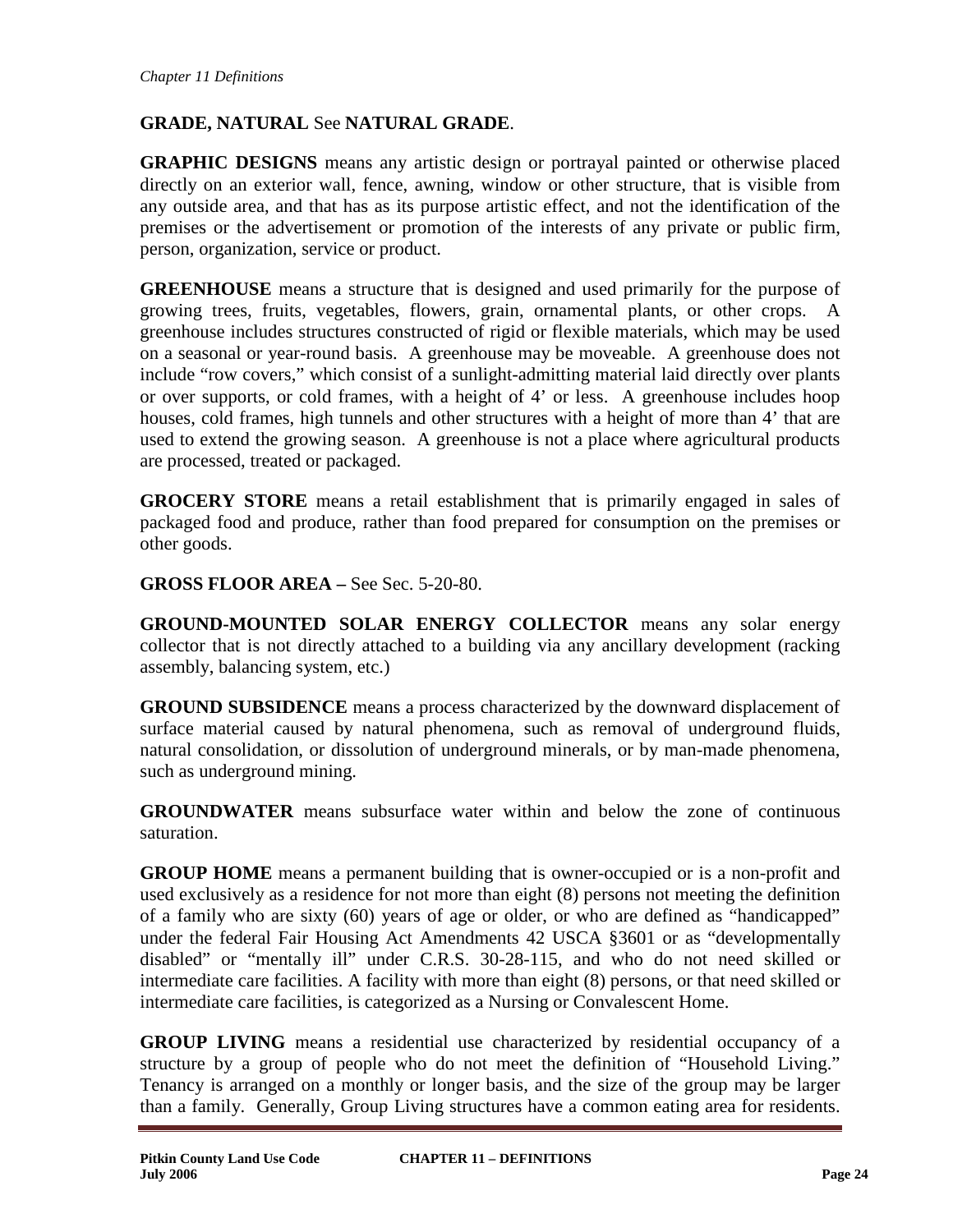**GRADE, NATURAL** See **NATURAL GRADE**.

**GRAPHIC DESIGNS** means any artistic design or portrayal painted or otherwise placed directly on an exterior wall, fence, awning, window or other structure, that is visible from any outside area, and that has as its purpose artistic effect, and not the identification of the premises or the advertisement or promotion of the interests of any private or public firm, person, organization, service or product.

**GREENHOUSE** means a structure that is designed and used primarily for the purpose of growing trees, fruits, vegetables, flowers, grain, ornamental plants, or other crops. A greenhouse includes structures constructed of rigid or flexible materials, which may be used on a seasonal or year-round basis. A greenhouse may be moveable. A greenhouse does not include "row covers," which consist of a sunlight-admitting material laid directly over plants or over supports, or cold frames, with a height of 4' or less. A greenhouse includes hoop houses, cold frames, high tunnels and other structures with a height of more than 4' that are used to extend the growing season. A greenhouse is not a place where agricultural products are processed, treated or packaged.

**GROCERY STORE** means a retail establishment that is primarily engaged in sales of packaged food and produce, rather than food prepared for consumption on the premises or other goods.

**GROSS FLOOR AREA –** See Sec. 5-20-80.

**GROUND-MOUNTED SOLAR ENERGY COLLECTOR** means any solar energy collector that is not directly attached to a building via any ancillary development (racking assembly, balancing system, etc.)

**GROUND SUBSIDENCE** means a process characterized by the downward displacement of surface material caused by natural phenomena, such as removal of underground fluids, natural consolidation, or dissolution of underground minerals, or by man-made phenomena, such as underground mining.

**GROUNDWATER** means subsurface water within and below the zone of continuous saturation.

**GROUP HOME** means a permanent building that is owner-occupied or is a non-profit and used exclusively as a residence for not more than eight (8) persons not meeting the definition of a family who are sixty (60) years of age or older, or who are defined as "handicapped" under the federal Fair Housing Act Amendments 42 USCA §3601 or as "developmentally disabled" or "mentally ill" under C.R.S. 30-28-115, and who do not need skilled or intermediate care facilities. A facility with more than eight (8) persons, or that need skilled or intermediate care facilities, is categorized as a Nursing or Convalescent Home.

**GROUP LIVING** means a residential use characterized by residential occupancy of a structure by a group of people who do not meet the definition of "Household Living." Tenancy is arranged on a monthly or longer basis, and the size of the group may be larger than a family. Generally, Group Living structures have a common eating area for residents.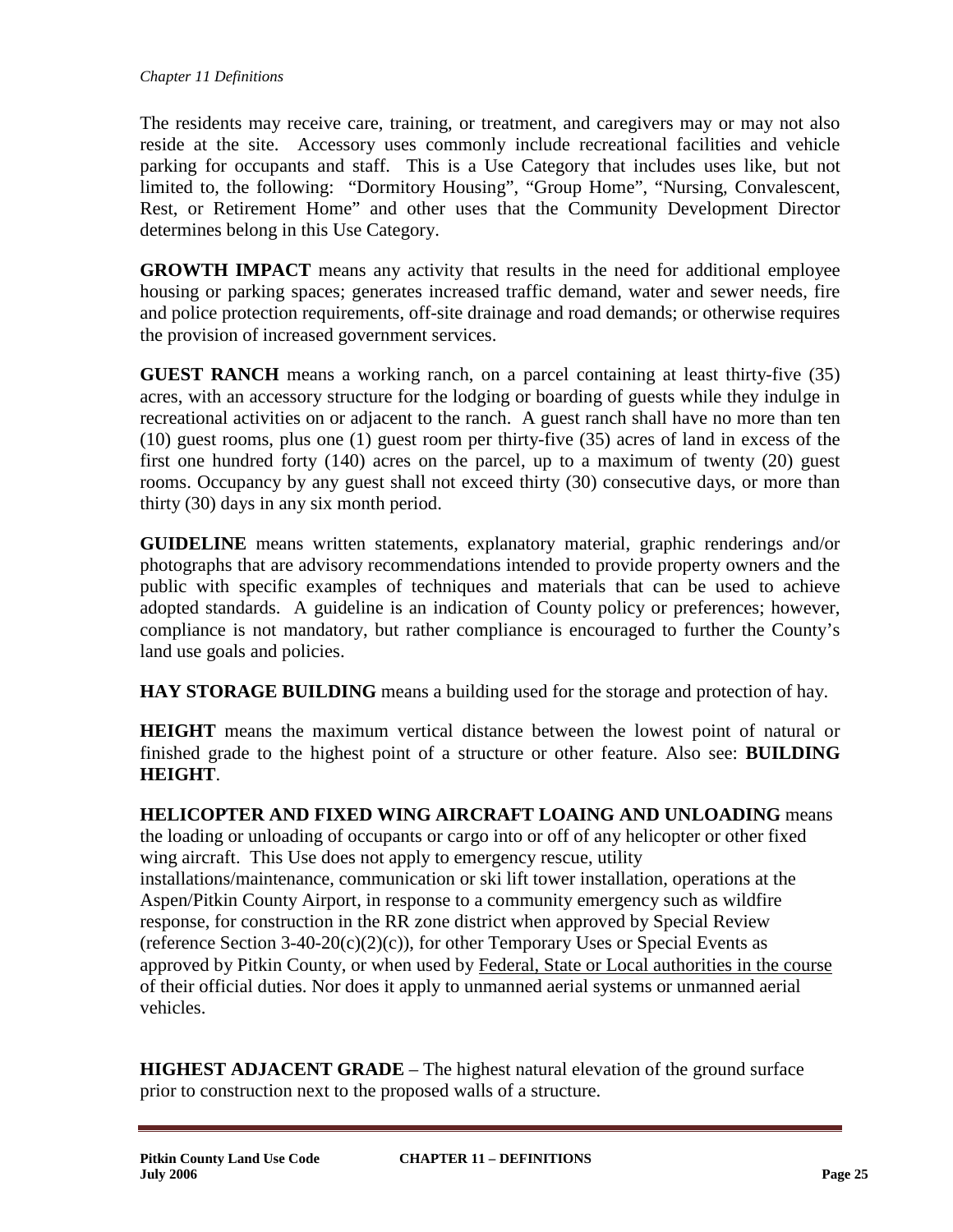The residents may receive care, training, or treatment, and caregivers may or may not also reside at the site. Accessory uses commonly include recreational facilities and vehicle parking for occupants and staff. This is a Use Category that includes uses like, but not limited to, the following: "Dormitory Housing", "Group Home", "Nursing, Convalescent, Rest, or Retirement Home" and other uses that the Community Development Director determines belong in this Use Category.

**GROWTH IMPACT** means any activity that results in the need for additional employee housing or parking spaces; generates increased traffic demand, water and sewer needs, fire and police protection requirements, off-site drainage and road demands; or otherwise requires the provision of increased government services.

**GUEST RANCH** means a working ranch, on a parcel containing at least thirty-five (35) acres, with an accessory structure for the lodging or boarding of guests while they indulge in recreational activities on or adjacent to the ranch. A guest ranch shall have no more than ten (10) guest rooms, plus one (1) guest room per thirty-five (35) acres of land in excess of the first one hundred forty (140) acres on the parcel, up to a maximum of twenty (20) guest rooms. Occupancy by any guest shall not exceed thirty (30) consecutive days, or more than thirty (30) days in any six month period.

**GUIDELINE** means written statements, explanatory material, graphic renderings and/or photographs that are advisory recommendations intended to provide property owners and the public with specific examples of techniques and materials that can be used to achieve adopted standards. A guideline is an indication of County policy or preferences; however, compliance is not mandatory, but rather compliance is encouraged to further the County's land use goals and policies.

**HAY STORAGE BUILDING** means a building used for the storage and protection of hay.

**HEIGHT** means the maximum vertical distance between the lowest point of natural or finished grade to the highest point of a structure or other feature. Also see: **BUILDING HEIGHT**.

**HELICOPTER AND FIXED WING AIRCRAFT LOAING AND UNLOADING** means the loading or unloading of occupants or cargo into or off of any helicopter or other fixed wing aircraft. This Use does not apply to emergency rescue, utility installations/maintenance, communication or ski lift tower installation, operations at the Aspen/Pitkin County Airport, in response to a community emergency such as wildfire response, for construction in the RR zone district when approved by Special Review (reference Section 3-40-20(c)(2)(c)), for other Temporary Uses or Special Events as approved by Pitkin County, or when used by Federal, State or Local authorities in the course of their official duties. Nor does it apply to unmanned aerial systems or unmanned aerial vehicles.

**HIGHEST ADJACENT GRADE** – The highest natural elevation of the ground surface prior to construction next to the proposed walls of a structure.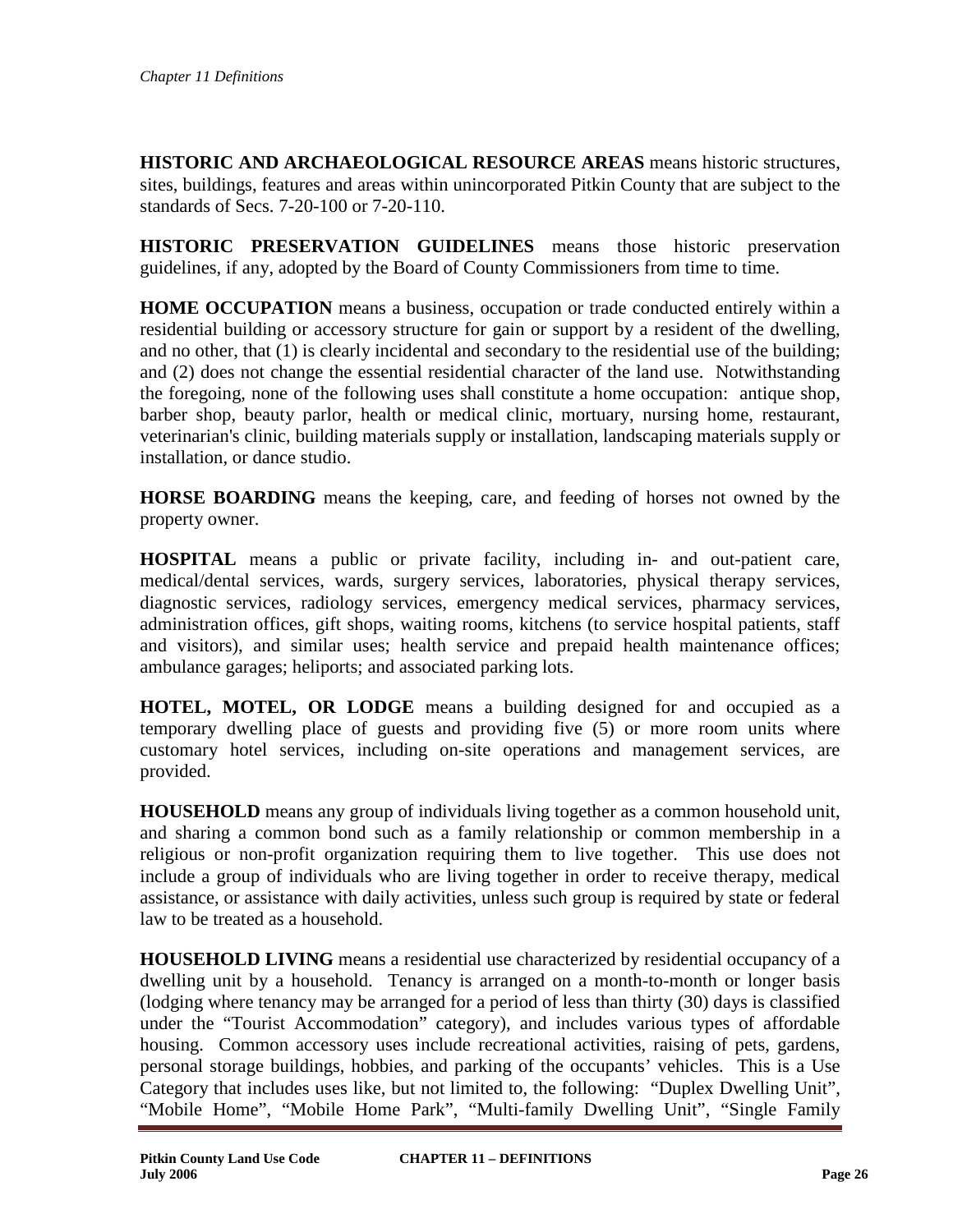**HISTORIC AND ARCHAEOLOGICAL RESOURCE AREAS** means historic structures, sites, buildings, features and areas within unincorporated Pitkin County that are subject to the standards of Secs. 7-20-100 or 7-20-110.

**HISTORIC PRESERVATION GUIDELINES** means those historic preservation guidelines, if any, adopted by the Board of County Commissioners from time to time.

**HOME OCCUPATION** means a business, occupation or trade conducted entirely within a residential building or accessory structure for gain or support by a resident of the dwelling, and no other, that (1) is clearly incidental and secondary to the residential use of the building; and (2) does not change the essential residential character of the land use. Notwithstanding the foregoing, none of the following uses shall constitute a home occupation: antique shop, barber shop, beauty parlor, health or medical clinic, mortuary, nursing home, restaurant, veterinarian's clinic, building materials supply or installation, landscaping materials supply or installation, or dance studio.

**HORSE BOARDING** means the keeping, care, and feeding of horses not owned by the property owner.

**HOSPITAL** means a public or private facility, including in- and out-patient care, medical/dental services, wards, surgery services, laboratories, physical therapy services, diagnostic services, radiology services, emergency medical services, pharmacy services, administration offices, gift shops, waiting rooms, kitchens (to service hospital patients, staff and visitors), and similar uses; health service and prepaid health maintenance offices; ambulance garages; heliports; and associated parking lots.

**HOTEL, MOTEL, OR LODGE** means a building designed for and occupied as a temporary dwelling place of guests and providing five (5) or more room units where customary hotel services, including on-site operations and management services, are provided.

**HOUSEHOLD** means any group of individuals living together as a common household unit, and sharing a common bond such as a family relationship or common membership in a religious or non-profit organization requiring them to live together. This use does not include a group of individuals who are living together in order to receive therapy, medical assistance, or assistance with daily activities, unless such group is required by state or federal law to be treated as a household.

**HOUSEHOLD LIVING** means a residential use characterized by residential occupancy of a dwelling unit by a household. Tenancy is arranged on a month-to-month or longer basis (lodging where tenancy may be arranged for a period of less than thirty (30) days is classified under the "Tourist Accommodation" category), and includes various types of affordable housing. Common accessory uses include recreational activities, raising of pets, gardens, personal storage buildings, hobbies, and parking of the occupants' vehicles. This is a Use Category that includes uses like, but not limited to, the following: "Duplex Dwelling Unit", "Mobile Home", "Mobile Home Park", "Multi-family Dwelling Unit", "Single Family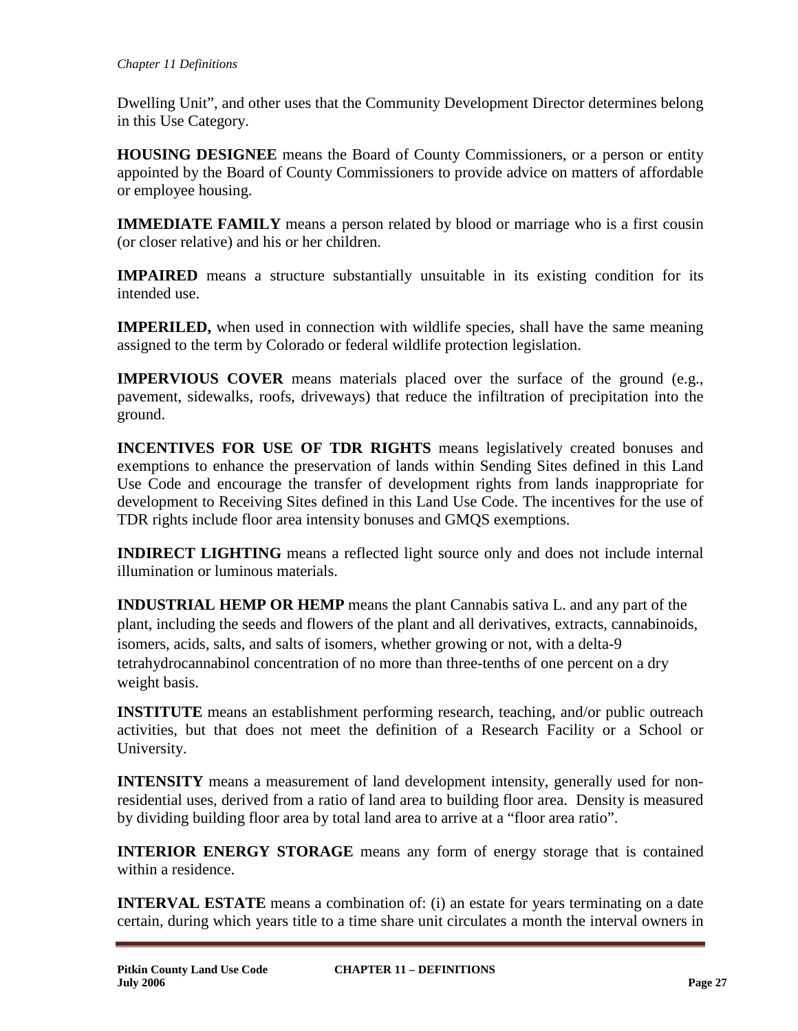Dwelling Unit", and other uses that the Community Development Director determines belong in this Use Category.

**HOUSING DESIGNEE** means the Board of County Commissioners, or a person or entity appointed by the Board of County Commissioners to provide advice on matters of affordable or employee housing.

**IMMEDIATE FAMILY** means a person related by blood or marriage who is a first cousin (or closer relative) and his or her children.

**IMPAIRED** means a structure substantially unsuitable in its existing condition for its intended use.

**IMPERILED,** when used in connection with wildlife species, shall have the same meaning assigned to the term by Colorado or federal wildlife protection legislation.

**IMPERVIOUS COVER** means materials placed over the surface of the ground (e.g., pavement, sidewalks, roofs, driveways) that reduce the infiltration of precipitation into the ground.

**INCENTIVES FOR USE OF TDR RIGHTS** means legislatively created bonuses and exemptions to enhance the preservation of lands within Sending Sites defined in this Land Use Code and encourage the transfer of development rights from lands inappropriate for development to Receiving Sites defined in this Land Use Code. The incentives for the use of TDR rights include floor area intensity bonuses and GMQS exemptions.

**INDIRECT LIGHTING** means a reflected light source only and does not include internal illumination or luminous materials.

**INDUSTRIAL HEMP OR HEMP** means the plant Cannabis sativa L. and any part of the plant, including the seeds and flowers of the plant and all derivatives, extracts, cannabinoids, isomers, acids, salts, and salts of isomers, whether growing or not, with a delta-9 tetrahydrocannabinol concentration of no more than three-tenths of one percent on a dry weight basis.

**INSTITUTE** means an establishment performing research, teaching, and/or public outreach activities, but that does not meet the definition of a Research Facility or a School or University.

**INTENSITY** means a measurement of land development intensity, generally used for non-residential uses, derived from a ratio of land area to building floor area. Density is measured by dividing building floor area by total land area to arrive at a "floor area ratio".

**INTERIOR ENERGY STORAGE** means any form of energy storage that is contained within a residence.

**INTERVAL ESTATE** means a combination of: (i) an estate for years terminating on a date certain, during which years title to a time share unit circulates a month the interval owners in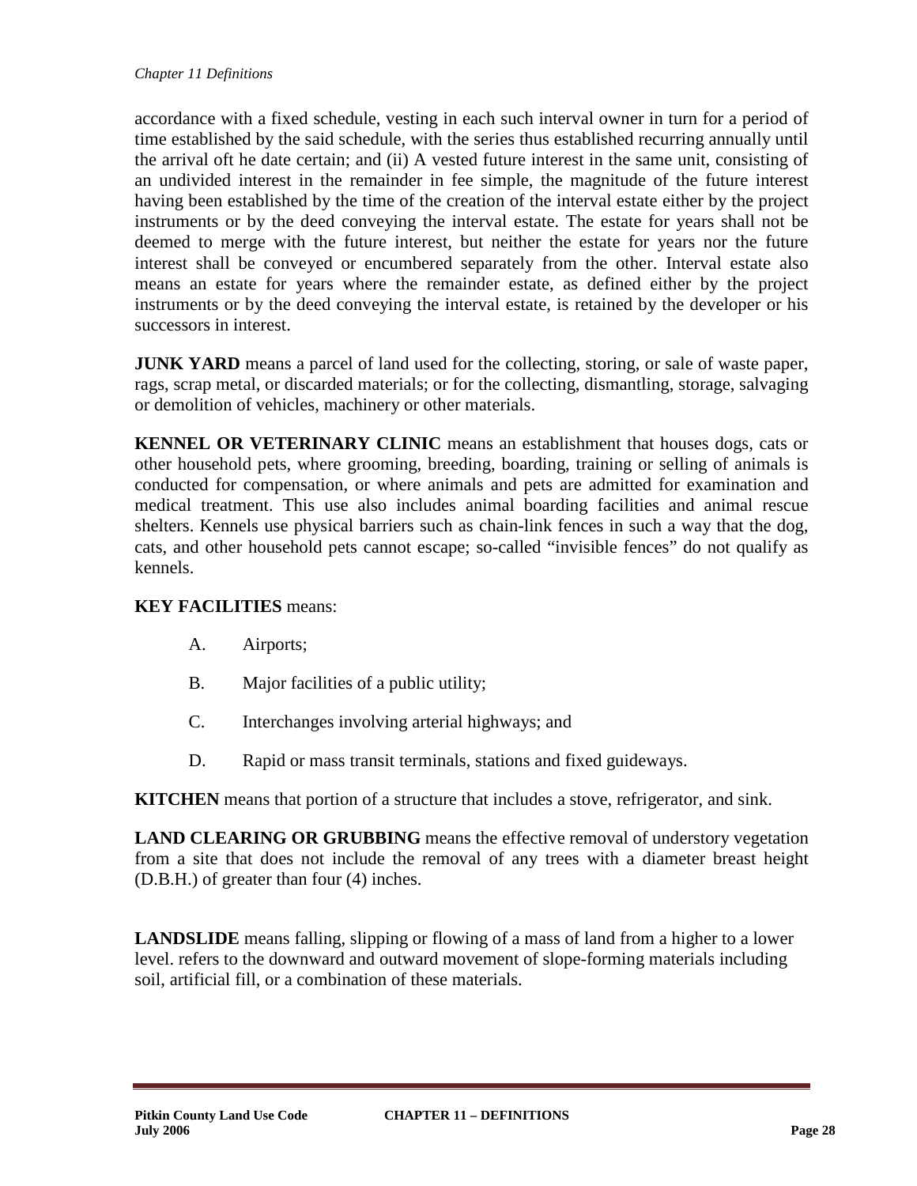accordance with a fixed schedule, vesting in each such interval owner in turn for a period of time established by the said schedule, with the series thus established recurring annually until the arrival oft he date certain; and (ii) A vested future interest in the same unit, consisting of an undivided interest in the remainder in fee simple, the magnitude of the future interest having been established by the time of the creation of the interval estate either by the project instruments or by the deed conveying the interval estate. The estate for years shall not be deemed to merge with the future interest, but neither the estate for years nor the future interest shall be conveyed or encumbered separately from the other. Interval estate also means an estate for years where the remainder estate, as defined either by the project instruments or by the deed conveying the interval estate, is retained by the developer or his successors in interest.

**JUNK YARD** means a parcel of land used for the collecting, storing, or sale of waste paper, rags, scrap metal, or discarded materials; or for the collecting, dismantling, storage, salvaging or demolition of vehicles, machinery or other materials.

**KENNEL OR VETERINARY CLINIC** means an establishment that houses dogs, cats or other household pets, where grooming, breeding, boarding, training or selling of animals is conducted for compensation, or where animals and pets are admitted for examination and medical treatment. This use also includes animal boarding facilities and animal rescue shelters. Kennels use physical barriers such as chain-link fences in such a way that the dog, cats, and other household pets cannot escape; so-called "invisible fences" do not qualify as kennels.

**KEY FACILITIES** means:

A. Airports;

B. Major facilities of a public utility;

C. Interchanges involving arterial highways; and

D. Rapid or mass transit terminals, stations and fixed guideways.

**KITCHEN** means that portion of a structure that includes a stove, refrigerator, and sink.

**LAND CLEARING OR GRUBBING** means the effective removal of understory vegetation from a site that does not include the removal of any trees with a diameter breast height (D.B.H.) of greater than four (4) inches.

**LANDSLIDE** means falling, slipping or flowing of a mass of land from a higher to a lower level. refers to the downward and outward movement of slope-forming materials including soil, artificial fill, or a combination of these materials.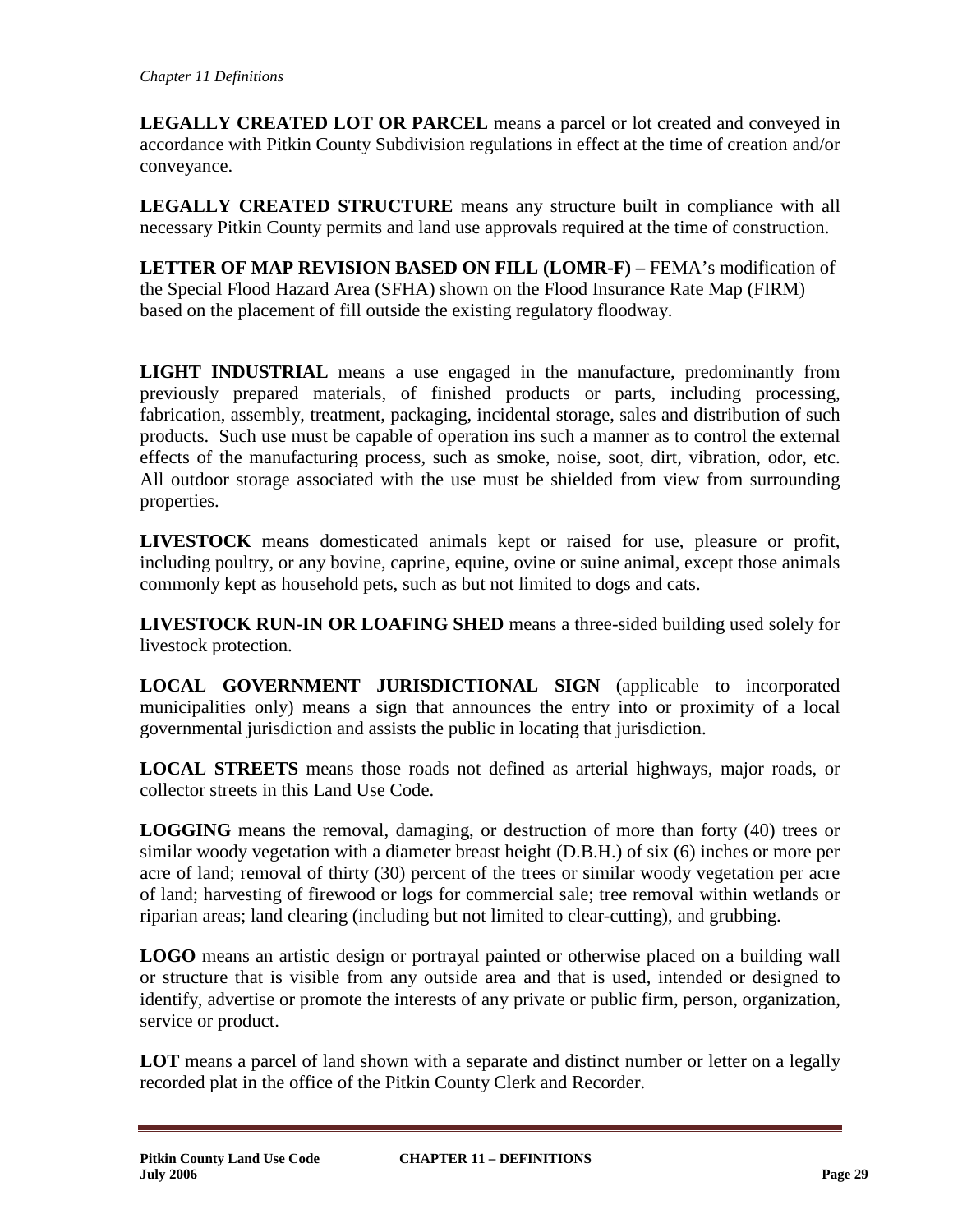**LEGALLY CREATED LOT OR PARCEL** means a parcel or lot created and conveyed in accordance with Pitkin County Subdivision regulations in effect at the time of creation and/or conveyance.

**LEGALLY CREATED STRUCTURE** means any structure built in compliance with all necessary Pitkin County permits and land use approvals required at the time of construction.

**LETTER OF MAP REVISION BASED ON FILL (LOMR-F) –** FEMA's modification of the Special Flood Hazard Area (SFHA) shown on the Flood Insurance Rate Map (FIRM) based on the placement of fill outside the existing regulatory floodway.

**LIGHT INDUSTRIAL** means a use engaged in the manufacture, predominantly from previously prepared materials, of finished products or parts, including processing, fabrication, assembly, treatment, packaging, incidental storage, sales and distribution of such products. Such use must be capable of operation ins such a manner as to control the external effects of the manufacturing process, such as smoke, noise, soot, dirt, vibration, odor, etc. All outdoor storage associated with the use must be shielded from view from surrounding properties.

**LIVESTOCK** means domesticated animals kept or raised for use, pleasure or profit, including poultry, or any bovine, caprine, equine, ovine or suine animal, except those animals commonly kept as household pets, such as but not limited to dogs and cats.

**LIVESTOCK RUN-IN OR LOAFING SHED** means a three-sided building used solely for livestock protection.

**LOCAL GOVERNMENT JURISDICTIONAL SIGN** (applicable to incorporated municipalities only) means a sign that announces the entry into or proximity of a local governmental jurisdiction and assists the public in locating that jurisdiction.

**LOCAL STREETS** means those roads not defined as arterial highways, major roads, or collector streets in this Land Use Code.

**LOGGING** means the removal, damaging, or destruction of more than forty (40) trees or similar woody vegetation with a diameter breast height (D.B.H.) of six (6) inches or more per acre of land; removal of thirty (30) percent of the trees or similar woody vegetation per acre of land; harvesting of firewood or logs for commercial sale; tree removal within wetlands or riparian areas; land clearing (including but not limited to clear-cutting), and grubbing.

**LOGO** means an artistic design or portrayal painted or otherwise placed on a building wall or structure that is visible from any outside area and that is used, intended or designed to identify, advertise or promote the interests of any private or public firm, person, organization, service or product.

**LOT** means a parcel of land shown with a separate and distinct number or letter on a legally recorded plat in the office of the Pitkin County Clerk and Recorder.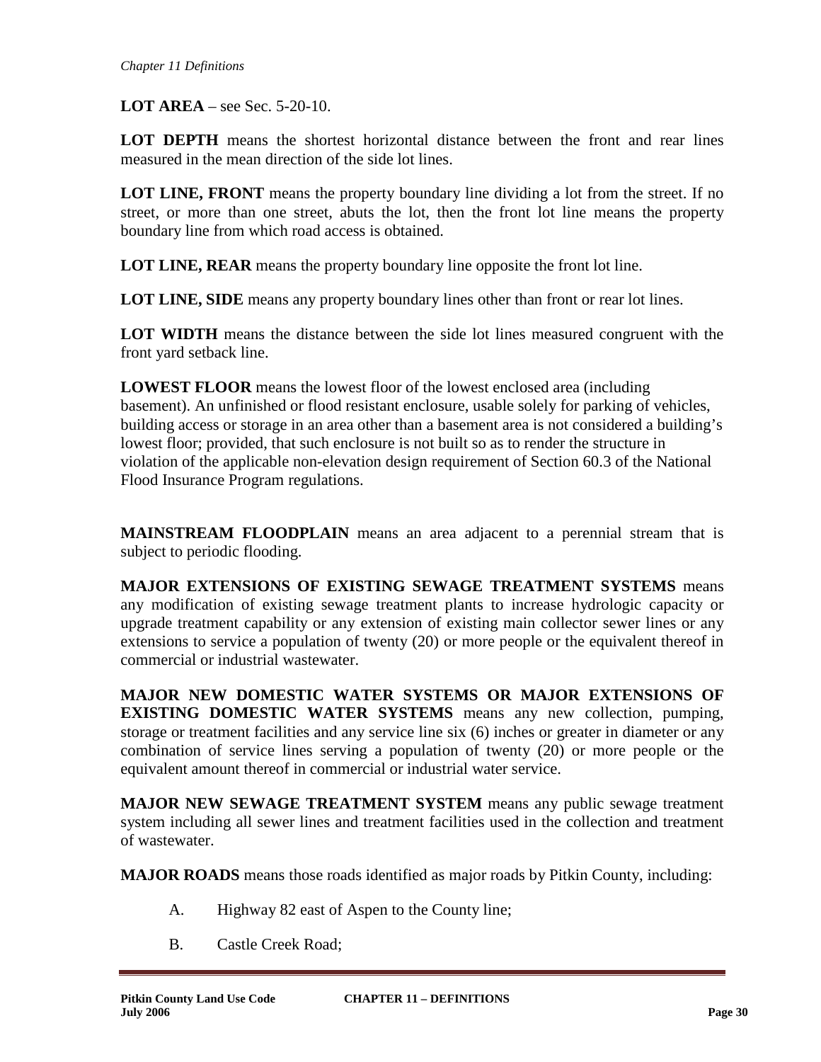**LOT AREA** – see Sec. 5-20-10.

**LOT DEPTH** means the shortest horizontal distance between the front and rear lines measured in the mean direction of the side lot lines.

**LOT LINE, FRONT** means the property boundary line dividing a lot from the street. If no street, or more than one street, abuts the lot, then the front lot line means the property boundary line from which road access is obtained.

**LOT LINE, REAR** means the property boundary line opposite the front lot line.

**LOT LINE, SIDE** means any property boundary lines other than front or rear lot lines.

**LOT WIDTH** means the distance between the side lot lines measured congruent with the front yard setback line.

**LOWEST FLOOR** means the lowest floor of the lowest enclosed area (including basement). An unfinished or flood resistant enclosure, usable solely for parking of vehicles, building access or storage in an area other than a basement area is not considered a building's lowest floor; provided, that such enclosure is not built so as to render the structure in violation of the applicable non-elevation design requirement of Section 60.3 of the National Flood Insurance Program regulations.

**MAINSTREAM FLOODPLAIN** means an area adjacent to a perennial stream that is subject to periodic flooding.

**MAJOR EXTENSIONS OF EXISTING SEWAGE TREATMENT SYSTEMS** means any modification of existing sewage treatment plants to increase hydrologic capacity or upgrade treatment capability or any extension of existing main collector sewer lines or any extensions to service a population of twenty (20) or more people or the equivalent thereof in commercial or industrial wastewater.

**MAJOR NEW DOMESTIC WATER SYSTEMS OR MAJOR EXTENSIONS OF EXISTING DOMESTIC WATER SYSTEMS** means any new collection, pumping, storage or treatment facilities and any service line six (6) inches or greater in diameter or any combination of service lines serving a population of twenty (20) or more people or the equivalent amount thereof in commercial or industrial water service.

**MAJOR NEW SEWAGE TREATMENT SYSTEM** means any public sewage treatment system including all sewer lines and treatment facilities used in the collection and treatment of wastewater.

**MAJOR ROADS** means those roads identified as major roads by Pitkin County, including:

A. Highway 82 east of Aspen to the County line;

B. Castle Creek Road;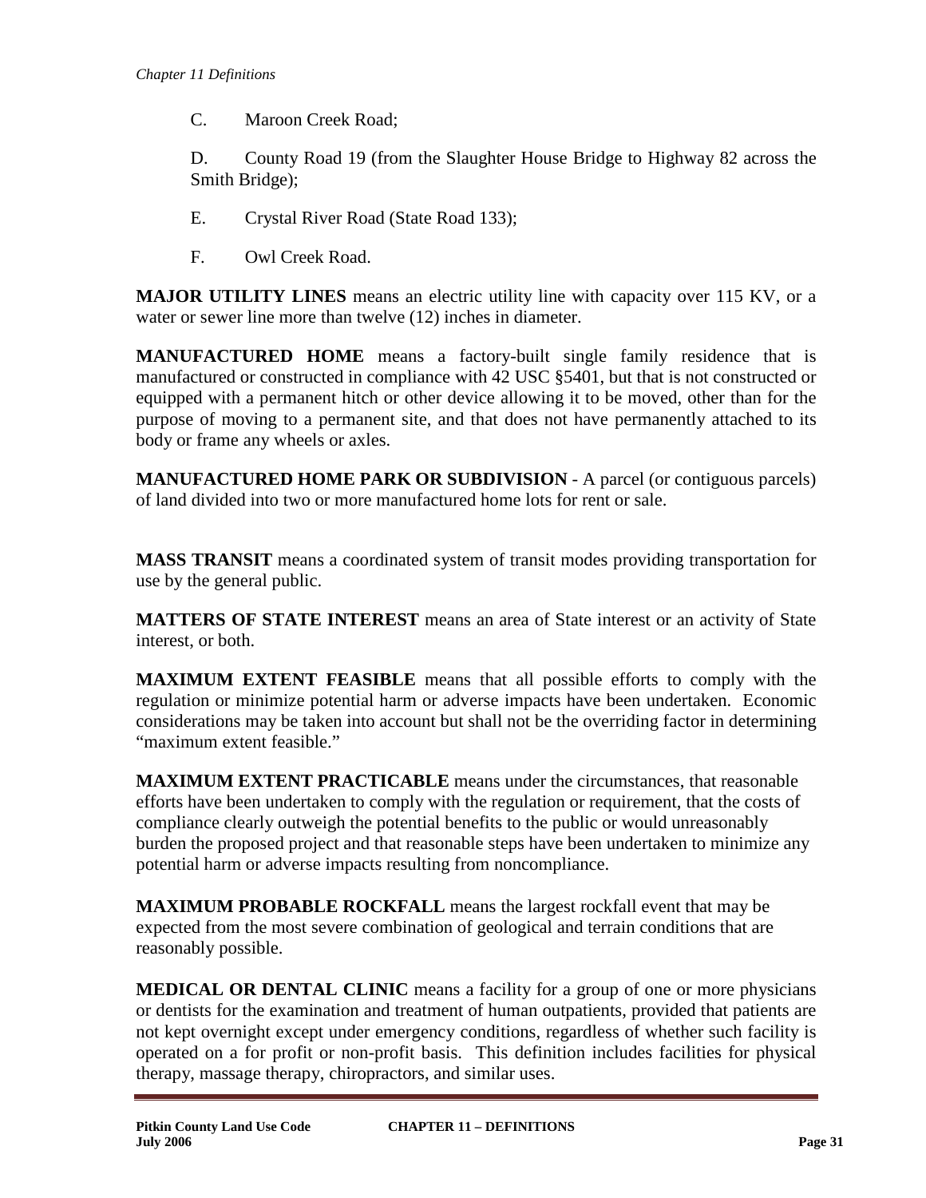C. Maroon Creek Road;

D. County Road 19 (from the Slaughter House Bridge to Highway 82 across the Smith Bridge);

E. Crystal River Road (State Road 133);

F. Owl Creek Road.

**MAJOR UTILITY LINES** means an electric utility line with capacity over 115 KV, or a water or sewer line more than twelve (12) inches in diameter.

**MANUFACTURED HOME** means a factory-built single family residence that is manufactured or constructed in compliance with 42 USC §5401, but that is not constructed or equipped with a permanent hitch or other device allowing it to be moved, other than for the purpose of moving to a permanent site, and that does not have permanently attached to its body or frame any wheels or axles.

**MANUFACTURED HOME PARK OR SUBDIVISION** - A parcel (or contiguous parcels) of land divided into two or more manufactured home lots for rent or sale.

**MASS TRANSIT** means a coordinated system of transit modes providing transportation for use by the general public.

**MATTERS OF STATE INTEREST** means an area of State interest or an activity of State interest, or both.

**MAXIMUM EXTENT FEASIBLE** means that all possible efforts to comply with the regulation or minimize potential harm or adverse impacts have been undertaken. Economic considerations may be taken into account but shall not be the overriding factor in determining "maximum extent feasible."

**MAXIMUM EXTENT PRACTICABLE** means under the circumstances, that reasonable efforts have been undertaken to comply with the regulation or requirement, that the costs of compliance clearly outweigh the potential benefits to the public or would unreasonably burden the proposed project and that reasonable steps have been undertaken to minimize any potential harm or adverse impacts resulting from noncompliance.

**MAXIMUM PROBABLE ROCKFALL** means the largest rockfall event that may be expected from the most severe combination of geological and terrain conditions that are reasonably possible.

**MEDICAL OR DENTAL CLINIC** means a facility for a group of one or more physicians or dentists for the examination and treatment of human outpatients, provided that patients are not kept overnight except under emergency conditions, regardless of whether such facility is operated on a for profit or non-profit basis. This definition includes facilities for physical therapy, massage therapy, chiropractors, and similar uses.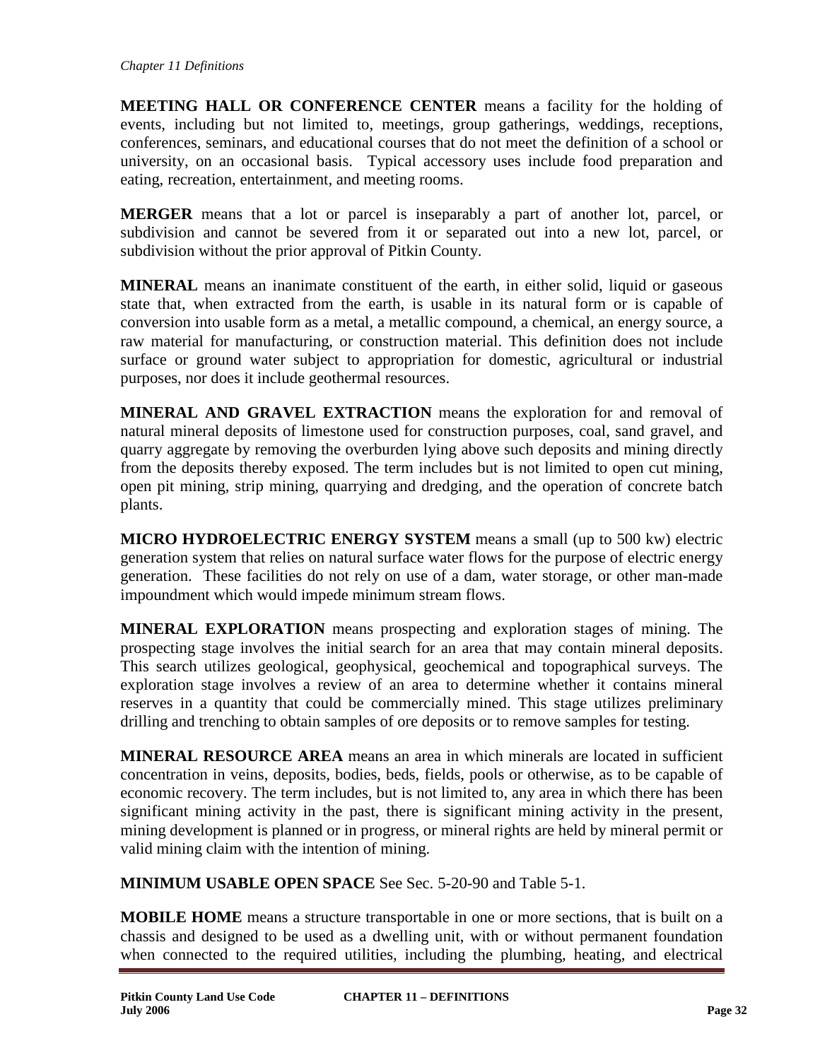**MEETING HALL OR CONFERENCE CENTER** means a facility for the holding of events, including but not limited to, meetings, group gatherings, weddings, receptions, conferences, seminars, and educational courses that do not meet the definition of a school or university, on an occasional basis. Typical accessory uses include food preparation and eating, recreation, entertainment, and meeting rooms.

**MERGER** means that a lot or parcel is inseparably a part of another lot, parcel, or subdivision and cannot be severed from it or separated out into a new lot, parcel, or subdivision without the prior approval of Pitkin County.

**MINERAL** means an inanimate constituent of the earth, in either solid, liquid or gaseous state that, when extracted from the earth, is usable in its natural form or is capable of conversion into usable form as a metal, a metallic compound, a chemical, an energy source, a raw material for manufacturing, or construction material. This definition does not include surface or ground water subject to appropriation for domestic, agricultural or industrial purposes, nor does it include geothermal resources.

**MINERAL AND GRAVEL EXTRACTION** means the exploration for and removal of natural mineral deposits of limestone used for construction purposes, coal, sand gravel, and quarry aggregate by removing the overburden lying above such deposits and mining directly from the deposits thereby exposed. The term includes but is not limited to open cut mining, open pit mining, strip mining, quarrying and dredging, and the operation of concrete batch plants.

**MICRO HYDROELECTRIC ENERGY SYSTEM** means a small (up to 500 kw) electric generation system that relies on natural surface water flows for the purpose of electric energy generation. These facilities do not rely on use of a dam, water storage, or other man-made impoundment which would impede minimum stream flows.

**MINERAL EXPLORATION** means prospecting and exploration stages of mining. The prospecting stage involves the initial search for an area that may contain mineral deposits. This search utilizes geological, geophysical, geochemical and topographical surveys. The exploration stage involves a review of an area to determine whether it contains mineral reserves in a quantity that could be commercially mined. This stage utilizes preliminary drilling and trenching to obtain samples of ore deposits or to remove samples for testing.

**MINERAL RESOURCE AREA** means an area in which minerals are located in sufficient concentration in veins, deposits, bodies, beds, fields, pools or otherwise, as to be capable of economic recovery. The term includes, but is not limited to, any area in which there has been significant mining activity in the past, there is significant mining activity in the present, mining development is planned or in progress, or mineral rights are held by mineral permit or valid mining claim with the intention of mining.

**MINIMUM USABLE OPEN SPACE** See Sec. 5-20-90 and Table 5-1.

**MOBILE HOME** means a structure transportable in one or more sections, that is built on a chassis and designed to be used as a dwelling unit, with or without permanent foundation when connected to the required utilities, including the plumbing, heating, and electrical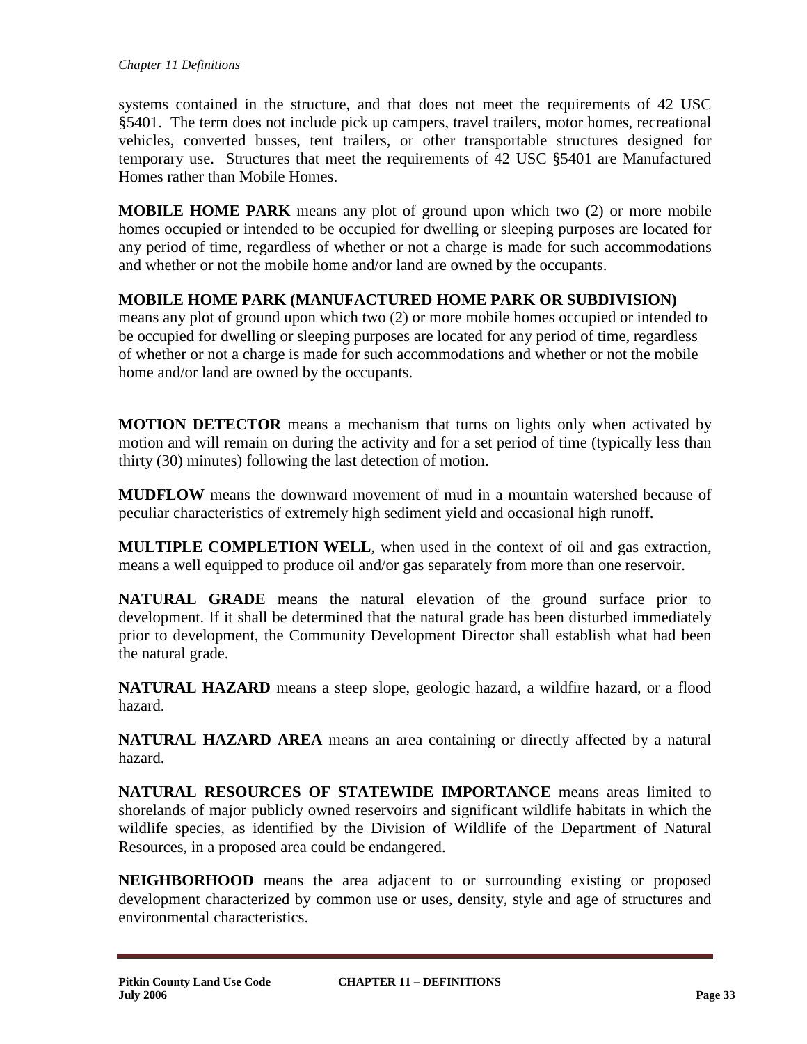systems contained in the structure, and that does not meet the requirements of 42 USC §5401. The term does not include pick up campers, travel trailers, motor homes, recreational vehicles, converted busses, tent trailers, or other transportable structures designed for temporary use. Structures that meet the requirements of 42 USC §5401 are Manufactured Homes rather than Mobile Homes.

**MOBILE HOME PARK** means any plot of ground upon which two (2) or more mobile homes occupied or intended to be occupied for dwelling or sleeping purposes are located for any period of time, regardless of whether or not a charge is made for such accommodations and whether or not the mobile home and/or land are owned by the occupants.

**MOBILE HOME PARK (MANUFACTURED HOME PARK OR SUBDIVISION)** means any plot of ground upon which two (2) or more mobile homes occupied or intended to be occupied for dwelling or sleeping purposes are located for any period of time, regardless of whether or not a charge is made for such accommodations and whether or not the mobile home and/or land are owned by the occupants.

**MOTION DETECTOR** means a mechanism that turns on lights only when activated by motion and will remain on during the activity and for a set period of time (typically less than thirty (30) minutes) following the last detection of motion.

**MUDFLOW** means the downward movement of mud in a mountain watershed because of peculiar characteristics of extremely high sediment yield and occasional high runoff.

**MULTIPLE COMPLETION WELL**, when used in the context of oil and gas extraction, means a well equipped to produce oil and/or gas separately from more than one reservoir.

**NATURAL GRADE** means the natural elevation of the ground surface prior to development. If it shall be determined that the natural grade has been disturbed immediately prior to development, the Community Development Director shall establish what had been the natural grade.

**NATURAL HAZARD** means a steep slope, geologic hazard, a wildfire hazard, or a flood hazard.

**NATURAL HAZARD AREA** means an area containing or directly affected by a natural hazard.

**NATURAL RESOURCES OF STATEWIDE IMPORTANCE** means areas limited to shorelands of major publicly owned reservoirs and significant wildlife habitats in which the wildlife species, as identified by the Division of Wildlife of the Department of Natural Resources, in a proposed area could be endangered.

**NEIGHBORHOOD** means the area adjacent to or surrounding existing or proposed development characterized by common use or uses, density, style and age of structures and environmental characteristics.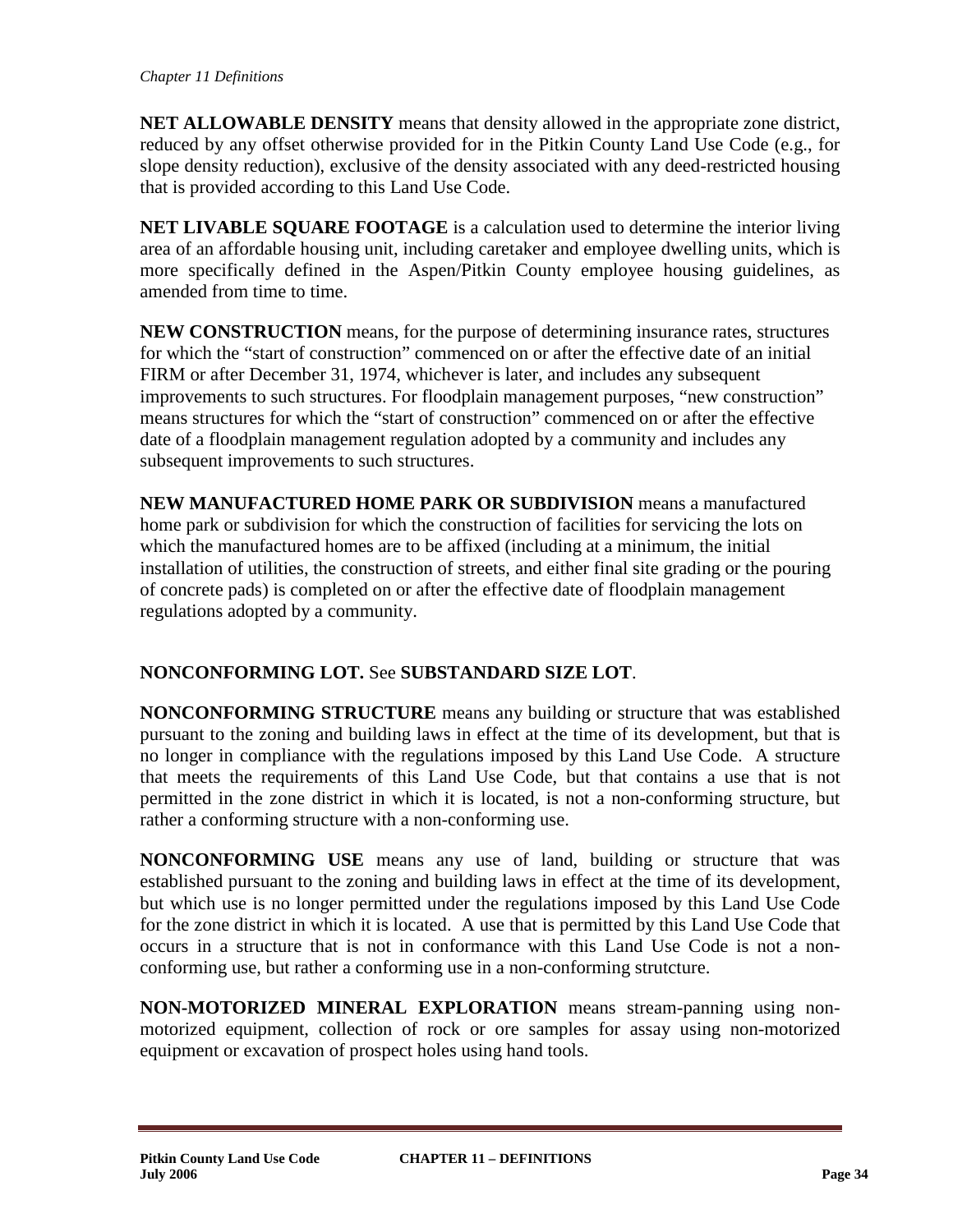**NET ALLOWABLE DENSITY** means that density allowed in the appropriate zone district, reduced by any offset otherwise provided for in the Pitkin County Land Use Code (e.g., for slope density reduction), exclusive of the density associated with any deed-restricted housing that is provided according to this Land Use Code.

**NET LIVABLE SQUARE FOOTAGE** is a calculation used to determine the interior living area of an affordable housing unit, including caretaker and employee dwelling units, which is more specifically defined in the Aspen/Pitkin County employee housing guidelines, as amended from time to time.

**NEW CONSTRUCTION** means, for the purpose of determining insurance rates, structures for which the "start of construction" commenced on or after the effective date of an initial FIRM or after December 31, 1974, whichever is later, and includes any subsequent improvements to such structures. For floodplain management purposes, "new construction" means structures for which the "start of construction" commenced on or after the effective date of a floodplain management regulation adopted by a community and includes any subsequent improvements to such structures.

**NEW MANUFACTURED HOME PARK OR SUBDIVISION** means a manufactured home park or subdivision for which the construction of facilities for servicing the lots on which the manufactured homes are to be affixed (including at a minimum, the initial installation of utilities, the construction of streets, and either final site grading or the pouring of concrete pads) is completed on or after the effective date of floodplain management regulations adopted by a community.

**NONCONFORMING LOT.** See **SUBSTANDARD SIZE LOT**.

**NONCONFORMING STRUCTURE** means any building or structure that was established pursuant to the zoning and building laws in effect at the time of its development, but that is no longer in compliance with the regulations imposed by this Land Use Code. A structure that meets the requirements of this Land Use Code, but that contains a use that is not permitted in the zone district in which it is located, is not a non-conforming structure, but rather a conforming structure with a non-conforming use.

**NONCONFORMING USE** means any use of land, building or structure that was established pursuant to the zoning and building laws in effect at the time of its development, but which use is no longer permitted under the regulations imposed by this Land Use Code for the zone district in which it is located. A use that is permitted by this Land Use Code that occurs in a structure that is not in conformance with this Land Use Code is not a non-conforming use, but rather a conforming use in a non-conforming strutcture.

**NON-MOTORIZED MINERAL EXPLORATION** means stream-panning using non-motorized equipment, collection of rock or ore samples for assay using non-motorized equipment or excavation of prospect holes using hand tools.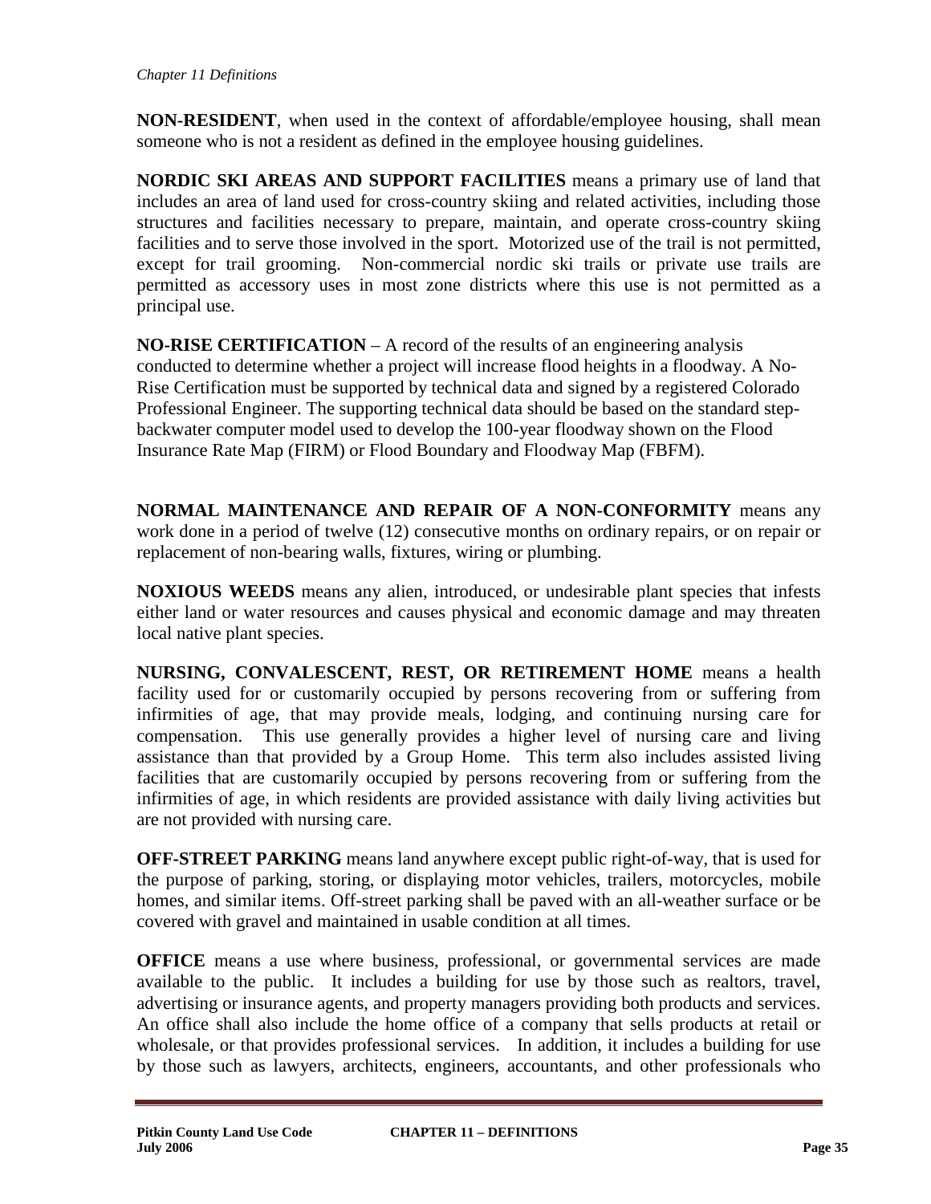**NON-RESIDENT**, when used in the context of affordable/employee housing, shall mean someone who is not a resident as defined in the employee housing guidelines.

**NORDIC SKI AREAS AND SUPPORT FACILITIES** means a primary use of land that includes an area of land used for cross-country skiing and related activities, including those structures and facilities necessary to prepare, maintain, and operate cross-country skiing facilities and to serve those involved in the sport. Motorized use of the trail is not permitted, except for trail grooming. Non-commercial nordic ski trails or private use trails are permitted as accessory uses in most zone districts where this use is not permitted as a principal use.

**NO-RISE CERTIFICATION** – A record of the results of an engineering analysis conducted to determine whether a project will increase flood heights in a floodway. A No-Rise Certification must be supported by technical data and signed by a registered Colorado Professional Engineer. The supporting technical data should be based on the standard step-backwater computer model used to develop the 100-year floodway shown on the Flood Insurance Rate Map (FIRM) or Flood Boundary and Floodway Map (FBFM).

**NORMAL MAINTENANCE AND REPAIR OF A NON-CONFORMITY** means any work done in a period of twelve (12) consecutive months on ordinary repairs, or on repair or replacement of non-bearing walls, fixtures, wiring or plumbing.

**NOXIOUS WEEDS** means any alien, introduced, or undesirable plant species that infests either land or water resources and causes physical and economic damage and may threaten local native plant species.

**NURSING, CONVALESCENT, REST, OR RETIREMENT HOME** means a health facility used for or customarily occupied by persons recovering from or suffering from infirmities of age, that may provide meals, lodging, and continuing nursing care for compensation. This use generally provides a higher level of nursing care and living assistance than that provided by a Group Home. This term also includes assisted living facilities that are customarily occupied by persons recovering from or suffering from the infirmities of age, in which residents are provided assistance with daily living activities but are not provided with nursing care.

**OFF-STREET PARKING** means land anywhere except public right-of-way, that is used for the purpose of parking, storing, or displaying motor vehicles, trailers, motorcycles, mobile homes, and similar items. Off-street parking shall be paved with an all-weather surface or be covered with gravel and maintained in usable condition at all times.

**OFFICE** means a use where business, professional, or governmental services are made available to the public. It includes a building for use by those such as realtors, travel, advertising or insurance agents, and property managers providing both products and services. An office shall also include the home office of a company that sells products at retail or wholesale, or that provides professional services. In addition, it includes a building for use by those such as lawyers, architects, engineers, accountants, and other professionals who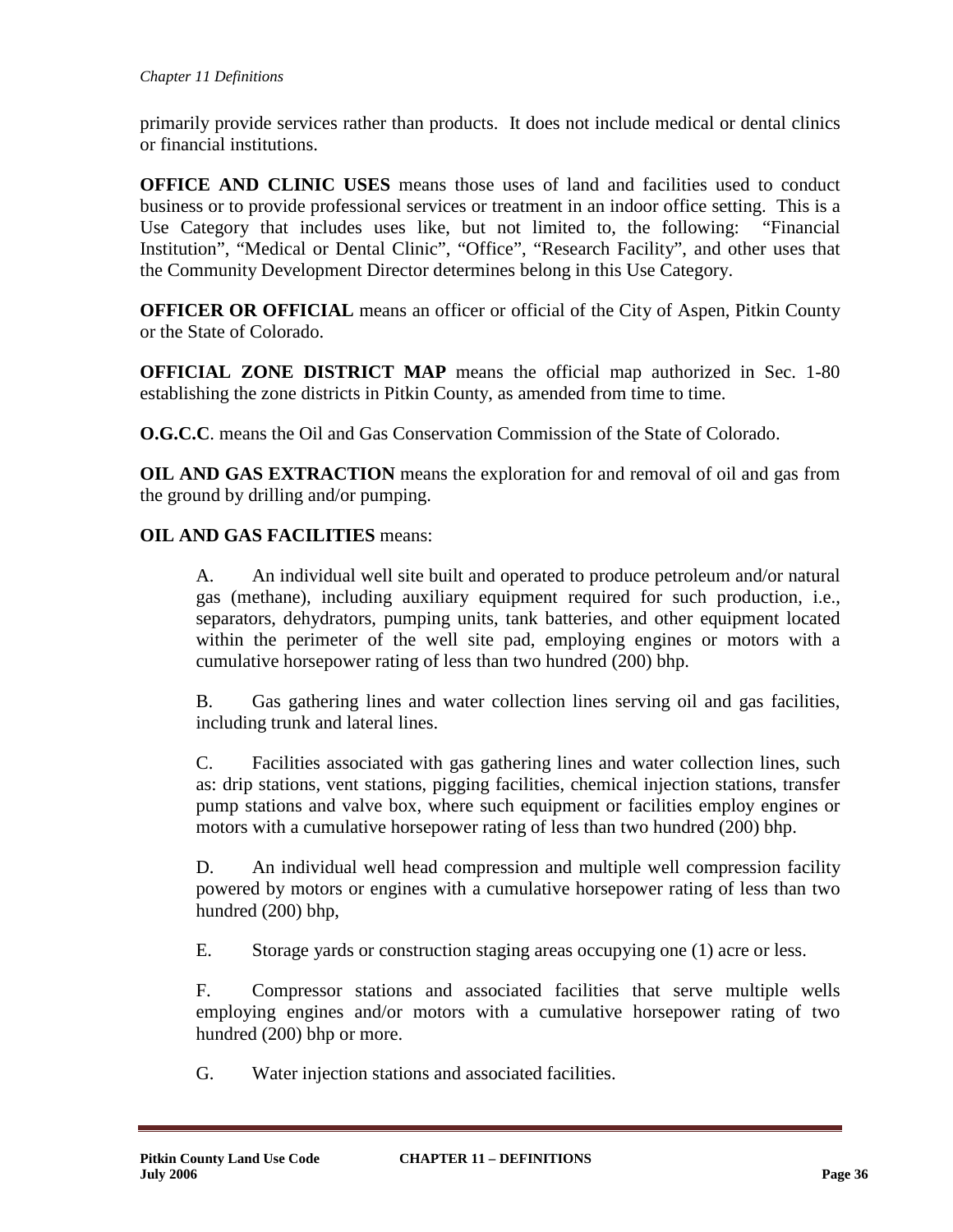primarily provide services rather than products. It does not include medical or dental clinics or financial institutions.

**OFFICE AND CLINIC USES** means those uses of land and facilities used to conduct business or to provide professional services or treatment in an indoor office setting. This is a Use Category that includes uses like, but not limited to, the following: "Financial Institution", "Medical or Dental Clinic", "Office", "Research Facility", and other uses that the Community Development Director determines belong in this Use Category.

**OFFICER OR OFFICIAL** means an officer or official of the City of Aspen, Pitkin County or the State of Colorado.

**OFFICIAL ZONE DISTRICT MAP** means the official map authorized in Sec. 1-80 establishing the zone districts in Pitkin County, as amended from time to time.

**O.G.C.C**. means the Oil and Gas Conservation Commission of the State of Colorado.

**OIL AND GAS EXTRACTION** means the exploration for and removal of oil and gas from the ground by drilling and/or pumping.

**OIL AND GAS FACILITIES** means:

A. An individual well site built and operated to produce petroleum and/or natural gas (methane), including auxiliary equipment required for such production, i.e., separators, dehydrators, pumping units, tank batteries, and other equipment located within the perimeter of the well site pad, employing engines or motors with a cumulative horsepower rating of less than two hundred (200) bhp.

B. Gas gathering lines and water collection lines serving oil and gas facilities, including trunk and lateral lines.

C. Facilities associated with gas gathering lines and water collection lines, such as: drip stations, vent stations, pigging facilities, chemical injection stations, transfer pump stations and valve box, where such equipment or facilities employ engines or motors with a cumulative horsepower rating of less than two hundred (200) bhp.

D. An individual well head compression and multiple well compression facility powered by motors or engines with a cumulative horsepower rating of less than two hundred (200) bhp,

E. Storage yards or construction staging areas occupying one (1) acre or less.

F. Compressor stations and associated facilities that serve multiple wells employing engines and/or motors with a cumulative horsepower rating of two hundred (200) bhp or more.

G. Water injection stations and associated facilities.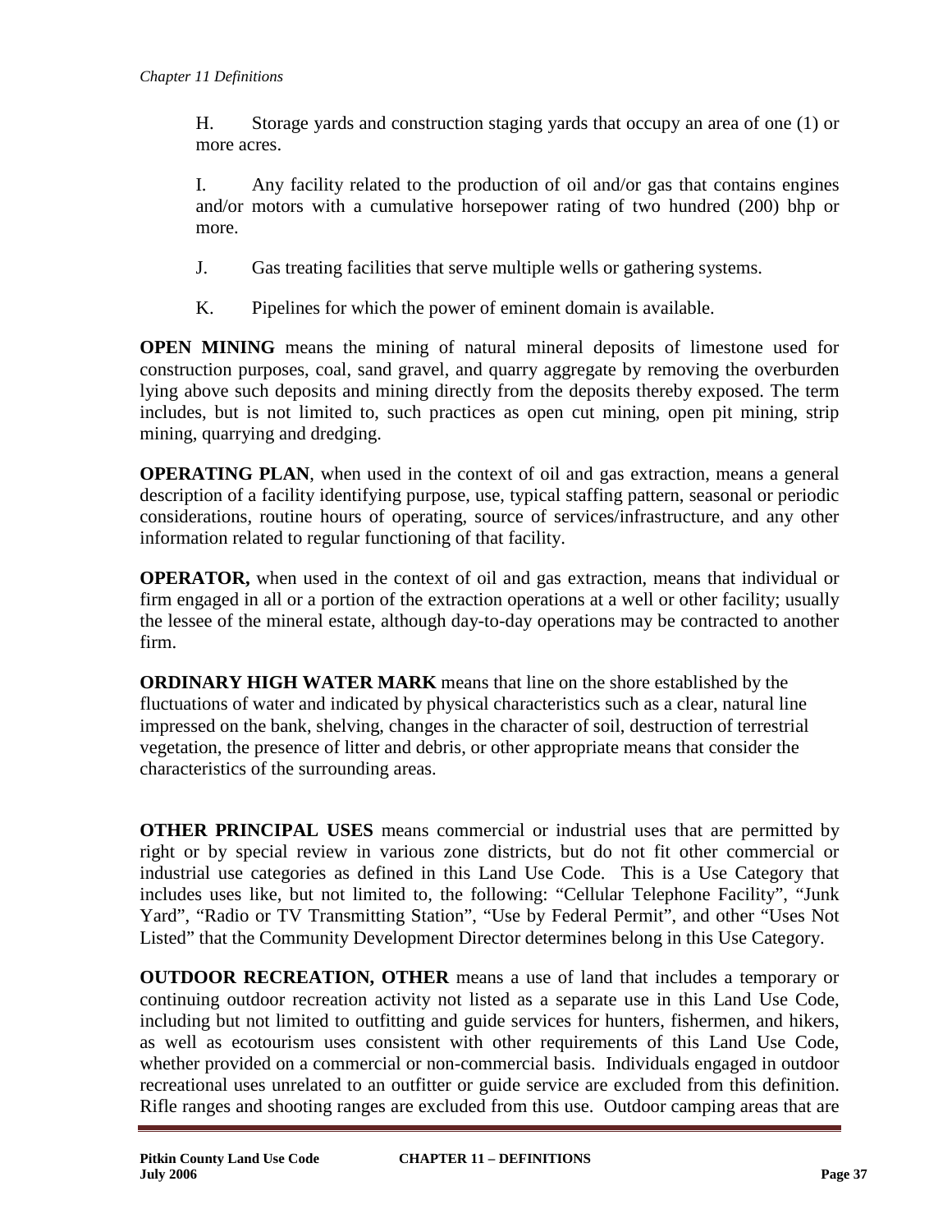H. Storage yards and construction staging yards that occupy an area of one (1) or more acres.

I. Any facility related to the production of oil and/or gas that contains engines and/or motors with a cumulative horsepower rating of two hundred (200) bhp or more.

J. Gas treating facilities that serve multiple wells or gathering systems.

K. Pipelines for which the power of eminent domain is available.

**OPEN MINING** means the mining of natural mineral deposits of limestone used for construction purposes, coal, sand gravel, and quarry aggregate by removing the overburden lying above such deposits and mining directly from the deposits thereby exposed. The term includes, but is not limited to, such practices as open cut mining, open pit mining, strip mining, quarrying and dredging.

**OPERATING PLAN**, when used in the context of oil and gas extraction, means a general description of a facility identifying purpose, use, typical staffing pattern, seasonal or periodic considerations, routine hours of operating, source of services/infrastructure, and any other information related to regular functioning of that facility.

**OPERATOR,** when used in the context of oil and gas extraction, means that individual or firm engaged in all or a portion of the extraction operations at a well or other facility; usually the lessee of the mineral estate, although day-to-day operations may be contracted to another firm.

**ORDINARY HIGH WATER MARK** means that line on the shore established by the fluctuations of water and indicated by physical characteristics such as a clear, natural line impressed on the bank, shelving, changes in the character of soil, destruction of terrestrial vegetation, the presence of litter and debris, or other appropriate means that consider the characteristics of the surrounding areas.

**OTHER PRINCIPAL USES** means commercial or industrial uses that are permitted by right or by special review in various zone districts, but do not fit other commercial or industrial use categories as defined in this Land Use Code. This is a Use Category that includes uses like, but not limited to, the following: "Cellular Telephone Facility", "Junk Yard", "Radio or TV Transmitting Station", "Use by Federal Permit", and other "Uses Not Listed" that the Community Development Director determines belong in this Use Category.

**OUTDOOR RECREATION, OTHER** means a use of land that includes a temporary or continuing outdoor recreation activity not listed as a separate use in this Land Use Code, including but not limited to outfitting and guide services for hunters, fishermen, and hikers, as well as ecotourism uses consistent with other requirements of this Land Use Code, whether provided on a commercial or non-commercial basis. Individuals engaged in outdoor recreational uses unrelated to an outfitter or guide service are excluded from this definition. Rifle ranges and shooting ranges are excluded from this use. Outdoor camping areas that are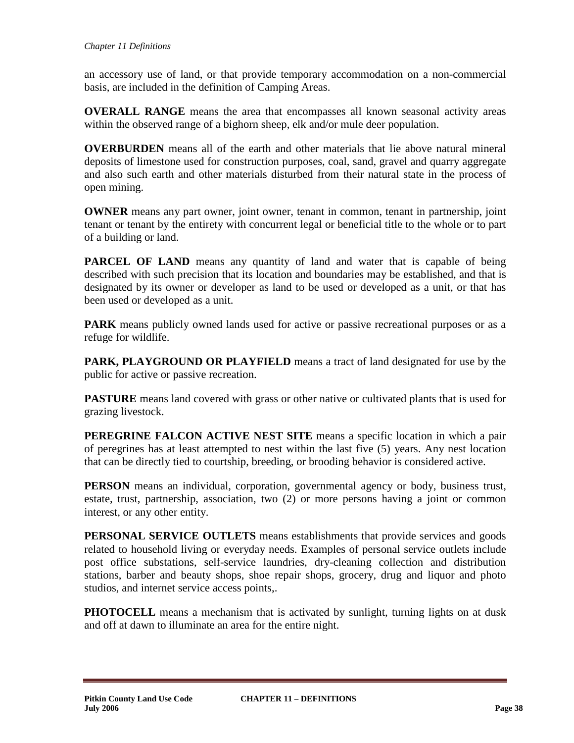an accessory use of land, or that provide temporary accommodation on a non-commercial basis, are included in the definition of Camping Areas.

**OVERALL RANGE** means the area that encompasses all known seasonal activity areas within the observed range of a bighorn sheep, elk and/or mule deer population.

**OVERBURDEN** means all of the earth and other materials that lie above natural mineral deposits of limestone used for construction purposes, coal, sand, gravel and quarry aggregate and also such earth and other materials disturbed from their natural state in the process of open mining.

**OWNER** means any part owner, joint owner, tenant in common, tenant in partnership, joint tenant or tenant by the entirety with concurrent legal or beneficial title to the whole or to part of a building or land.

**PARCEL OF LAND** means any quantity of land and water that is capable of being described with such precision that its location and boundaries may be established, and that is designated by its owner or developer as land to be used or developed as a unit, or that has been used or developed as a unit.

**PARK** means publicly owned lands used for active or passive recreational purposes or as a refuge for wildlife.

**PARK, PLAYGROUND OR PLAYFIELD** means a tract of land designated for use by the public for active or passive recreation.

**PASTURE** means land covered with grass or other native or cultivated plants that is used for grazing livestock.

**PEREGRINE FALCON ACTIVE NEST SITE** means a specific location in which a pair of peregrines has at least attempted to nest within the last five (5) years. Any nest location that can be directly tied to courtship, breeding, or brooding behavior is considered active.

**PERSON** means an individual, corporation, governmental agency or body, business trust, estate, trust, partnership, association, two (2) or more persons having a joint or common interest, or any other entity.

**PERSONAL SERVICE OUTLETS** means establishments that provide services and goods related to household living or everyday needs. Examples of personal service outlets include post office substations, self-service laundries, dry-cleaning collection and distribution stations, barber and beauty shops, shoe repair shops, grocery, drug and liquor and photo studios, and internet service access points,.

**PHOTOCELL** means a mechanism that is activated by sunlight, turning lights on at dusk and off at dawn to illuminate an area for the entire night.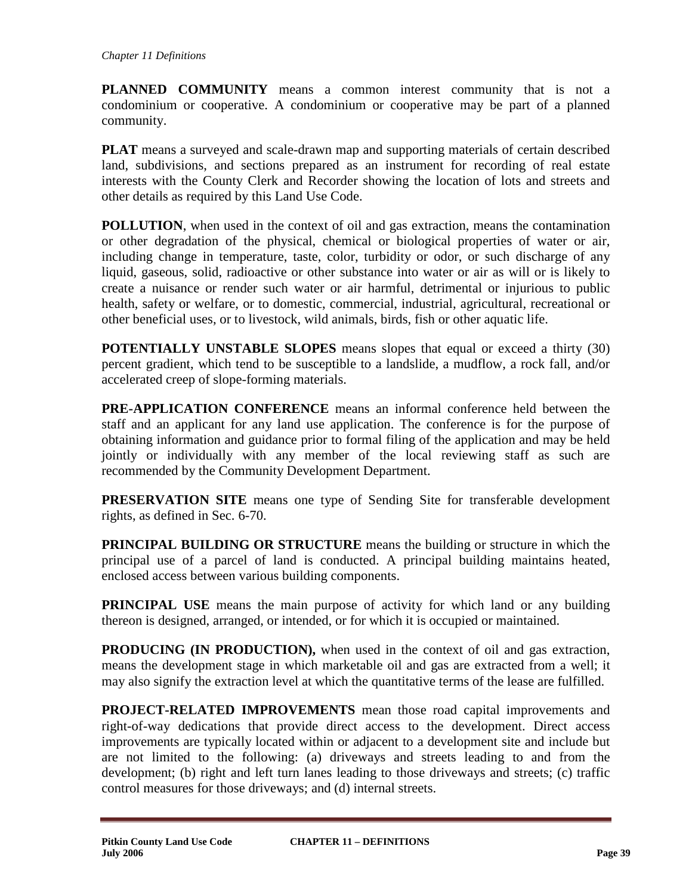**PLANNED COMMUNITY** means a common interest community that is not a condominium or cooperative. A condominium or cooperative may be part of a planned community.

**PLAT** means a surveyed and scale-drawn map and supporting materials of certain described land, subdivisions, and sections prepared as an instrument for recording of real estate interests with the County Clerk and Recorder showing the location of lots and streets and other details as required by this Land Use Code.

**POLLUTION**, when used in the context of oil and gas extraction, means the contamination or other degradation of the physical, chemical or biological properties of water or air, including change in temperature, taste, color, turbidity or odor, or such discharge of any liquid, gaseous, solid, radioactive or other substance into water or air as will or is likely to create a nuisance or render such water or air harmful, detrimental or injurious to public health, safety or welfare, or to domestic, commercial, industrial, agricultural, recreational or other beneficial uses, or to livestock, wild animals, birds, fish or other aquatic life.

**POTENTIALLY UNSTABLE SLOPES** means slopes that equal or exceed a thirty (30) percent gradient, which tend to be susceptible to a landslide, a mudflow, a rock fall, and/or accelerated creep of slope-forming materials.

**PRE-APPLICATION CONFERENCE** means an informal conference held between the staff and an applicant for any land use application. The conference is for the purpose of obtaining information and guidance prior to formal filing of the application and may be held jointly or individually with any member of the local reviewing staff as such are recommended by the Community Development Department.

**PRESERVATION SITE** means one type of Sending Site for transferable development rights, as defined in Sec. 6-70.

**PRINCIPAL BUILDING OR STRUCTURE** means the building or structure in which the principal use of a parcel of land is conducted. A principal building maintains heated, enclosed access between various building components.

**PRINCIPAL USE** means the main purpose of activity for which land or any building thereon is designed, arranged, or intended, or for which it is occupied or maintained.

**PRODUCING (IN PRODUCTION),** when used in the context of oil and gas extraction, means the development stage in which marketable oil and gas are extracted from a well; it may also signify the extraction level at which the quantitative terms of the lease are fulfilled.

**PROJECT-RELATED IMPROVEMENTS** mean those road capital improvements and right-of-way dedications that provide direct access to the development. Direct access improvements are typically located within or adjacent to a development site and include but are not limited to the following: (a) driveways and streets leading to and from the development; (b) right and left turn lanes leading to those driveways and streets; (c) traffic control measures for those driveways; and (d) internal streets.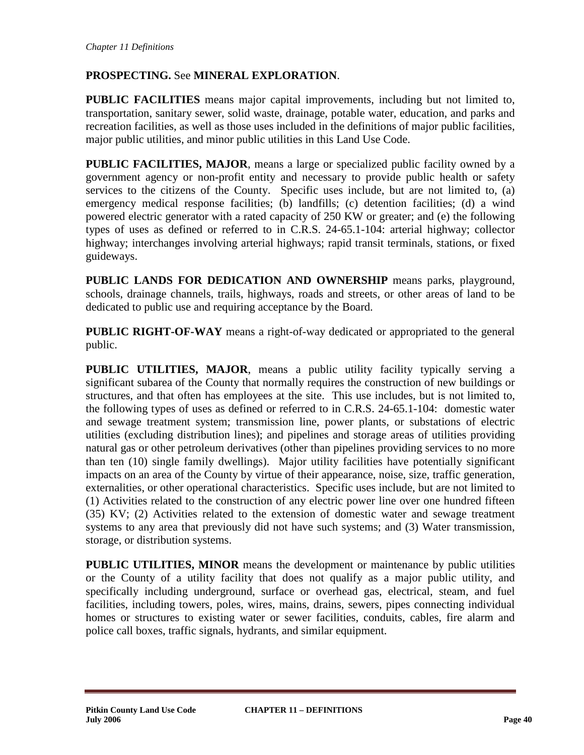**PROSPECTING.** See **MINERAL EXPLORATION**.

**PUBLIC FACILITIES** means major capital improvements, including but not limited to, transportation, sanitary sewer, solid waste, drainage, potable water, education, and parks and recreation facilities, as well as those uses included in the definitions of major public facilities, major public utilities, and minor public utilities in this Land Use Code.

**PUBLIC FACILITIES, MAJOR**, means a large or specialized public facility owned by a government agency or non-profit entity and necessary to provide public health or safety services to the citizens of the County. Specific uses include, but are not limited to, (a) emergency medical response facilities; (b) landfills; (c) detention facilities; (d) a wind powered electric generator with a rated capacity of 250 KW or greater; and (e) the following types of uses as defined or referred to in C.R.S. 24-65.1-104: arterial highway; collector highway; interchanges involving arterial highways; rapid transit terminals, stations, or fixed guideways.

**PUBLIC LANDS FOR DEDICATION AND OWNERSHIP** means parks, playground, schools, drainage channels, trails, highways, roads and streets, or other areas of land to be dedicated to public use and requiring acceptance by the Board.

**PUBLIC RIGHT-OF-WAY** means a right-of-way dedicated or appropriated to the general public.

**PUBLIC UTILITIES, MAJOR**, means a public utility facility typically serving a significant subarea of the County that normally requires the construction of new buildings or structures, and that often has employees at the site. This use includes, but is not limited to, the following types of uses as defined or referred to in C.R.S. 24-65.1-104: domestic water and sewage treatment system; transmission line, power plants, or substations of electric utilities (excluding distribution lines); and pipelines and storage areas of utilities providing natural gas or other petroleum derivatives (other than pipelines providing services to no more than ten (10) single family dwellings). Major utility facilities have potentially significant impacts on an area of the County by virtue of their appearance, noise, size, traffic generation, externalities, or other operational characteristics. Specific uses include, but are not limited to (1) Activities related to the construction of any electric power line over one hundred fifteen (35) KV; (2) Activities related to the extension of domestic water and sewage treatment systems to any area that previously did not have such systems; and (3) Water transmission, storage, or distribution systems.

**PUBLIC UTILITIES, MINOR** means the development or maintenance by public utilities or the County of a utility facility that does not qualify as a major public utility, and specifically including underground, surface or overhead gas, electrical, steam, and fuel facilities, including towers, poles, wires, mains, drains, sewers, pipes connecting individual homes or structures to existing water or sewer facilities, conduits, cables, fire alarm and police call boxes, traffic signals, hydrants, and similar equipment.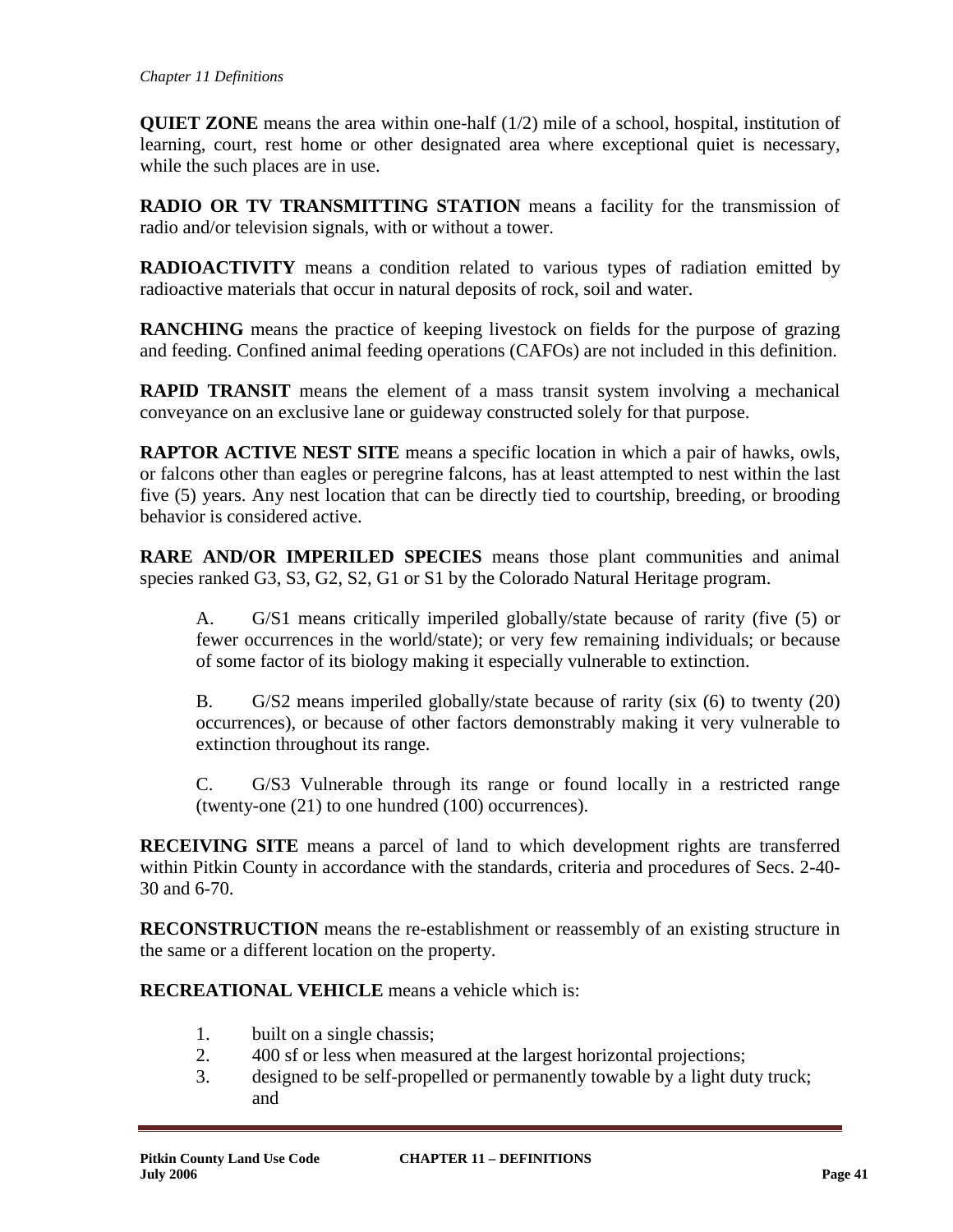**QUIET ZONE** means the area within one-half (1/2) mile of a school, hospital, institution of learning, court, rest home or other designated area where exceptional quiet is necessary, while the such places are in use.

**RADIO OR TV TRANSMITTING STATION** means a facility for the transmission of radio and/or television signals, with or without a tower.

**RADIOACTIVITY** means a condition related to various types of radiation emitted by radioactive materials that occur in natural deposits of rock, soil and water.

**RANCHING** means the practice of keeping livestock on fields for the purpose of grazing and feeding. Confined animal feeding operations (CAFOs) are not included in this definition.

**RAPID TRANSIT** means the element of a mass transit system involving a mechanical conveyance on an exclusive lane or guideway constructed solely for that purpose.

**RAPTOR ACTIVE NEST SITE** means a specific location in which a pair of hawks, owls, or falcons other than eagles or peregrine falcons, has at least attempted to nest within the last five (5) years. Any nest location that can be directly tied to courtship, breeding, or brooding behavior is considered active.

**RARE AND/OR IMPERILED SPECIES** means those plant communities and animal species ranked G3, S3, G2, S2, G1 or S1 by the Colorado Natural Heritage program.

> A. G/S1 means critically imperiled globally/state because of rarity (five (5) or fewer occurrences in the world/state); or very few remaining individuals; or because of some factor of its biology making it especially vulnerable to extinction.
>
> B. G/S2 means imperiled globally/state because of rarity (six (6) to twenty (20) occurrences), or because of other factors demonstrably making it very vulnerable to extinction throughout its range.
>
> C. G/S3 Vulnerable through its range or found locally in a restricted range (twenty-one (21) to one hundred (100) occurrences).

**RECEIVING SITE** means a parcel of land to which development rights are transferred within Pitkin County in accordance with the standards, criteria and procedures of Secs. 2-40-30 and 6-70.

**RECONSTRUCTION** means the re-establishment or reassembly of an existing structure in the same or a different location on the property.

**RECREATIONAL VEHICLE** means a vehicle which is:

1. built on a single chassis;
2. 400 sf or less when measured at the largest horizontal projections;
3. designed to be self-propelled or permanently towable by a light duty truck; and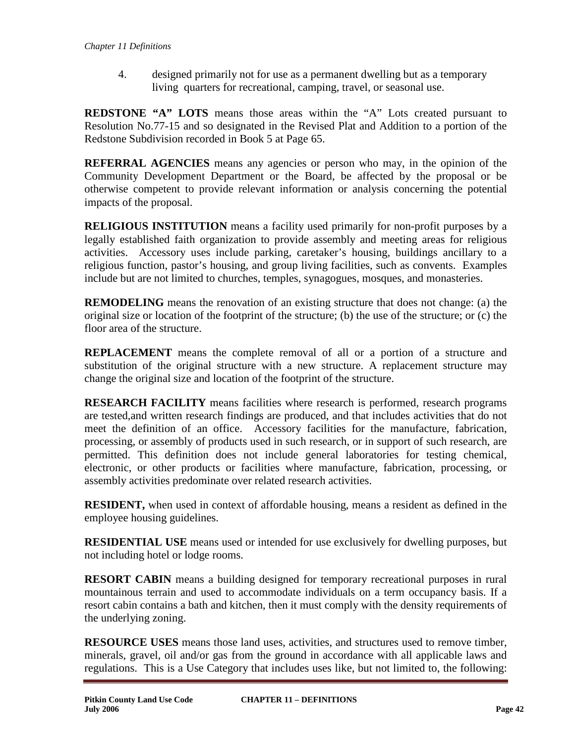4. designed primarily not for use as a permanent dwelling but as a temporary living quarters for recreational, camping, travel, or seasonal use.

**REDSTONE "A" LOTS** means those areas within the "A" Lots created pursuant to Resolution No.77-15 and so designated in the Revised Plat and Addition to a portion of the Redstone Subdivision recorded in Book 5 at Page 65.

**REFERRAL AGENCIES** means any agencies or person who may, in the opinion of the Community Development Department or the Board, be affected by the proposal or be otherwise competent to provide relevant information or analysis concerning the potential impacts of the proposal.

**RELIGIOUS INSTITUTION** means a facility used primarily for non-profit purposes by a legally established faith organization to provide assembly and meeting areas for religious activities. Accessory uses include parking, caretaker's housing, buildings ancillary to a religious function, pastor's housing, and group living facilities, such as convents. Examples include but are not limited to churches, temples, synagogues, mosques, and monasteries.

**REMODELING** means the renovation of an existing structure that does not change: (a) the original size or location of the footprint of the structure; (b) the use of the structure; or (c) the floor area of the structure.

**REPLACEMENT** means the complete removal of all or a portion of a structure and substitution of the original structure with a new structure. A replacement structure may change the original size and location of the footprint of the structure.

**RESEARCH FACILITY** means facilities where research is performed, research programs are tested,and written research findings are produced, and that includes activities that do not meet the definition of an office. Accessory facilities for the manufacture, fabrication, processing, or assembly of products used in such research, or in support of such research, are permitted. This definition does not include general laboratories for testing chemical, electronic, or other products or facilities where manufacture, fabrication, processing, or assembly activities predominate over related research activities.

**RESIDENT,** when used in context of affordable housing, means a resident as defined in the employee housing guidelines.

**RESIDENTIAL USE** means used or intended for use exclusively for dwelling purposes, but not including hotel or lodge rooms.

**RESORT CABIN** means a building designed for temporary recreational purposes in rural mountainous terrain and used to accommodate individuals on a term occupancy basis. If a resort cabin contains a bath and kitchen, then it must comply with the density requirements of the underlying zoning.

**RESOURCE USES** means those land uses, activities, and structures used to remove timber, minerals, gravel, oil and/or gas from the ground in accordance with all applicable laws and regulations. This is a Use Category that includes uses like, but not limited to, the following: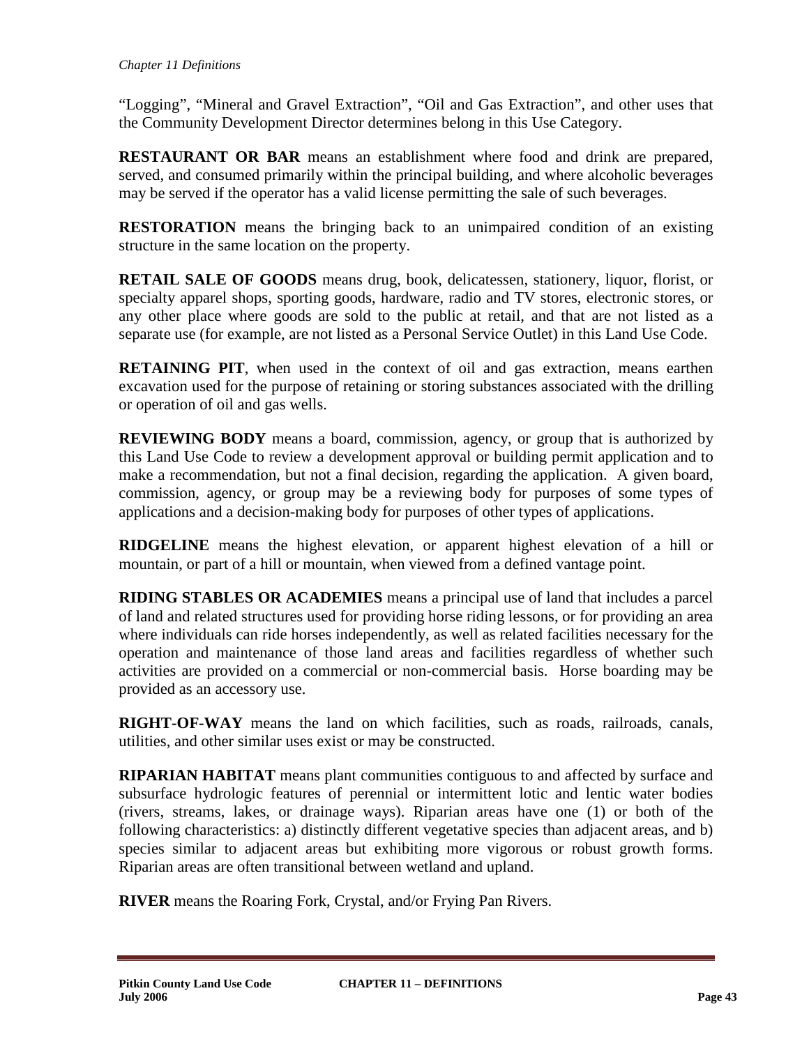"Logging", "Mineral and Gravel Extraction", "Oil and Gas Extraction", and other uses that the Community Development Director determines belong in this Use Category.

**RESTAURANT OR BAR** means an establishment where food and drink are prepared, served, and consumed primarily within the principal building, and where alcoholic beverages may be served if the operator has a valid license permitting the sale of such beverages.

**RESTORATION** means the bringing back to an unimpaired condition of an existing structure in the same location on the property.

**RETAIL SALE OF GOODS** means drug, book, delicatessen, stationery, liquor, florist, or specialty apparel shops, sporting goods, hardware, radio and TV stores, electronic stores, or any other place where goods are sold to the public at retail, and that are not listed as a separate use (for example, are not listed as a Personal Service Outlet) in this Land Use Code.

**RETAINING PIT**, when used in the context of oil and gas extraction, means earthen excavation used for the purpose of retaining or storing substances associated with the drilling or operation of oil and gas wells.

**REVIEWING BODY** means a board, commission, agency, or group that is authorized by this Land Use Code to review a development approval or building permit application and to make a recommendation, but not a final decision, regarding the application. A given board, commission, agency, or group may be a reviewing body for purposes of some types of applications and a decision-making body for purposes of other types of applications.

**RIDGELINE** means the highest elevation, or apparent highest elevation of a hill or mountain, or part of a hill or mountain, when viewed from a defined vantage point.

**RIDING STABLES OR ACADEMIES** means a principal use of land that includes a parcel of land and related structures used for providing horse riding lessons, or for providing an area where individuals can ride horses independently, as well as related facilities necessary for the operation and maintenance of those land areas and facilities regardless of whether such activities are provided on a commercial or non-commercial basis. Horse boarding may be provided as an accessory use.

**RIGHT-OF-WAY** means the land on which facilities, such as roads, railroads, canals, utilities, and other similar uses exist or may be constructed.

**RIPARIAN HABITAT** means plant communities contiguous to and affected by surface and subsurface hydrologic features of perennial or intermittent lotic and lentic water bodies (rivers, streams, lakes, or drainage ways). Riparian areas have one (1) or both of the following characteristics: a) distinctly different vegetative species than adjacent areas, and b) species similar to adjacent areas but exhibiting more vigorous or robust growth forms. Riparian areas are often transitional between wetland and upland.

**RIVER** means the Roaring Fork, Crystal, and/or Frying Pan Rivers.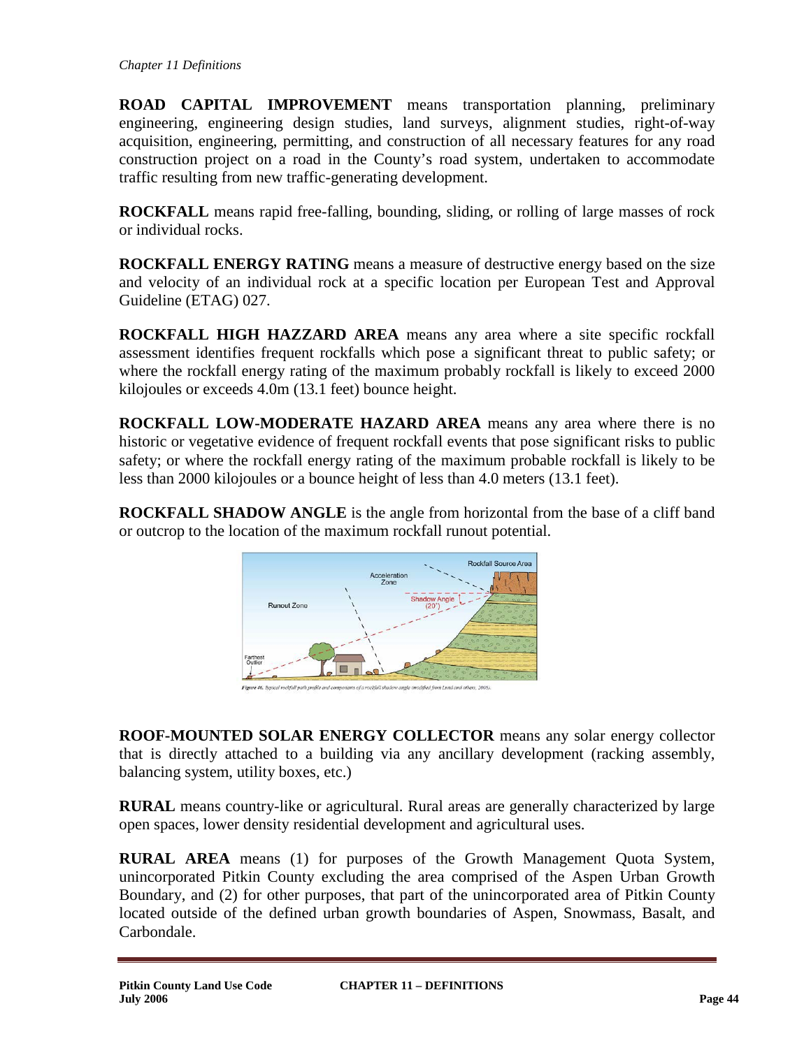**ROAD CAPITAL IMPROVEMENT** means transportation planning, preliminary engineering, engineering design studies, land surveys, alignment studies, right-of-way acquisition, engineering, permitting, and construction of all necessary features for any road construction project on a road in the County's road system, undertaken to accommodate traffic resulting from new traffic-generating development.

**ROCKFALL** means rapid free-falling, bounding, sliding, or rolling of large masses of rock or individual rocks.

**ROCKFALL ENERGY RATING** means a measure of destructive energy based on the size and velocity of an individual rock at a specific location per European Test and Approval Guideline (ETAG) 027.

**ROCKFALL HIGH HAZZARD AREA** means any area where a site specific rockfall assessment identifies frequent rockfalls which pose a significant threat to public safety; or where the rockfall energy rating of the maximum probably rockfall is likely to exceed 2000 kilojoules or exceeds 4.0m (13.1 feet) bounce height.

**ROCKFALL LOW-MODERATE HAZARD AREA** means any area where there is no historic or vegetative evidence of frequent rockfall events that pose significant risks to public safety; or where the rockfall energy rating of the maximum probable rockfall is likely to be less than 2000 kilojoules or a bounce height of less than 4.0 meters (13.1 feet).

**ROCKFALL SHADOW ANGLE** is the angle from horizontal from the base of a cliff band or outcrop to the location of the maximum rockfall runout potential.

Figure 46. Typical rockfall path profile and components of a rockfall shadow angle (modified from Lund and others, 2008).

**ROOF-MOUNTED SOLAR ENERGY COLLECTOR** means any solar energy collector that is directly attached to a building via any ancillary development (racking assembly, balancing system, utility boxes, etc.)

**RURAL** means country-like or agricultural. Rural areas are generally characterized by large open spaces, lower density residential development and agricultural uses.

**RURAL AREA** means (1) for purposes of the Growth Management Quota System, unincorporated Pitkin County excluding the area comprised of the Aspen Urban Growth Boundary, and (2) for other purposes, that part of the unincorporated area of Pitkin County located outside of the defined urban growth boundaries of Aspen, Snowmass, Basalt, and Carbondale.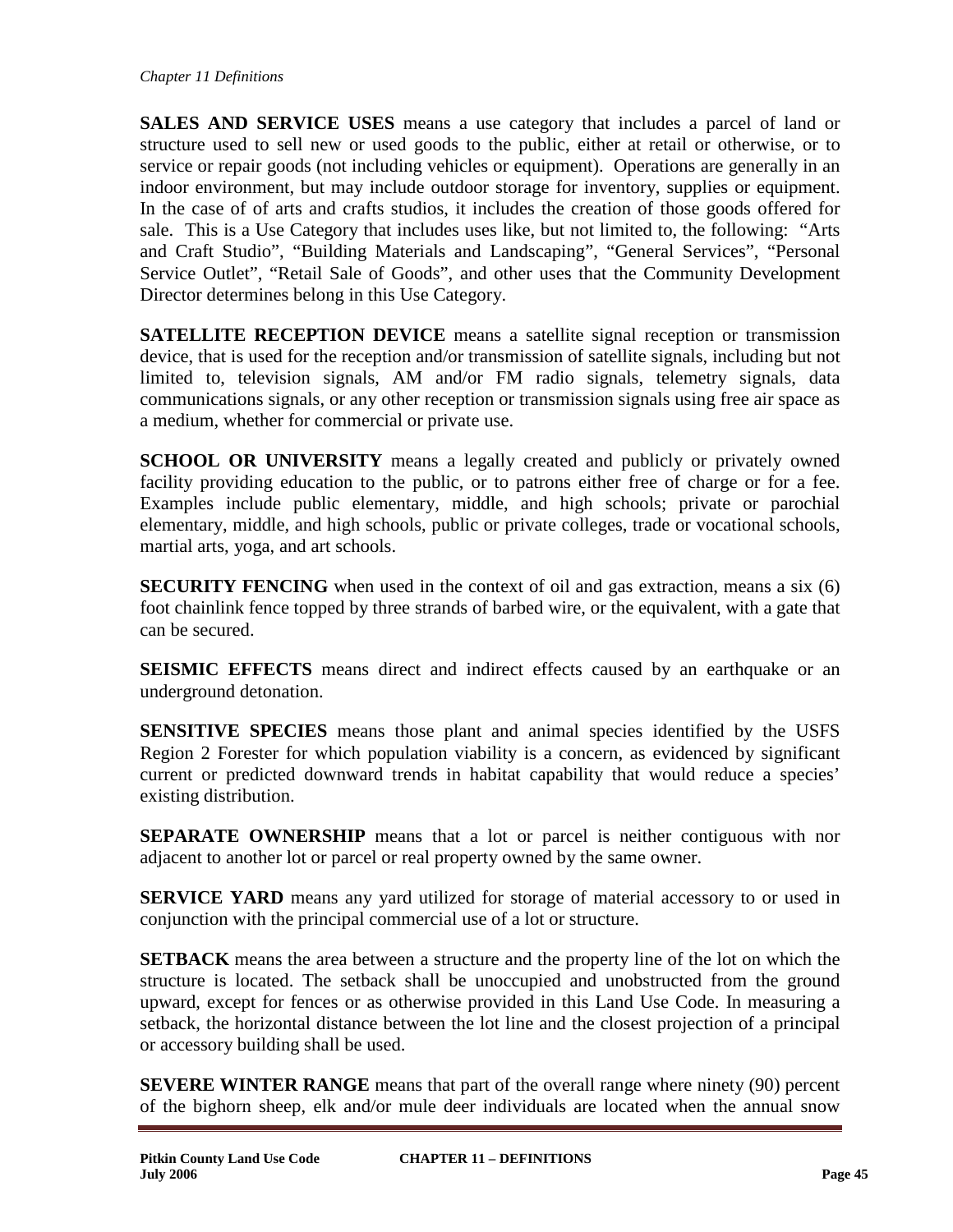**SALES AND SERVICE USES** means a use category that includes a parcel of land or structure used to sell new or used goods to the public, either at retail or otherwise, or to service or repair goods (not including vehicles or equipment). Operations are generally in an indoor environment, but may include outdoor storage for inventory, supplies or equipment. In the case of of arts and crafts studios, it includes the creation of those goods offered for sale. This is a Use Category that includes uses like, but not limited to, the following: "Arts and Craft Studio", "Building Materials and Landscaping", "General Services", "Personal Service Outlet", "Retail Sale of Goods", and other uses that the Community Development Director determines belong in this Use Category.

**SATELLITE RECEPTION DEVICE** means a satellite signal reception or transmission device, that is used for the reception and/or transmission of satellite signals, including but not limited to, television signals, AM and/or FM radio signals, telemetry signals, data communications signals, or any other reception or transmission signals using free air space as a medium, whether for commercial or private use.

**SCHOOL OR UNIVERSITY** means a legally created and publicly or privately owned facility providing education to the public, or to patrons either free of charge or for a fee. Examples include public elementary, middle, and high schools; private or parochial elementary, middle, and high schools, public or private colleges, trade or vocational schools, martial arts, yoga, and art schools.

**SECURITY FENCING** when used in the context of oil and gas extraction, means a six (6) foot chainlink fence topped by three strands of barbed wire, or the equivalent, with a gate that can be secured.

**SEISMIC EFFECTS** means direct and indirect effects caused by an earthquake or an underground detonation.

**SENSITIVE SPECIES** means those plant and animal species identified by the USFS Region 2 Forester for which population viability is a concern, as evidenced by significant current or predicted downward trends in habitat capability that would reduce a species' existing distribution.

**SEPARATE OWNERSHIP** means that a lot or parcel is neither contiguous with nor adjacent to another lot or parcel or real property owned by the same owner.

**SERVICE YARD** means any yard utilized for storage of material accessory to or used in conjunction with the principal commercial use of a lot or structure.

**SETBACK** means the area between a structure and the property line of the lot on which the structure is located. The setback shall be unoccupied and unobstructed from the ground upward, except for fences or as otherwise provided in this Land Use Code. In measuring a setback, the horizontal distance between the lot line and the closest projection of a principal or accessory building shall be used.

**SEVERE WINTER RANGE** means that part of the overall range where ninety (90) percent of the bighorn sheep, elk and/or mule deer individuals are located when the annual snow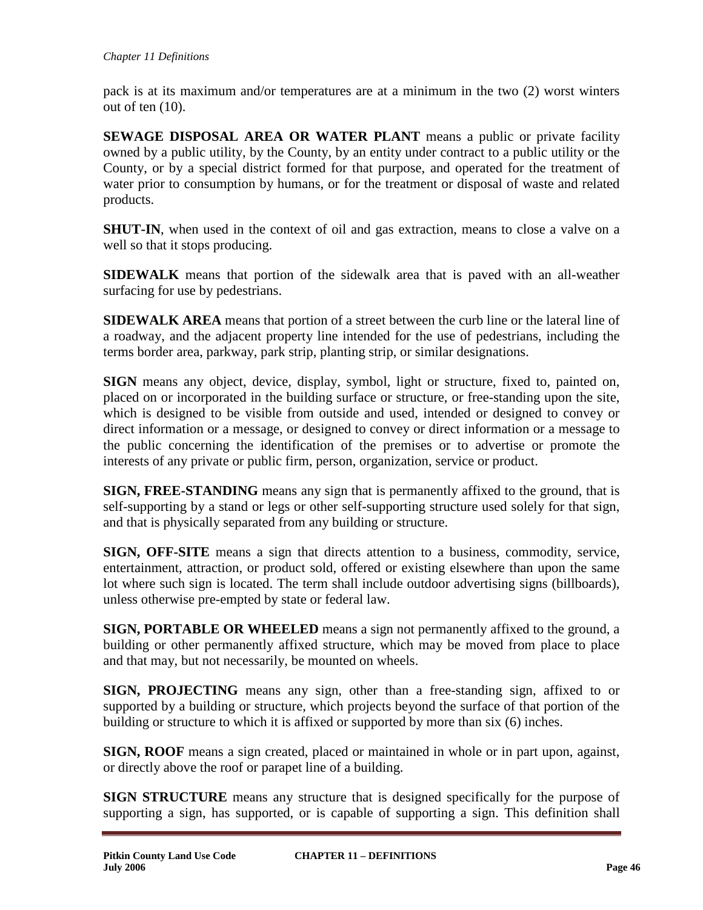pack is at its maximum and/or temperatures are at a minimum in the two (2) worst winters out of ten (10).

**SEWAGE DISPOSAL AREA OR WATER PLANT** means a public or private facility owned by a public utility, by the County, by an entity under contract to a public utility or the County, or by a special district formed for that purpose, and operated for the treatment of water prior to consumption by humans, or for the treatment or disposal of waste and related products.

**SHUT-IN**, when used in the context of oil and gas extraction, means to close a valve on a well so that it stops producing.

**SIDEWALK** means that portion of the sidewalk area that is paved with an all-weather surfacing for use by pedestrians.

**SIDEWALK AREA** means that portion of a street between the curb line or the lateral line of a roadway, and the adjacent property line intended for the use of pedestrians, including the terms border area, parkway, park strip, planting strip, or similar designations.

**SIGN** means any object, device, display, symbol, light or structure, fixed to, painted on, placed on or incorporated in the building surface or structure, or free-standing upon the site, which is designed to be visible from outside and used, intended or designed to convey or direct information or a message, or designed to convey or direct information or a message to the public concerning the identification of the premises or to advertise or promote the interests of any private or public firm, person, organization, service or product.

**SIGN, FREE-STANDING** means any sign that is permanently affixed to the ground, that is self-supporting by a stand or legs or other self-supporting structure used solely for that sign, and that is physically separated from any building or structure.

**SIGN, OFF-SITE** means a sign that directs attention to a business, commodity, service, entertainment, attraction, or product sold, offered or existing elsewhere than upon the same lot where such sign is located. The term shall include outdoor advertising signs (billboards), unless otherwise pre-empted by state or federal law.

**SIGN, PORTABLE OR WHEELED** means a sign not permanently affixed to the ground, a building or other permanently affixed structure, which may be moved from place to place and that may, but not necessarily, be mounted on wheels.

**SIGN, PROJECTING** means any sign, other than a free-standing sign, affixed to or supported by a building or structure, which projects beyond the surface of that portion of the building or structure to which it is affixed or supported by more than six (6) inches.

**SIGN, ROOF** means a sign created, placed or maintained in whole or in part upon, against, or directly above the roof or parapet line of a building.

**SIGN STRUCTURE** means any structure that is designed specifically for the purpose of supporting a sign, has supported, or is capable of supporting a sign. This definition shall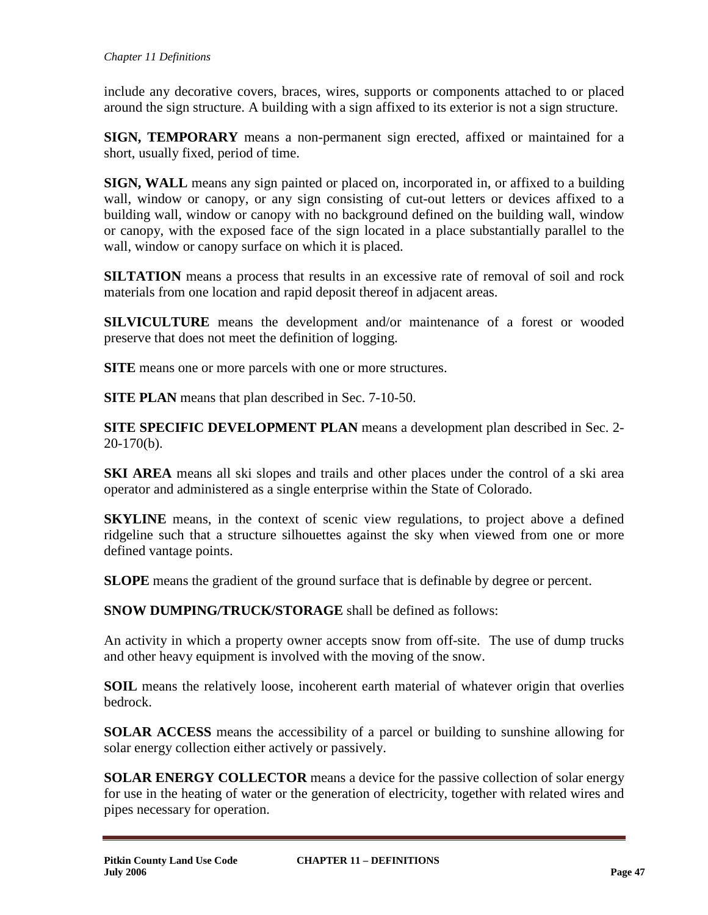include any decorative covers, braces, wires, supports or components attached to or placed around the sign structure. A building with a sign affixed to its exterior is not a sign structure.

**SIGN, TEMPORARY** means a non-permanent sign erected, affixed or maintained for a short, usually fixed, period of time.

**SIGN, WALL** means any sign painted or placed on, incorporated in, or affixed to a building wall, window or canopy, or any sign consisting of cut-out letters or devices affixed to a building wall, window or canopy with no background defined on the building wall, window or canopy, with the exposed face of the sign located in a place substantially parallel to the wall, window or canopy surface on which it is placed.

**SILTATION** means a process that results in an excessive rate of removal of soil and rock materials from one location and rapid deposit thereof in adjacent areas.

**SILVICULTURE** means the development and/or maintenance of a forest or wooded preserve that does not meet the definition of logging.

**SITE** means one or more parcels with one or more structures.

**SITE PLAN** means that plan described in Sec. 7-10-50.

**SITE SPECIFIC DEVELOPMENT PLAN** means a development plan described in Sec. 2-20-170(b).

**SKI AREA** means all ski slopes and trails and other places under the control of a ski area operator and administered as a single enterprise within the State of Colorado.

**SKYLINE** means, in the context of scenic view regulations, to project above a defined ridgeline such that a structure silhouettes against the sky when viewed from one or more defined vantage points.

**SLOPE** means the gradient of the ground surface that is definable by degree or percent.

**SNOW DUMPING/TRUCK/STORAGE** shall be defined as follows:

An activity in which a property owner accepts snow from off-site. The use of dump trucks and other heavy equipment is involved with the moving of the snow.

**SOIL** means the relatively loose, incoherent earth material of whatever origin that overlies bedrock.

**SOLAR ACCESS** means the accessibility of a parcel or building to sunshine allowing for solar energy collection either actively or passively.

**SOLAR ENERGY COLLECTOR** means a device for the passive collection of solar energy for use in the heating of water or the generation of electricity, together with related wires and pipes necessary for operation.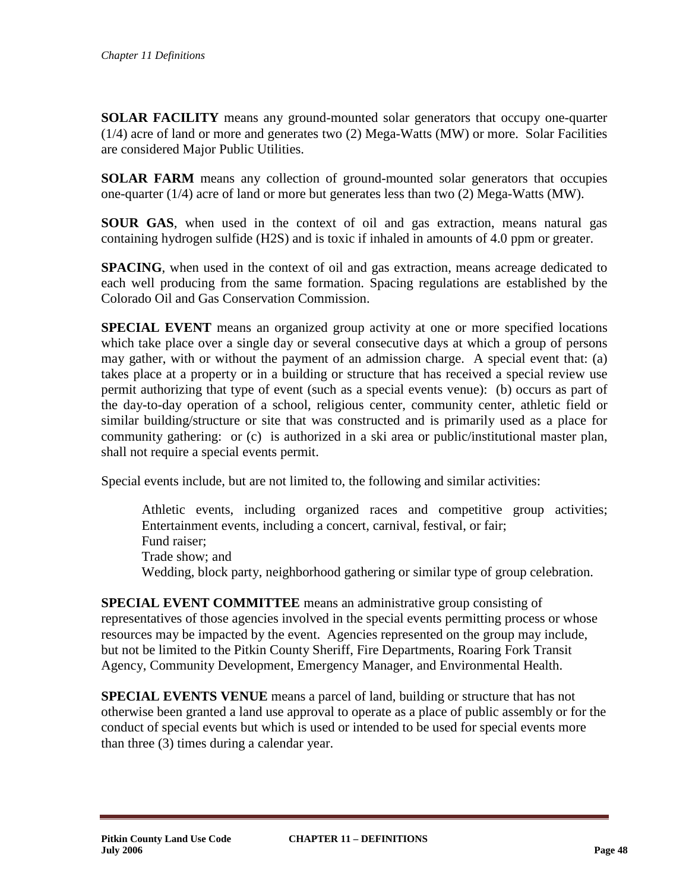**SOLAR FACILITY** means any ground-mounted solar generators that occupy one-quarter (1/4) acre of land or more and generates two (2) Mega-Watts (MW) or more. Solar Facilities are considered Major Public Utilities.

**SOLAR FARM** means any collection of ground-mounted solar generators that occupies one-quarter (1/4) acre of land or more but generates less than two (2) Mega-Watts (MW).

**SOUR GAS**, when used in the context of oil and gas extraction, means natural gas containing hydrogen sulfide ($H_2S$) and is toxic if inhaled in amounts of 4.0 ppm or greater.

**SPACING**, when used in the context of oil and gas extraction, means acreage dedicated to each well producing from the same formation. Spacing regulations are established by the Colorado Oil and Gas Conservation Commission.

**SPECIAL EVENT** means an organized group activity at one or more specified locations which take place over a single day or several consecutive days at which a group of persons may gather, with or without the payment of an admission charge. A special event that: (a) takes place at a property or in a building or structure that has received a special review use permit authorizing that type of event (such as a special events venue): (b) occurs as part of the day-to-day operation of a school, religious center, community center, athletic field or similar building/structure or site that was constructed and is primarily used as a place for community gathering: or (c) is authorized in a ski area or public/institutional master plan, shall not require a special events permit.

Special events include, but are not limited to, the following and similar activities:

> Athletic events, including organized races and competitive group activities;
> Entertainment events, including a concert, carnival, festival, or fair;
> Fund raiser;
> Trade show; and
> Wedding, block party, neighborhood gathering or similar type of group celebration.

**SPECIAL EVENT COMMITTEE** means an administrative group consisting of representatives of those agencies involved in the special events permitting process or whose resources may be impacted by the event. Agencies represented on the group may include, but not be limited to the Pitkin County Sheriff, Fire Departments, Roaring Fork Transit Agency, Community Development, Emergency Manager, and Environmental Health.

**SPECIAL EVENTS VENUE** means a parcel of land, building or structure that has not otherwise been granted a land use approval to operate as a place of public assembly or for the conduct of special events but which is used or intended to be used for special events more than three (3) times during a calendar year.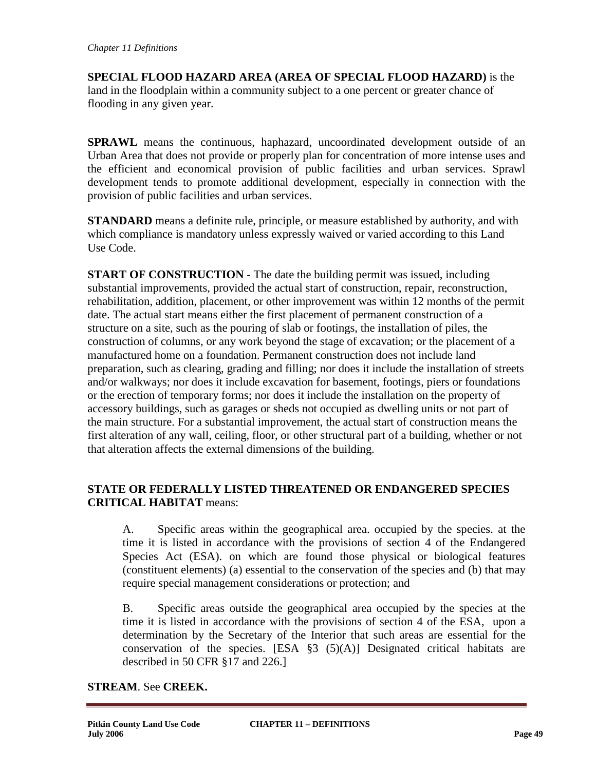**SPECIAL FLOOD HAZARD AREA (AREA OF SPECIAL FLOOD HAZARD)** is the land in the floodplain within a community subject to a one percent or greater chance of flooding in any given year.

**SPRAWL** means the continuous, haphazard, uncoordinated development outside of an Urban Area that does not provide or properly plan for concentration of more intense uses and the efficient and economical provision of public facilities and urban services. Sprawl development tends to promote additional development, especially in connection with the provision of public facilities and urban services.

**STANDARD** means a definite rule, principle, or measure established by authority, and with which compliance is mandatory unless expressly waived or varied according to this Land Use Code.

**START OF CONSTRUCTION** - The date the building permit was issued, including substantial improvements, provided the actual start of construction, repair, reconstruction, rehabilitation, addition, placement, or other improvement was within 12 months of the permit date. The actual start means either the first placement of permanent construction of a structure on a site, such as the pouring of slab or footings, the installation of piles, the construction of columns, or any work beyond the stage of excavation; or the placement of a manufactured home on a foundation. Permanent construction does not include land preparation, such as clearing, grading and filling; nor does it include the installation of streets and/or walkways; nor does it include excavation for basement, footings, piers or foundations or the erection of temporary forms; nor does it include the installation on the property of accessory buildings, such as garages or sheds not occupied as dwelling units or not part of the main structure. For a substantial improvement, the actual start of construction means the first alteration of any wall, ceiling, floor, or other structural part of a building, whether or not that alteration affects the external dimensions of the building.

**STATE OR FEDERALLY LISTED THREATENED OR ENDANGERED SPECIES CRITICAL HABITAT** means:

A. Specific areas within the geographical area. occupied by the species. at the time it is listed in accordance with the provisions of section 4 of the Endangered Species Act (ESA). on which are found those physical or biological features (constituent elements) (a) essential to the conservation of the species and (b) that may require special management considerations or protection; and

B. Specific areas outside the geographical area occupied by the species at the time it is listed in accordance with the provisions of section 4 of the ESA, upon a determination by the Secretary of the Interior that such areas are essential for the conservation of the species. [ESA §3 (5)(A)] Designated critical habitats are described in 50 CFR §17 and 226.]

**STREAM**. See **CREEK.**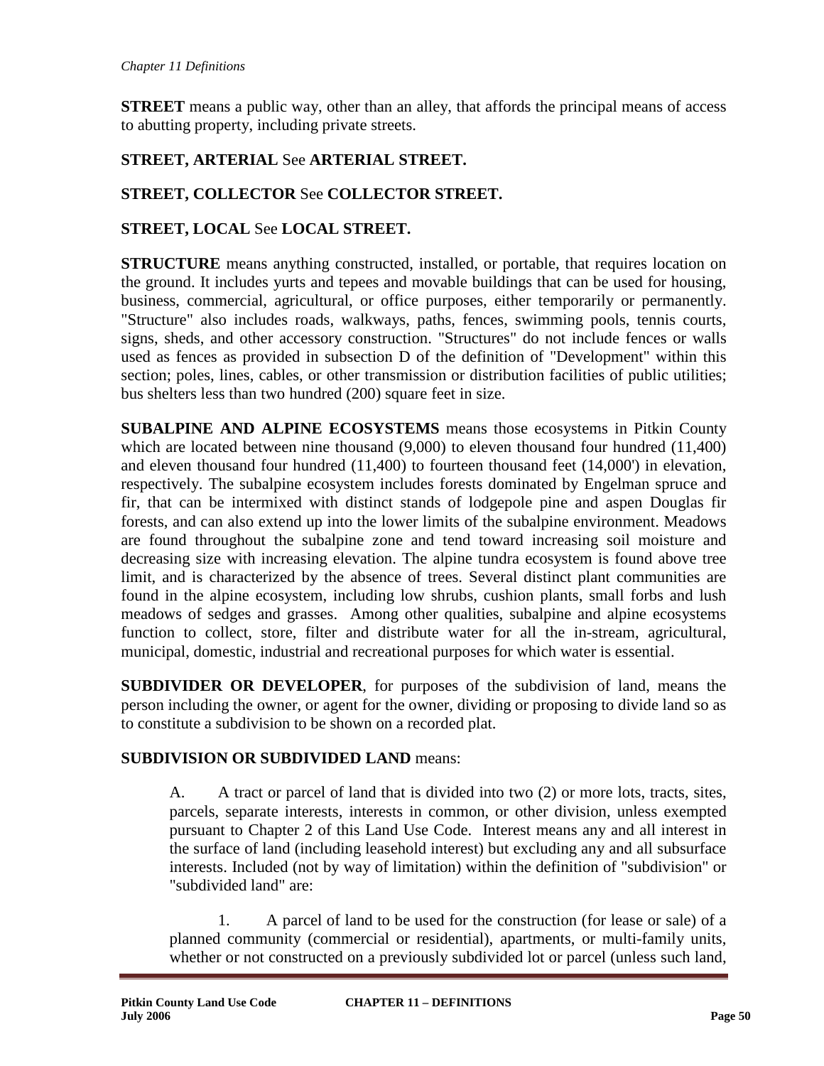**STREET** means a public way, other than an alley, that affords the principal means of access to abutting property, including private streets.

**STREET, ARTERIAL** See **ARTERIAL STREET.**

**STREET, COLLECTOR** See **COLLECTOR STREET.**

**STREET, LOCAL** See **LOCAL STREET.**

**STRUCTURE** means anything constructed, installed, or portable, that requires location on the ground. It includes yurts and tepees and movable buildings that can be used for housing, business, commercial, agricultural, or office purposes, either temporarily or permanently. "Structure" also includes roads, walkways, paths, fences, swimming pools, tennis courts, signs, sheds, and other accessory construction. "Structures" do not include fences or walls used as fences as provided in subsection D of the definition of "Development" within this section; poles, lines, cables, or other transmission or distribution facilities of public utilities; bus shelters less than two hundred (200) square feet in size.

**SUBALPINE AND ALPINE ECOSYSTEMS** means those ecosystems in Pitkin County which are located between nine thousand (9,000) to eleven thousand four hundred (11,400) and eleven thousand four hundred (11,400) to fourteen thousand feet (14,000') in elevation, respectively. The subalpine ecosystem includes forests dominated by Engelman spruce and fir, that can be intermixed with distinct stands of lodgepole pine and aspen Douglas fir forests, and can also extend up into the lower limits of the subalpine environment. Meadows are found throughout the subalpine zone and tend toward increasing soil moisture and decreasing size with increasing elevation. The alpine tundra ecosystem is found above tree limit, and is characterized by the absence of trees. Several distinct plant communities are found in the alpine ecosystem, including low shrubs, cushion plants, small forbs and lush meadows of sedges and grasses. Among other qualities, subalpine and alpine ecosystems function to collect, store, filter and distribute water for all the in-stream, agricultural, municipal, domestic, industrial and recreational purposes for which water is essential.

**SUBDIVIDER OR DEVELOPER**, for purposes of the subdivision of land, means the person including the owner, or agent for the owner, dividing or proposing to divide land so as to constitute a subdivision to be shown on a recorded plat.

**SUBDIVISION OR SUBDIVIDED LAND** means:

A. A tract or parcel of land that is divided into two (2) or more lots, tracts, sites, parcels, separate interests, interests in common, or other division, unless exempted pursuant to Chapter 2 of this Land Use Code. Interest means any and all interest in the surface of land (including leasehold interest) but excluding any and all subsurface interests. Included (not by way of limitation) within the definition of "subdivision" or "subdivided land" are:

1. A parcel of land to be used for the construction (for lease or sale) of a planned community (commercial or residential), apartments, or multi-family units, whether or not constructed on a previously subdivided lot or parcel (unless such land,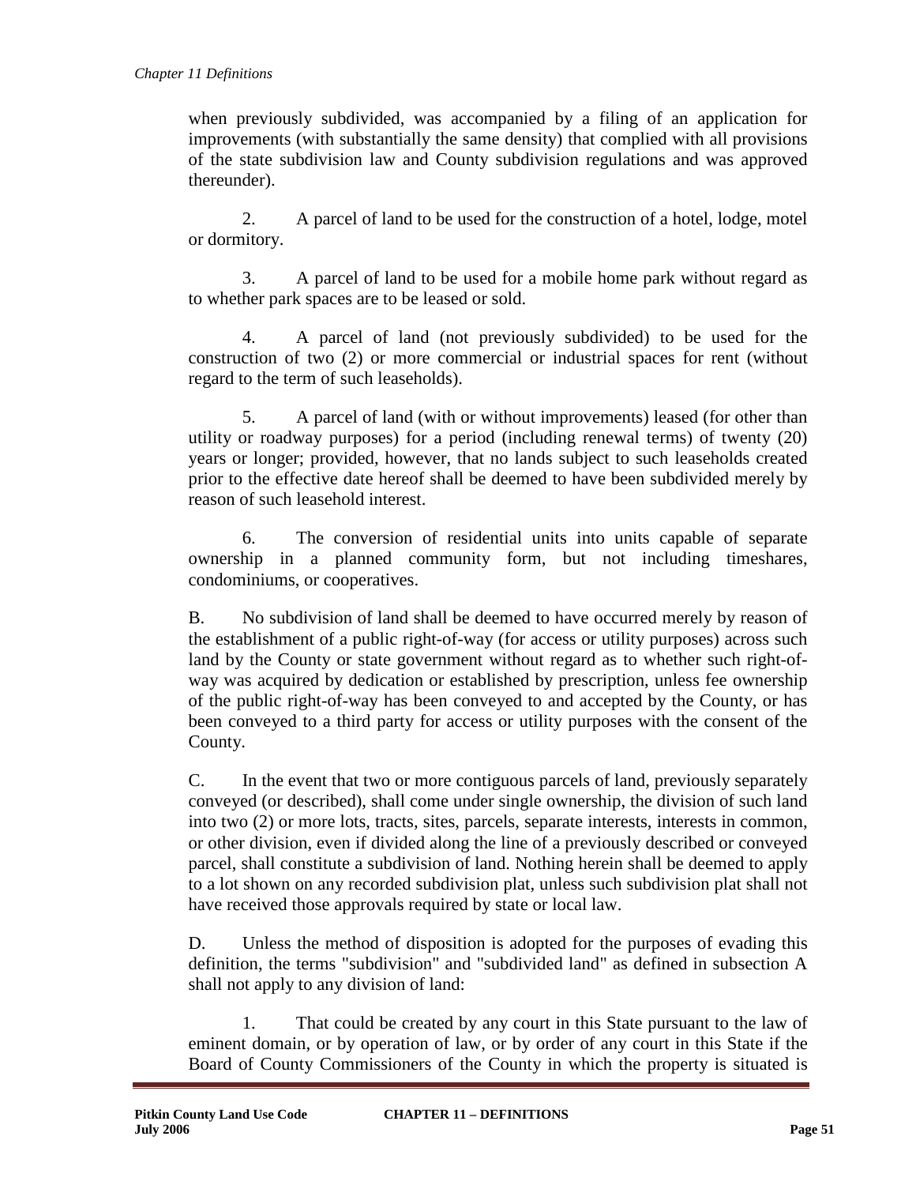when previously subdivided, was accompanied by a filing of an application for improvements (with substantially the same density) that complied with all provisions of the state subdivision law and County subdivision regulations and was approved thereunder).

2. A parcel of land to be used for the construction of a hotel, lodge, motel or dormitory.

3. A parcel of land to be used for a mobile home park without regard as to whether park spaces are to be leased or sold.

4. A parcel of land (not previously subdivided) to be used for the construction of two (2) or more commercial or industrial spaces for rent (without regard to the term of such leaseholds).

5. A parcel of land (with or without improvements) leased (for other than utility or roadway purposes) for a period (including renewal terms) of twenty (20) years or longer; provided, however, that no lands subject to such leaseholds created prior to the effective date hereof shall be deemed to have been subdivided merely by reason of such leasehold interest.

6. The conversion of residential units into units capable of separate ownership in a planned community form, but not including timeshares, condominiums, or cooperatives.

B. No subdivision of land shall be deemed to have occurred merely by reason of the establishment of a public right-of-way (for access or utility purposes) across such land by the County or state government without regard as to whether such right-of-way was acquired by dedication or established by prescription, unless fee ownership of the public right-of-way has been conveyed to and accepted by the County, or has been conveyed to a third party for access or utility purposes with the consent of the County.

C. In the event that two or more contiguous parcels of land, previously separately conveyed (or described), shall come under single ownership, the division of such land into two (2) or more lots, tracts, sites, parcels, separate interests, interests in common, or other division, even if divided along the line of a previously described or conveyed parcel, shall constitute a subdivision of land. Nothing herein shall be deemed to apply to a lot shown on any recorded subdivision plat, unless such subdivision plat shall not have received those approvals required by state or local law.

D. Unless the method of disposition is adopted for the purposes of evading this definition, the terms "subdivision" and "subdivided land" as defined in subsection A shall not apply to any division of land:

1. That could be created by any court in this State pursuant to the law of eminent domain, or by operation of law, or by order of any court in this State if the Board of County Commissioners of the County in which the property is situated is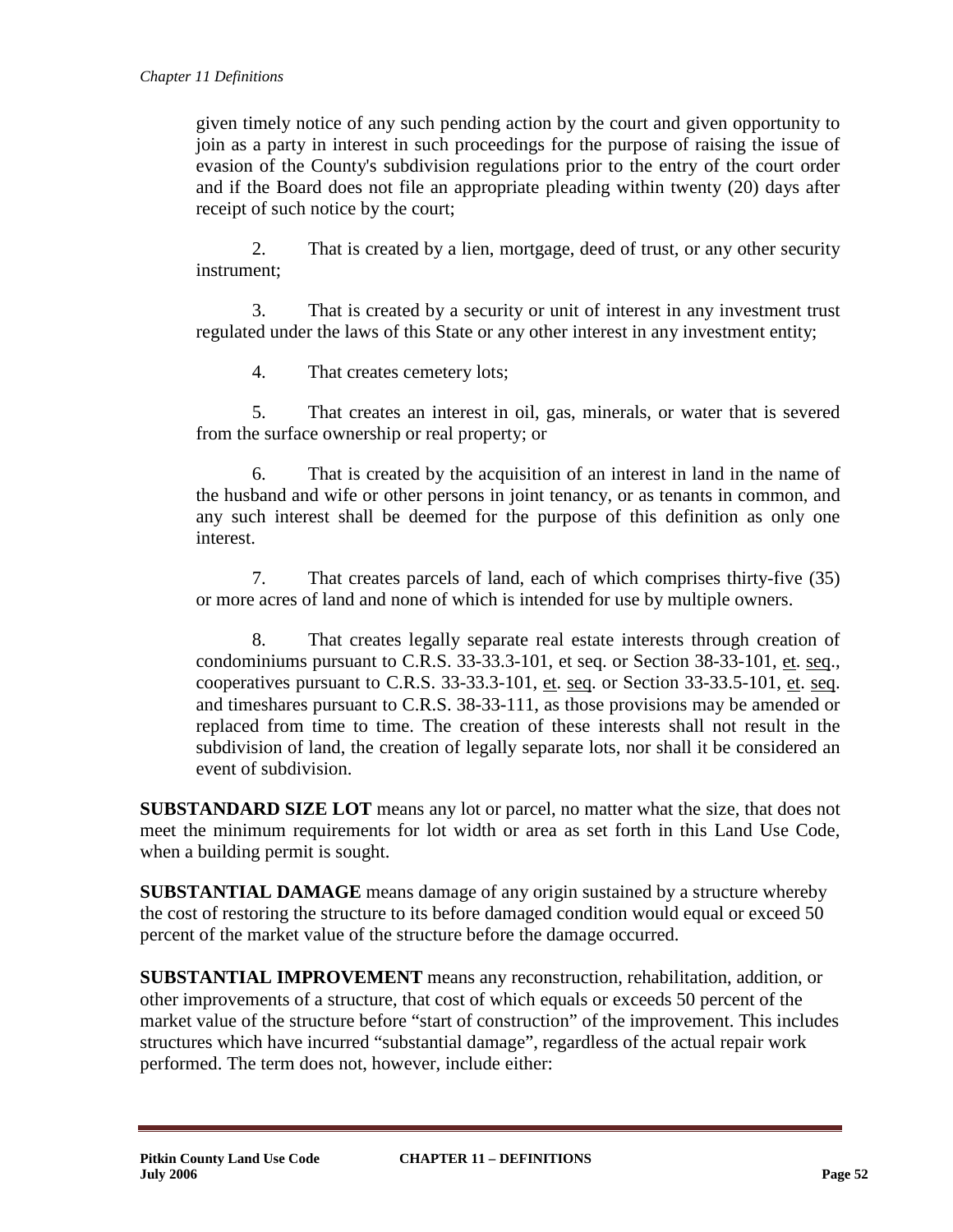given timely notice of any such pending action by the court and given opportunity to join as a party in interest in such proceedings for the purpose of raising the issue of evasion of the County's subdivision regulations prior to the entry of the court order and if the Board does not file an appropriate pleading within twenty (20) days after receipt of such notice by the court;

2. That is created by a lien, mortgage, deed of trust, or any other security instrument;

3. That is created by a security or unit of interest in any investment trust regulated under the laws of this State or any other interest in any investment entity;

4. That creates cemetery lots;

5. That creates an interest in oil, gas, minerals, or water that is severed from the surface ownership or real property; or

6. That is created by the acquisition of an interest in land in the name of the husband and wife or other persons in joint tenancy, or as tenants in common, and any such interest shall be deemed for the purpose of this definition as only one interest.

7. That creates parcels of land, each of which comprises thirty-five (35) or more acres of land and none of which is intended for use by multiple owners.

8. That creates legally separate real estate interests through creation of condominiums pursuant to C.R.S. 33-33.3-101, et seq. or Section 38-33-101, et. seq., cooperatives pursuant to C.R.S. 33-33.3-101, et. seq. or Section 33-33.5-101, et. seq. and timeshares pursuant to C.R.S. 38-33-111, as those provisions may be amended or replaced from time to time. The creation of these interests shall not result in the subdivision of land, the creation of legally separate lots, nor shall it be considered an event of subdivision.

**SUBSTANDARD SIZE LOT** means any lot or parcel, no matter what the size, that does not meet the minimum requirements for lot width or area as set forth in this Land Use Code, when a building permit is sought.

**SUBSTANTIAL DAMAGE** means damage of any origin sustained by a structure whereby the cost of restoring the structure to its before damaged condition would equal or exceed 50 percent of the market value of the structure before the damage occurred.

**SUBSTANTIAL IMPROVEMENT** means any reconstruction, rehabilitation, addition, or other improvements of a structure, that cost of which equals or exceeds 50 percent of the market value of the structure before "start of construction" of the improvement. This includes structures which have incurred "substantial damage", regardless of the actual repair work performed. The term does not, however, include either: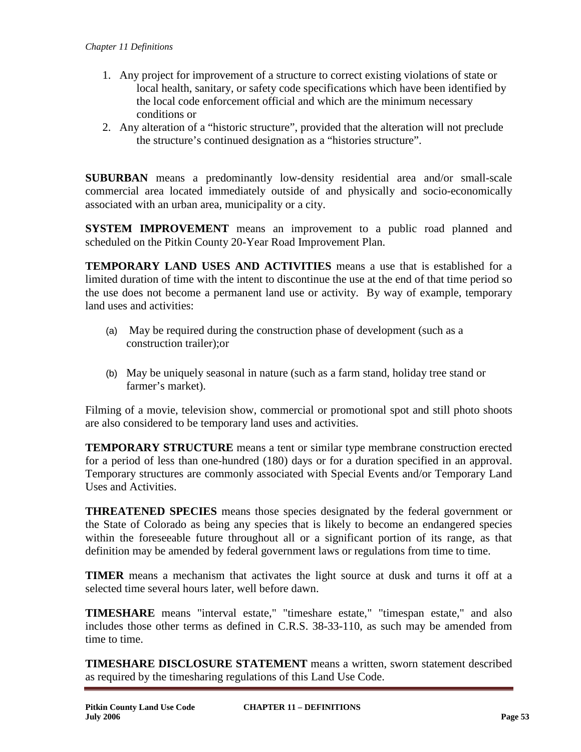1. Any project for improvement of a structure to correct existing violations of state or local health, sanitary, or safety code specifications which have been identified by the local code enforcement official and which are the minimum necessary conditions or
2. Any alteration of a "historic structure", provided that the alteration will not preclude the structure's continued designation as a "histories structure".

**SUBURBAN** means a predominantly low-density residential area and/or small-scale commercial area located immediately outside of and physically and socio-economically associated with an urban area, municipality or a city.

**SYSTEM IMPROVEMENT** means an improvement to a public road planned and scheduled on the Pitkin County 20-Year Road Improvement Plan.

**TEMPORARY LAND USES AND ACTIVITIES** means a use that is established for a limited duration of time with the intent to discontinue the use at the end of that time period so the use does not become a permanent land use or activity. By way of example, temporary land uses and activities:

(a) May be required during the construction phase of development (such as a construction trailer);or

(b) May be uniquely seasonal in nature (such as a farm stand, holiday tree stand or farmer's market).

Filming of a movie, television show, commercial or promotional spot and still photo shoots are also considered to be temporary land uses and activities.

**TEMPORARY STRUCTURE** means a tent or similar type membrane construction erected for a period of less than one-hundred (180) days or for a duration specified in an approval. Temporary structures are commonly associated with Special Events and/or Temporary Land Uses and Activities.

**THREATENED SPECIES** means those species designated by the federal government or the State of Colorado as being any species that is likely to become an endangered species within the foreseeable future throughout all or a significant portion of its range, as that definition may be amended by federal government laws or regulations from time to time.

**TIMER** means a mechanism that activates the light source at dusk and turns it off at a selected time several hours later, well before dawn.

**TIMESHARE** means "interval estate," "timeshare estate," "timespan estate," and also includes those other terms as defined in C.R.S. 38-33-110, as such may be amended from time to time.

**TIMESHARE DISCLOSURE STATEMENT** means a written, sworn statement described as required by the timesharing regulations of this Land Use Code.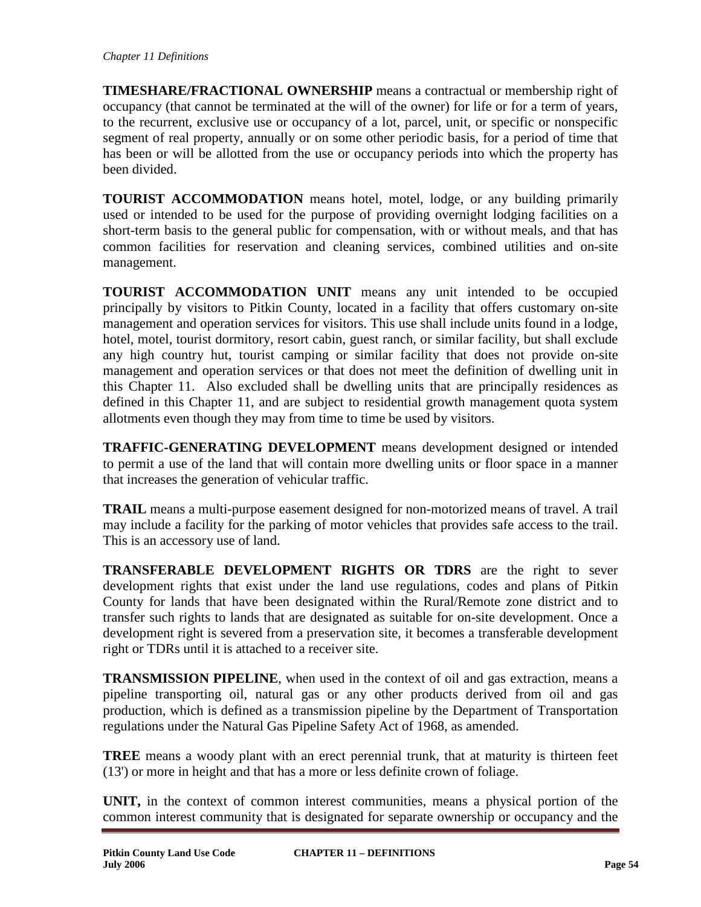**TIMESHARE/FRACTIONAL OWNERSHIP** means a contractual or membership right of occupancy (that cannot be terminated at the will of the owner) for life or for a term of years, to the recurrent, exclusive use or occupancy of a lot, parcel, unit, or specific or nonspecific segment of real property, annually or on some other periodic basis, for a period of time that has been or will be allotted from the use or occupancy periods into which the property has been divided.

**TOURIST ACCOMMODATION** means hotel, motel, lodge, or any building primarily used or intended to be used for the purpose of providing overnight lodging facilities on a short-term basis to the general public for compensation, with or without meals, and that has common facilities for reservation and cleaning services, combined utilities and on-site management.

**TOURIST ACCOMMODATION UNIT** means any unit intended to be occupied principally by visitors to Pitkin County, located in a facility that offers customary on-site management and operation services for visitors. This use shall include units found in a lodge, hotel, motel, tourist dormitory, resort cabin, guest ranch, or similar facility, but shall exclude any high country hut, tourist camping or similar facility that does not provide on-site management and operation services or that does not meet the definition of dwelling unit in this Chapter 11. Also excluded shall be dwelling units that are principally residences as defined in this Chapter 11, and are subject to residential growth management quota system allotments even though they may from time to time be used by visitors.

**TRAFFIC-GENERATING DEVELOPMENT** means development designed or intended to permit a use of the land that will contain more dwelling units or floor space in a manner that increases the generation of vehicular traffic.

**TRAIL** means a multi-purpose easement designed for non-motorized means of travel. A trail may include a facility for the parking of motor vehicles that provides safe access to the trail. This is an accessory use of land.

**TRANSFERABLE DEVELOPMENT RIGHTS OR TDRS** are the right to sever development rights that exist under the land use regulations, codes and plans of Pitkin County for lands that have been designated within the Rural/Remote zone district and to transfer such rights to lands that are designated as suitable for on-site development. Once a development right is severed from a preservation site, it becomes a transferable development right or TDRs until it is attached to a receiver site.

**TRANSMISSION PIPELINE**, when used in the context of oil and gas extraction, means a pipeline transporting oil, natural gas or any other products derived from oil and gas production, which is defined as a transmission pipeline by the Department of Transportation regulations under the Natural Gas Pipeline Safety Act of 1968, as amended.

**TREE** means a woody plant with an erect perennial trunk, that at maturity is thirteen feet (13') or more in height and that has a more or less definite crown of foliage.

**UNIT,** in the context of common interest communities, means a physical portion of the common interest community that is designated for separate ownership or occupancy and the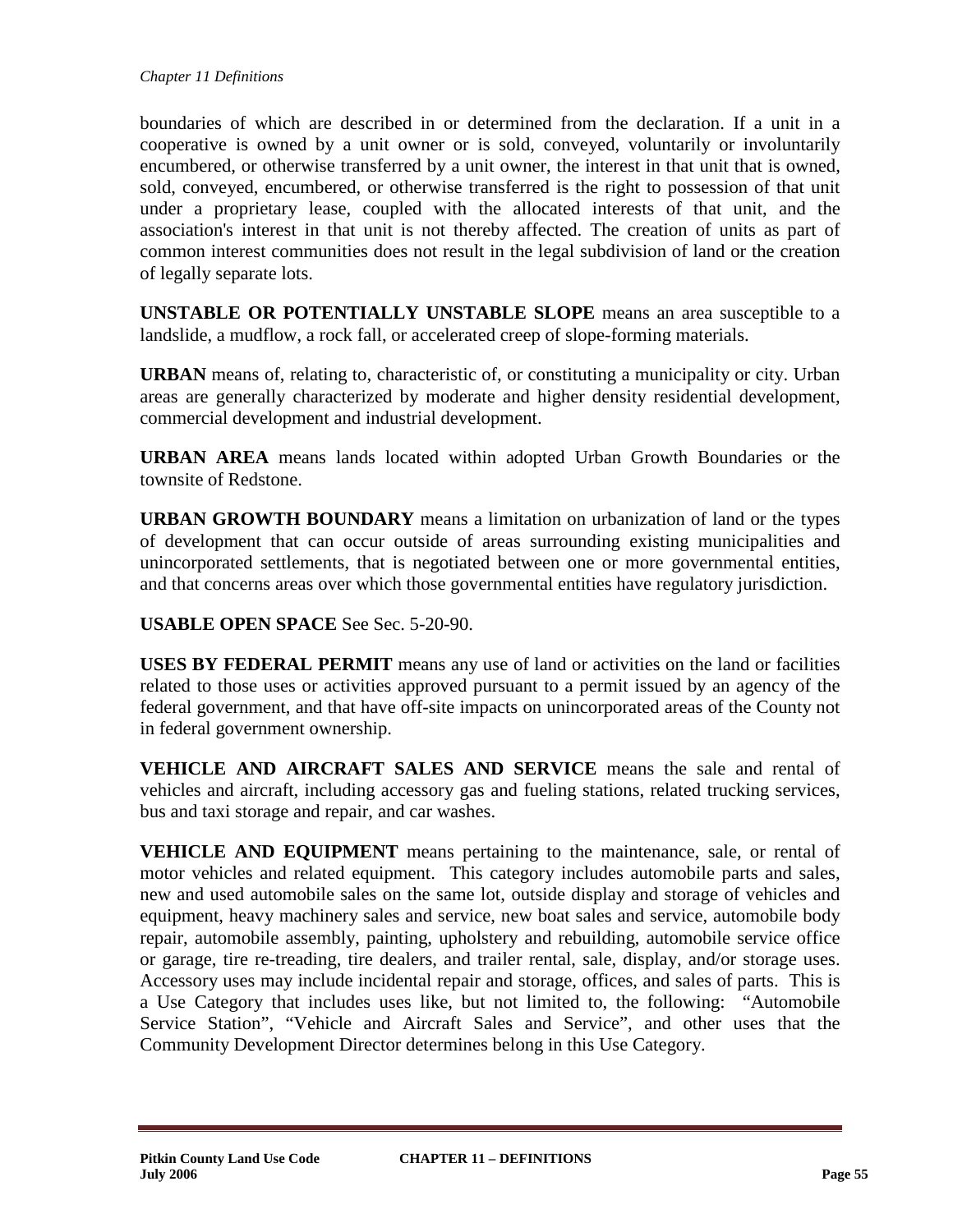boundaries of which are described in or determined from the declaration. If a unit in a cooperative is owned by a unit owner or is sold, conveyed, voluntarily or involuntarily encumbered, or otherwise transferred by a unit owner, the interest in that unit that is owned, sold, conveyed, encumbered, or otherwise transferred is the right to possession of that unit under a proprietary lease, coupled with the allocated interests of that unit, and the association's interest in that unit is not thereby affected. The creation of units as part of common interest communities does not result in the legal subdivision of land or the creation of legally separate lots.

**UNSTABLE OR POTENTIALLY UNSTABLE SLOPE** means an area susceptible to a landslide, a mudflow, a rock fall, or accelerated creep of slope-forming materials.

**URBAN** means of, relating to, characteristic of, or constituting a municipality or city. Urban areas are generally characterized by moderate and higher density residential development, commercial development and industrial development.

**URBAN AREA** means lands located within adopted Urban Growth Boundaries or the townsite of Redstone.

**URBAN GROWTH BOUNDARY** means a limitation on urbanization of land or the types of development that can occur outside of areas surrounding existing municipalities and unincorporated settlements, that is negotiated between one or more governmental entities, and that concerns areas over which those governmental entities have regulatory jurisdiction.

**USABLE OPEN SPACE** See Sec. 5-20-90.

**USES BY FEDERAL PERMIT** means any use of land or activities on the land or facilities related to those uses or activities approved pursuant to a permit issued by an agency of the federal government, and that have off-site impacts on unincorporated areas of the County not in federal government ownership.

**VEHICLE AND AIRCRAFT SALES AND SERVICE** means the sale and rental of vehicles and aircraft, including accessory gas and fueling stations, related trucking services, bus and taxi storage and repair, and car washes.

**VEHICLE AND EQUIPMENT** means pertaining to the maintenance, sale, or rental of motor vehicles and related equipment. This category includes automobile parts and sales, new and used automobile sales on the same lot, outside display and storage of vehicles and equipment, heavy machinery sales and service, new boat sales and service, automobile body repair, automobile assembly, painting, upholstery and rebuilding, automobile service office or garage, tire re-treading, tire dealers, and trailer rental, sale, display, and/or storage uses. Accessory uses may include incidental repair and storage, offices, and sales of parts. This is a Use Category that includes uses like, but not limited to, the following: "Automobile Service Station", "Vehicle and Aircraft Sales and Service", and other uses that the Community Development Director determines belong in this Use Category.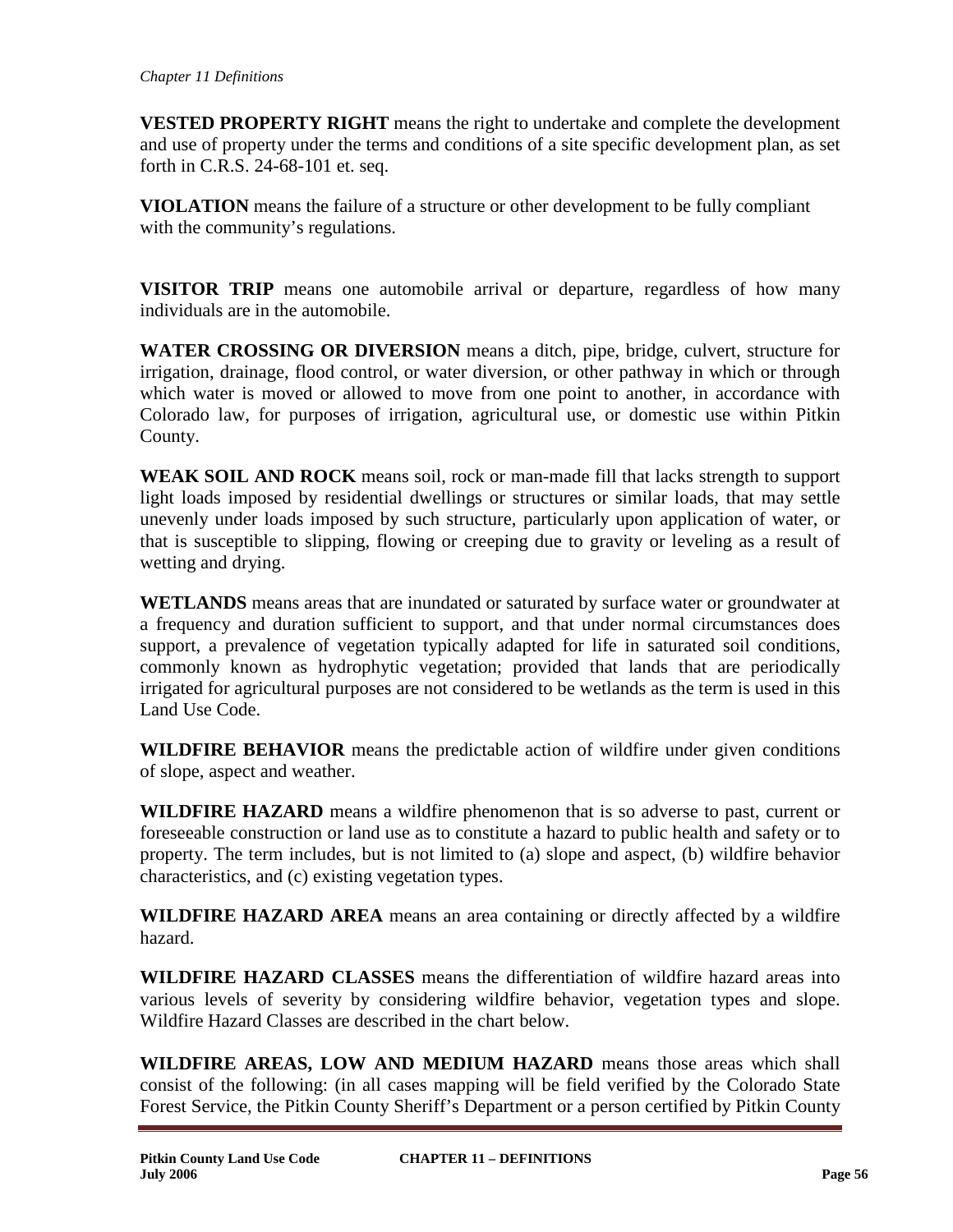**VESTED PROPERTY RIGHT** means the right to undertake and complete the development and use of property under the terms and conditions of a site specific development plan, as set forth in C.R.S. 24-68-101 et. seq.

**VIOLATION** means the failure of a structure or other development to be fully compliant with the community's regulations.

**VISITOR TRIP** means one automobile arrival or departure, regardless of how many individuals are in the automobile.

**WATER CROSSING OR DIVERSION** means a ditch, pipe, bridge, culvert, structure for irrigation, drainage, flood control, or water diversion, or other pathway in which or through which water is moved or allowed to move from one point to another, in accordance with Colorado law, for purposes of irrigation, agricultural use, or domestic use within Pitkin County.

**WEAK SOIL AND ROCK** means soil, rock or man-made fill that lacks strength to support light loads imposed by residential dwellings or structures or similar loads, that may settle unevenly under loads imposed by such structure, particularly upon application of water, or that is susceptible to slipping, flowing or creeping due to gravity or leveling as a result of wetting and drying.

**WETLANDS** means areas that are inundated or saturated by surface water or groundwater at a frequency and duration sufficient to support, and that under normal circumstances does support, a prevalence of vegetation typically adapted for life in saturated soil conditions, commonly known as hydrophytic vegetation; provided that lands that are periodically irrigated for agricultural purposes are not considered to be wetlands as the term is used in this Land Use Code.

**WILDFIRE BEHAVIOR** means the predictable action of wildfire under given conditions of slope, aspect and weather.

**WILDFIRE HAZARD** means a wildfire phenomenon that is so adverse to past, current or foreseeable construction or land use as to constitute a hazard to public health and safety or to property. The term includes, but is not limited to (a) slope and aspect, (b) wildfire behavior characteristics, and (c) existing vegetation types.

**WILDFIRE HAZARD AREA** means an area containing or directly affected by a wildfire hazard.

**WILDFIRE HAZARD CLASSES** means the differentiation of wildfire hazard areas into various levels of severity by considering wildfire behavior, vegetation types and slope. Wildfire Hazard Classes are described in the chart below.

**WILDFIRE AREAS, LOW AND MEDIUM HAZARD** means those areas which shall consist of the following: (in all cases mapping will be field verified by the Colorado State Forest Service, the Pitkin County Sheriff's Department or a person certified by Pitkin County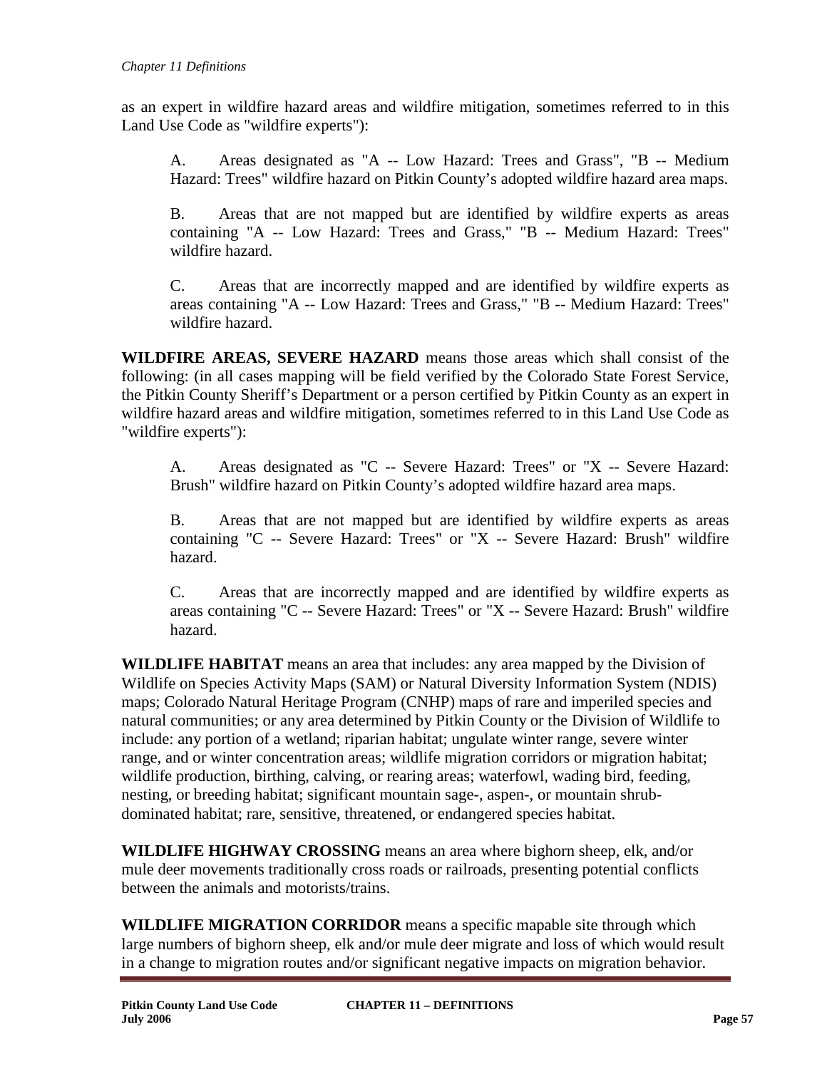as an expert in wildfire hazard areas and wildfire mitigation, sometimes referred to in this Land Use Code as "wildfire experts"):

A. Areas designated as "A -- Low Hazard: Trees and Grass", "B -- Medium Hazard: Trees" wildfire hazard on Pitkin County's adopted wildfire hazard area maps.

B. Areas that are not mapped but are identified by wildfire experts as areas containing "A -- Low Hazard: Trees and Grass," "B -- Medium Hazard: Trees" wildfire hazard.

C. Areas that are incorrectly mapped and are identified by wildfire experts as areas containing "A -- Low Hazard: Trees and Grass," "B -- Medium Hazard: Trees" wildfire hazard.

**WILDFIRE AREAS, SEVERE HAZARD** means those areas which shall consist of the following: (in all cases mapping will be field verified by the Colorado State Forest Service, the Pitkin County Sheriff's Department or a person certified by Pitkin County as an expert in wildfire hazard areas and wildfire mitigation, sometimes referred to in this Land Use Code as "wildfire experts"):

A. Areas designated as "C -- Severe Hazard: Trees" or "X -- Severe Hazard: Brush" wildfire hazard on Pitkin County's adopted wildfire hazard area maps.

B. Areas that are not mapped but are identified by wildfire experts as areas containing "C -- Severe Hazard: Trees" or "X -- Severe Hazard: Brush" wildfire hazard.

C. Areas that are incorrectly mapped and are identified by wildfire experts as areas containing "C -- Severe Hazard: Trees" or "X -- Severe Hazard: Brush" wildfire hazard.

**WILDLIFE HABITAT** means an area that includes: any area mapped by the Division of Wildlife on Species Activity Maps (SAM) or Natural Diversity Information System (NDIS) maps; Colorado Natural Heritage Program (CNHP) maps of rare and imperiled species and natural communities; or any area determined by Pitkin County or the Division of Wildlife to include: any portion of a wetland; riparian habitat; ungulate winter range, severe winter range, and or winter concentration areas; wildlife migration corridors or migration habitat; wildlife production, birthing, calving, or rearing areas; waterfowl, wading bird, feeding, nesting, or breeding habitat; significant mountain sage-, aspen-, or mountain shrub-dominated habitat; rare, sensitive, threatened, or endangered species habitat.

**WILDLIFE HIGHWAY CROSSING** means an area where bighorn sheep, elk, and/or mule deer movements traditionally cross roads or railroads, presenting potential conflicts between the animals and motorists/trains.

**WILDLIFE MIGRATION CORRIDOR** means a specific mapable site through which large numbers of bighorn sheep, elk and/or mule deer migrate and loss of which would result in a change to migration routes and/or significant negative impacts on migration behavior.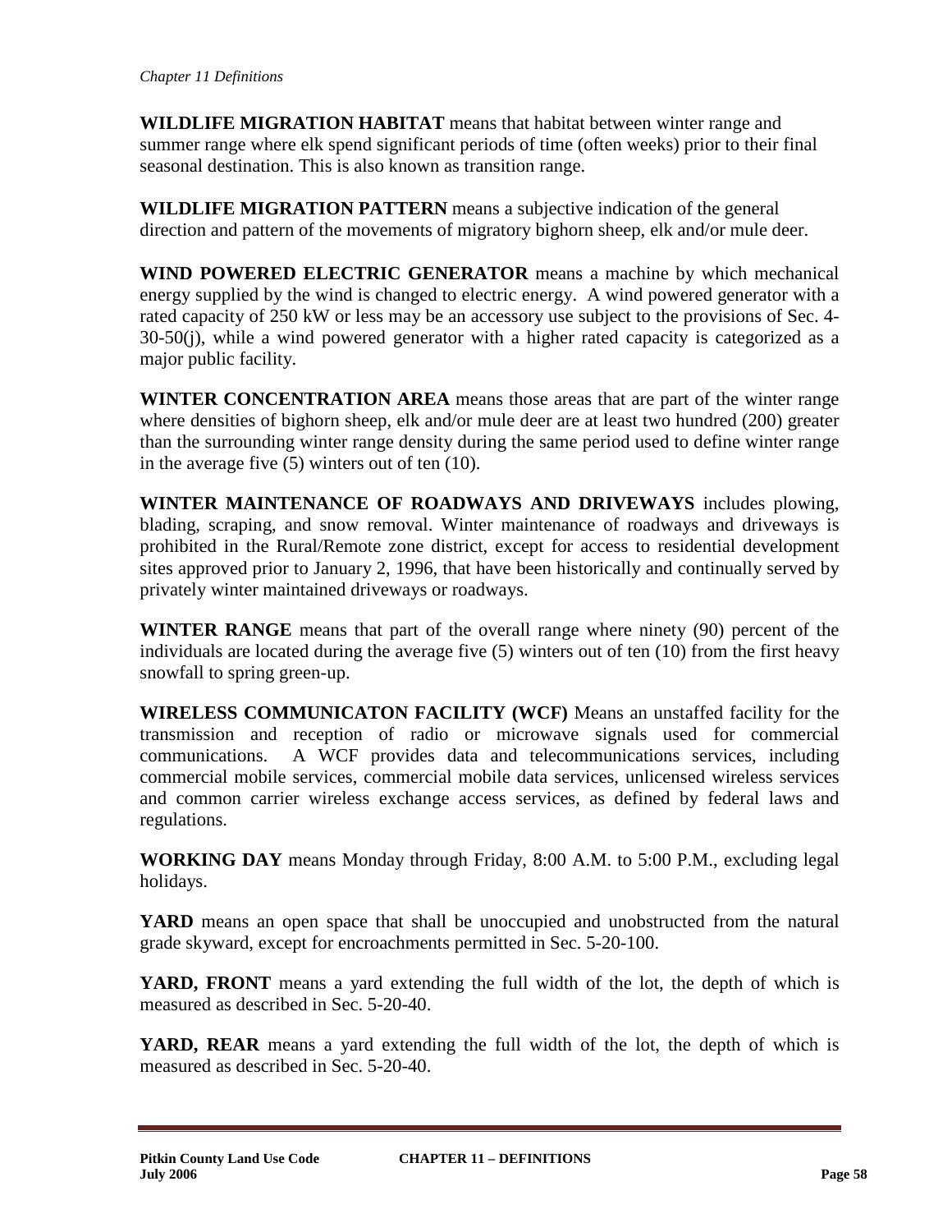**WILDLIFE MIGRATION HABITAT** means that habitat between winter range and summer range where elk spend significant periods of time (often weeks) prior to their final seasonal destination. This is also known as transition range.

**WILDLIFE MIGRATION PATTERN** means a subjective indication of the general direction and pattern of the movements of migratory bighorn sheep, elk and/or mule deer.

**WIND POWERED ELECTRIC GENERATOR** means a machine by which mechanical energy supplied by the wind is changed to electric energy. A wind powered generator with a rated capacity of 250 kW or less may be an accessory use subject to the provisions of Sec. 4-30-50(j), while a wind powered generator with a higher rated capacity is categorized as a major public facility.

**WINTER CONCENTRATION AREA** means those areas that are part of the winter range where densities of bighorn sheep, elk and/or mule deer are at least two hundred (200) greater than the surrounding winter range density during the same period used to define winter range in the average five (5) winters out of ten (10).

**WINTER MAINTENANCE OF ROADWAYS AND DRIVEWAYS** includes plowing, blading, scraping, and snow removal. Winter maintenance of roadways and driveways is prohibited in the Rural/Remote zone district, except for access to residential development sites approved prior to January 2, 1996, that have been historically and continually served by privately winter maintained driveways or roadways.

**WINTER RANGE** means that part of the overall range where ninety (90) percent of the individuals are located during the average five (5) winters out of ten (10) from the first heavy snowfall to spring green-up.

**WIRELESS COMMUNICATON FACILITY (WCF)** Means an unstaffed facility for the transmission and reception of radio or microwave signals used for commercial communications. A WCF provides data and telecommunications services, including commercial mobile services, commercial mobile data services, unlicensed wireless services and common carrier wireless exchange access services, as defined by federal laws and regulations.

**WORKING DAY** means Monday through Friday, 8:00 A.M. to 5:00 P.M., excluding legal holidays.

**YARD** means an open space that shall be unoccupied and unobstructed from the natural grade skyward, except for encroachments permitted in Sec. 5-20-100.

**YARD, FRONT** means a yard extending the full width of the lot, the depth of which is measured as described in Sec. 5-20-40.

**YARD, REAR** means a yard extending the full width of the lot, the depth of which is measured as described in Sec. 5-20-40.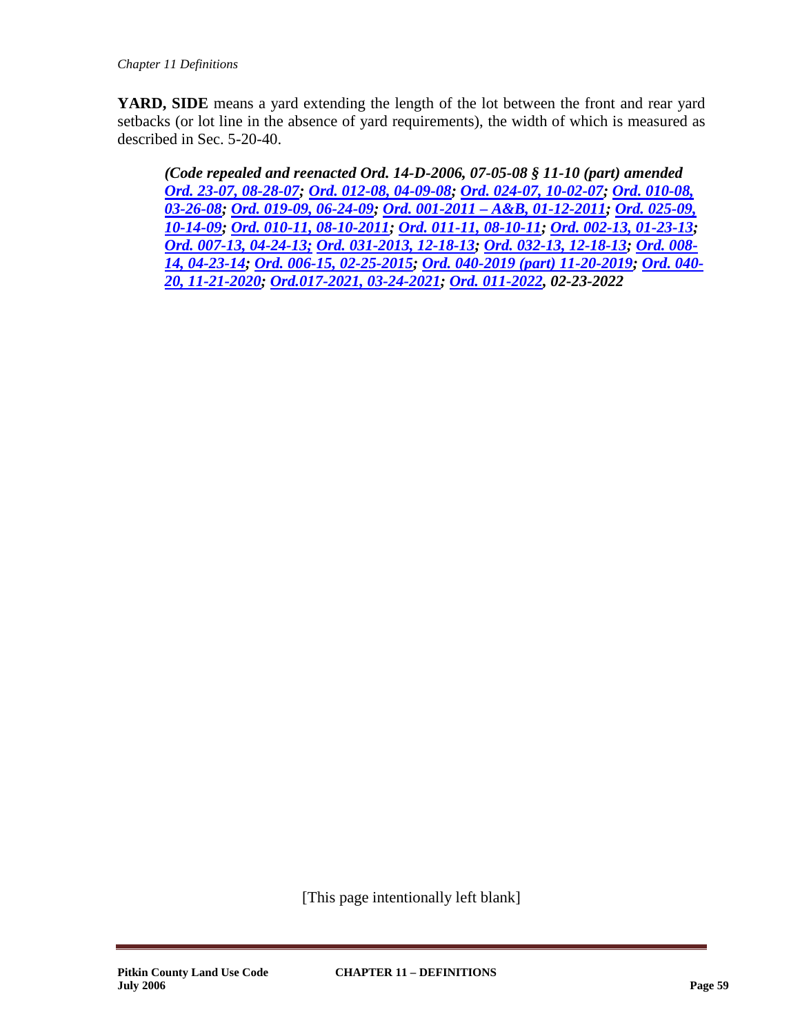**YARD, SIDE** means a yard extending the length of the lot between the front and rear yard setbacks (or lot line in the absence of yard requirements), the width of which is measured as described in Sec. 5-20-40.

***(Code repealed and reenacted Ord. 14-D-2006, 07-05-08 § 11-10 (part) amended [Ord. 23-07, 08-28-07](); [Ord. 012-08, 04-09-08](); [Ord. 024-07, 10-02-07](); [Ord. 010-08, 03-26-08](); [Ord. 019-09, 06-24-09](); [Ord. 001-2011 – A&B, 01-12-2011](); [Ord. 025-09, 10-14-09](); [Ord. 010-11, 08-10-2011](); [Ord. 011-11, 08-10-11](); [Ord. 002-13, 01-23-13](); [Ord. 007-13, 04-24-13;]() [Ord. 031-2013, 12-18-13](); [Ord. 032-13, 12-18-13](); [Ord. 008-14, 04-23-14](); [Ord. 006-15, 02-25-2015](); [Ord. 040-2019 (part) 11-20-2019](); [Ord. 040-20, 11-21-2020](); [Ord.017-2021, 03-24-2021](); [Ord. 011-2022](), 02-23-2022***

[This page intentionally left blank]